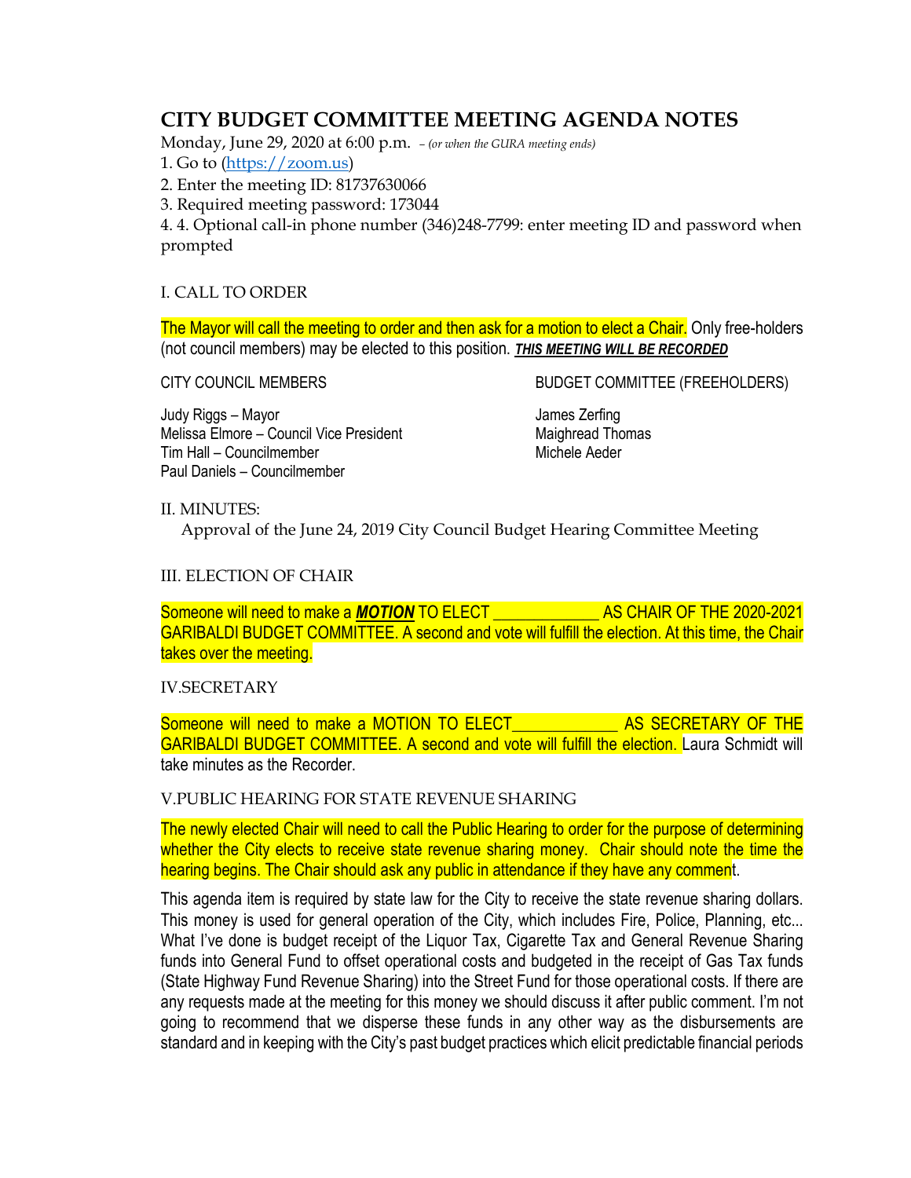# CITY BUDGET COMMITTEE MEETING AGENDA NOTES

Monday, June 29, 2020 at 6:00 p.m. *– (or when the GURA meeting ends)*

1. Go to (https://zoom.us)
2. Enter the meeting ID: 81737630066
3. Required meeting password: 173044
4. 4. Optional call-in phone number (346)248-7799: enter meeting ID and password when prompted

I. CALL TO ORDER

The Mayor will call the meeting to order and then ask for a motion to elect a Chair. Only free-holders (not council members) may be elected to this position. ***THIS MEETING WILL BE RECORDED***

CITY COUNCIL MEMBERS

Judy Riggs – Mayor
Melissa Elmore – Council Vice President
Tim Hall – Councilmember
Paul Daniels – Councilmember

BUDGET COMMITTEE (FREEHOLDERS)

James Zerfing
Maighread Thomas
Michele Aeder

II. MINUTES:

Approval of the June 24, 2019 City Council Budget Hearing Committee Meeting

III. ELECTION OF CHAIR

Someone will need to make a ***MOTION*** TO ELECT ____________ AS CHAIR OF THE 2020-2021 GARIBALDI BUDGET COMMITTEE. A second and vote will fulfill the election. At this time, the Chair takes over the meeting.

IV.SECRETARY

Someone will need to make a MOTION TO ELECT____________ AS SECRETARY OF THE GARIBALDI BUDGET COMMITTEE. A second and vote will fulfill the election. Laura Schmidt will take minutes as the Recorder.

V.PUBLIC HEARING FOR STATE REVENUE SHARING

The newly elected Chair will need to call the Public Hearing to order for the purpose of determining whether the City elects to receive state revenue sharing money. Chair should note the time the hearing begins. The Chair should ask any public in attendance if they have any comment.

This agenda item is required by state law for the City to receive the state revenue sharing dollars. This money is used for general operation of the City, which includes Fire, Police, Planning, etc... What I've done is budget receipt of the Liquor Tax, Cigarette Tax and General Revenue Sharing funds into General Fund to offset operational costs and budgeted in the receipt of Gas Tax funds (State Highway Fund Revenue Sharing) into the Street Fund for those operational costs. If there are any requests made at the meeting for this money we should discuss it after public comment. I'm not going to recommend that we disperse these funds in any other way as the disbursements are standard and in keeping with the City's past budget practices which elicit predictable financial periods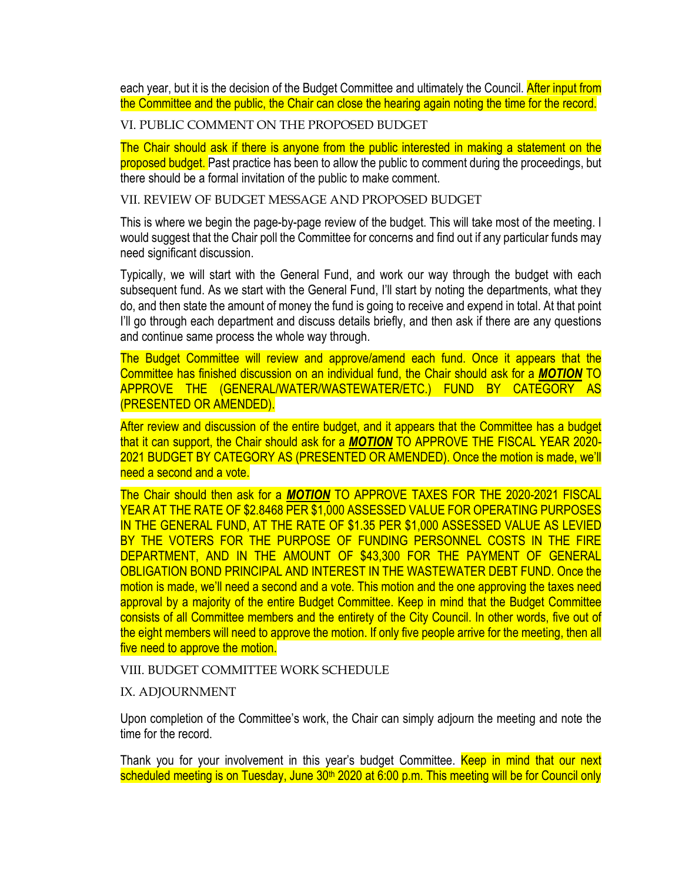each year, but it is the decision of the Budget Committee and ultimately the Council. After input from the Committee and the public, the Chair can close the hearing again noting the time for the record.

## VI. PUBLIC COMMENT ON THE PROPOSED BUDGET

The Chair should ask if there is anyone from the public interested in making a statement on the proposed budget. Past practice has been to allow the public to comment during the proceedings, but there should be a formal invitation of the public to make comment.

## VII. REVIEW OF BUDGET MESSAGE AND PROPOSED BUDGET

This is where we begin the page-by-page review of the budget. This will take most of the meeting. I would suggest that the Chair poll the Committee for concerns and find out if any particular funds may need significant discussion.

Typically, we will start with the General Fund, and work our way through the budget with each subsequent fund. As we start with the General Fund, I'll start by noting the departments, what they do, and then state the amount of money the fund is going to receive and expend in total. At that point I'll go through each department and discuss details briefly, and then ask if there are any questions and continue same process the whole way through.

The Budget Committee will review and approve/amend each fund. Once it appears that the Committee has finished discussion on an individual fund, the Chair should ask for a ***MOTION*** TO APPROVE THE (GENERAL/WATER/WASTEWATER/ETC.) FUND BY CATEGORY AS (PRESENTED OR AMENDED).

After review and discussion of the entire budget, and it appears that the Committee has a budget that it can support, the Chair should ask for a ***MOTION*** TO APPROVE THE FISCAL YEAR 2020-2021 BUDGET BY CATEGORY AS (PRESENTED OR AMENDED). Once the motion is made, we'll need a second and a vote.

The Chair should then ask for a ***MOTION*** TO APPROVE TAXES FOR THE 2020-2021 FISCAL YEAR AT THE RATE OF $2.8468 PER $1,000 ASSESSED VALUE FOR OPERATING PURPOSES IN THE GENERAL FUND, AT THE RATE OF $1.35 PER $1,000 ASSESSED VALUE AS LEVIED BY THE VOTERS FOR THE PURPOSE OF FUNDING PERSONNEL COSTS IN THE FIRE DEPARTMENT, AND IN THE AMOUNT OF $43,300 FOR THE PAYMENT OF GENERAL OBLIGATION BOND PRINCIPAL AND INTEREST IN THE WASTEWATER DEBT FUND. Once the motion is made, we'll need a second and a vote. This motion and the one approving the taxes need approval by a majority of the entire Budget Committee. Keep in mind that the Budget Committee consists of all Committee members and the entirety of the City Council. In other words, five out of the eight members will need to approve the motion. If only five people arrive for the meeting, then all five need to approve the motion.

## VIII. BUDGET COMMITTEE WORK SCHEDULE

## IX. ADJOURNMENT

Upon completion of the Committee's work, the Chair can simply adjourn the meeting and note the time for the record.

Thank you for your involvement in this year's budget Committee. Keep in mind that our next scheduled meeting is on Tuesday, June 30th 2020 at 6:00 p.m. This meeting will be for Council only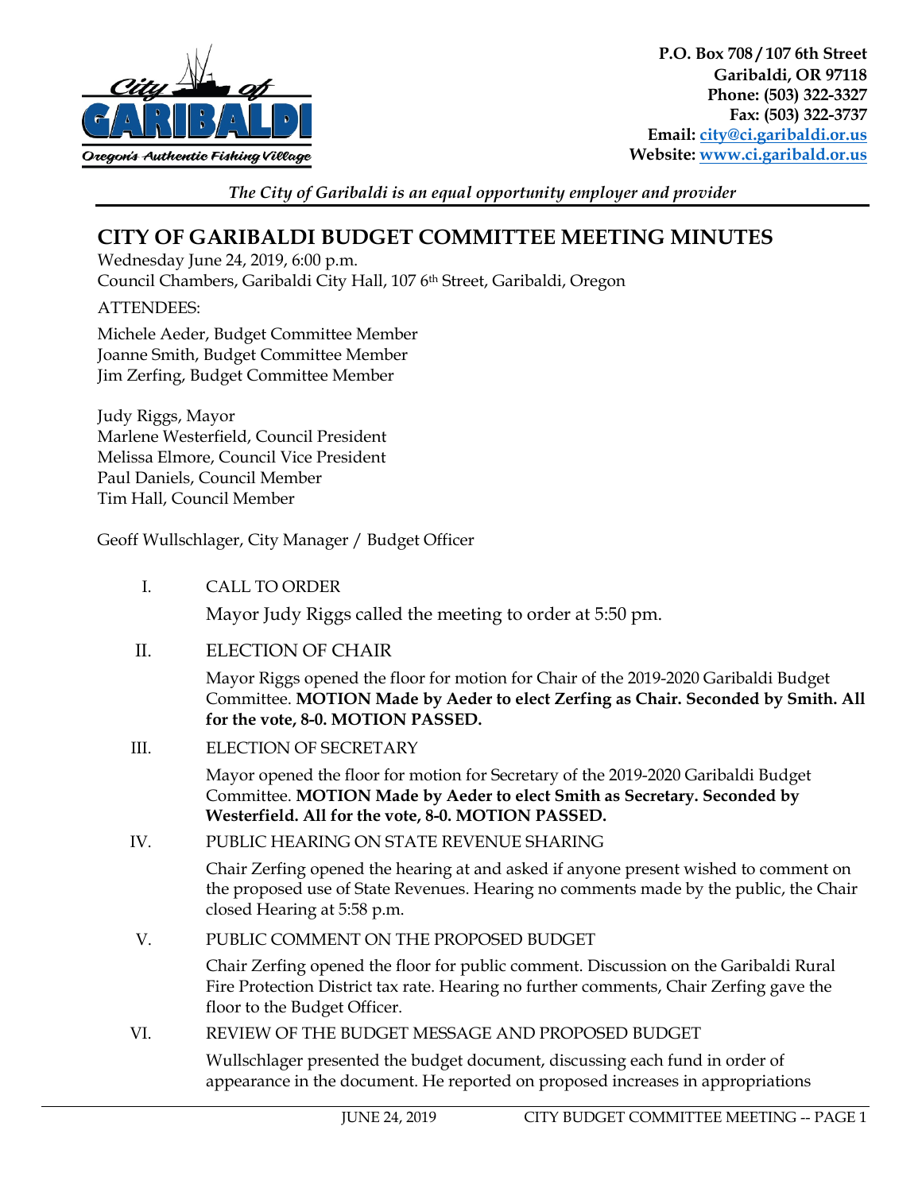**P.O. Box 708 / 107 6th Street**
**Garibaldi, OR 97118**
**Phone: (503) 322-3327**
**Fax: (503) 322-3737**
**Email: city@ci.garibaldi.or.us**
**Website: www.ci.garibald.or.us**

*The City of Garibaldi is an equal opportunity employer and provider*

# CITY OF GARIBALDI BUDGET COMMITTEE MEETING MINUTES

Wednesday June 24, 2019, 6:00 p.m.
Council Chambers, Garibaldi City Hall, 107 6th Street, Garibaldi, Oregon

ATTENDEES:

Michele Aeder, Budget Committee Member
Joanne Smith, Budget Committee Member
Jim Zerfing, Budget Committee Member

Judy Riggs, Mayor
Marlene Westerfield, Council President
Melissa Elmore, Council Vice President
Paul Daniels, Council Member
Tim Hall, Council Member

Geoff Wullschlager, City Manager / Budget Officer

I. CALL TO ORDER

Mayor Judy Riggs called the meeting to order at 5:50 pm.

II. ELECTION OF CHAIR

Mayor Riggs opened the floor for motion for Chair of the 2019-2020 Garibaldi Budget Committee. **MOTION Made by Aeder to elect Zerfing as Chair. Seconded by Smith. All for the vote, 8-0. MOTION PASSED.**

III. ELECTION OF SECRETARY

Mayor opened the floor for motion for Secretary of the 2019-2020 Garibaldi Budget Committee. **MOTION Made by Aeder to elect Smith as Secretary. Seconded by Westerfield. All for the vote, 8-0. MOTION PASSED.**

IV. PUBLIC HEARING ON STATE REVENUE SHARING

Chair Zerfing opened the hearing at and asked if anyone present wished to comment on the proposed use of State Revenues. Hearing no comments made by the public, the Chair closed Hearing at 5:58 p.m.

V. PUBLIC COMMENT ON THE PROPOSED BUDGET

Chair Zerfing opened the floor for public comment. Discussion on the Garibaldi Rural Fire Protection District tax rate. Hearing no further comments, Chair Zerfing gave the floor to the Budget Officer.

VI. REVIEW OF THE BUDGET MESSAGE AND PROPOSED BUDGET

Wullschlager presented the budget document, discussing each fund in order of appearance in the document. He reported on proposed increases in appropriations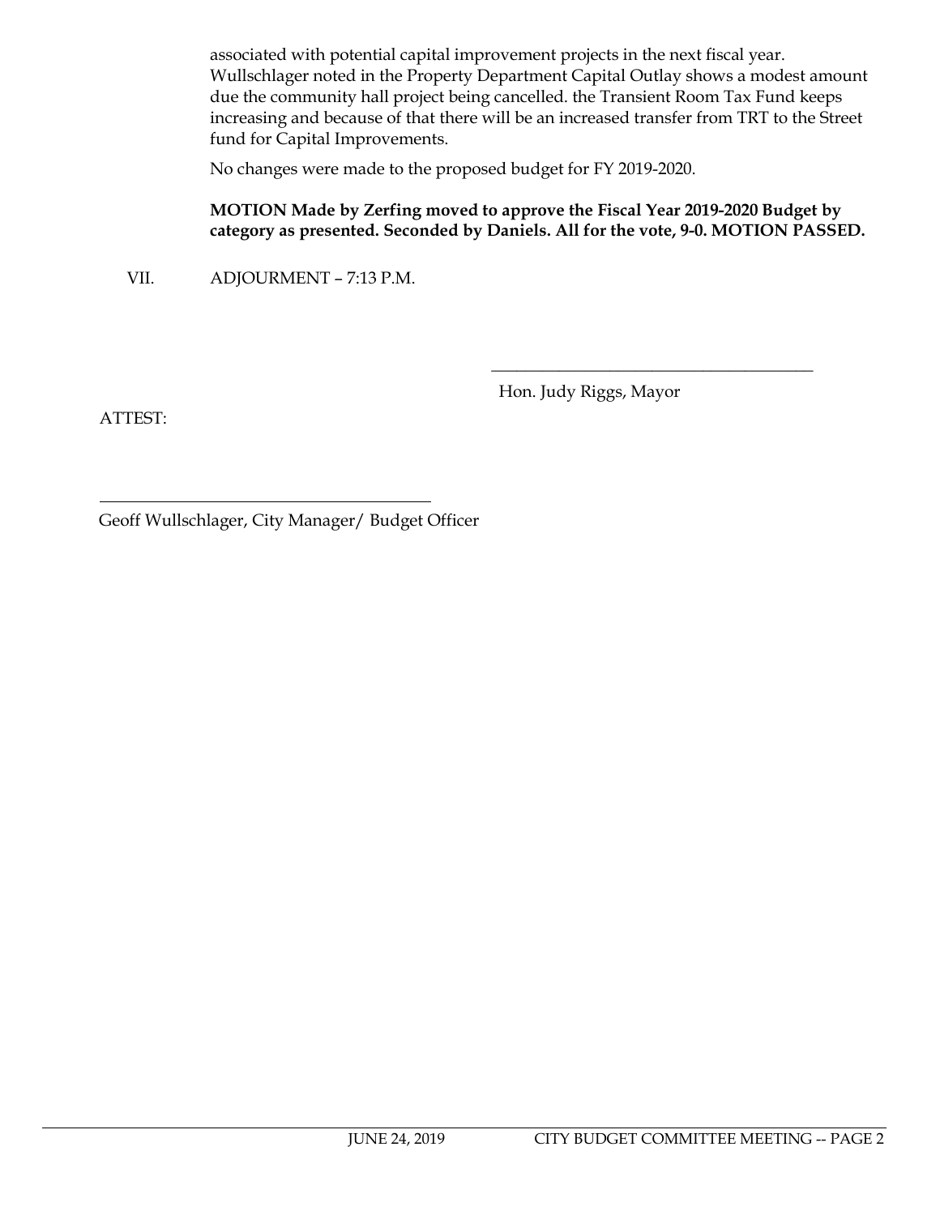associated with potential capital improvement projects in the next fiscal year. Wullschlager noted in the Property Department Capital Outlay shows a modest amount due the community hall project being cancelled. the Transient Room Tax Fund keeps increasing and because of that there will be an increased transfer from TRT to the Street fund for Capital Improvements.

No changes were made to the proposed budget for FY 2019-2020.

**MOTION Made by Zerfing moved to approve the Fiscal Year 2019-2020 Budget by category as presented. Seconded by Daniels. All for the vote, 9-0. MOTION PASSED.**

VII. ADJOURMENT – 7:13 P.M.

\_\_\_\_\_\_\_\_\_\_\_\_\_\_\_\_\_\_\_\_\_\_\_\_\_\_\_\_\_\_\_\_\_\_\_\_\_\_\_\_

Hon. Judy Riggs, Mayor

ATTEST:

\_\_\_\_\_\_\_\_\_\_\_\_\_\_\_\_\_\_\_\_\_\_\_\_\_\_\_\_\_\_\_\_\_\_\_\_\_\_\_\_

Geoff Wullschlager, City Manager/ Budget Officer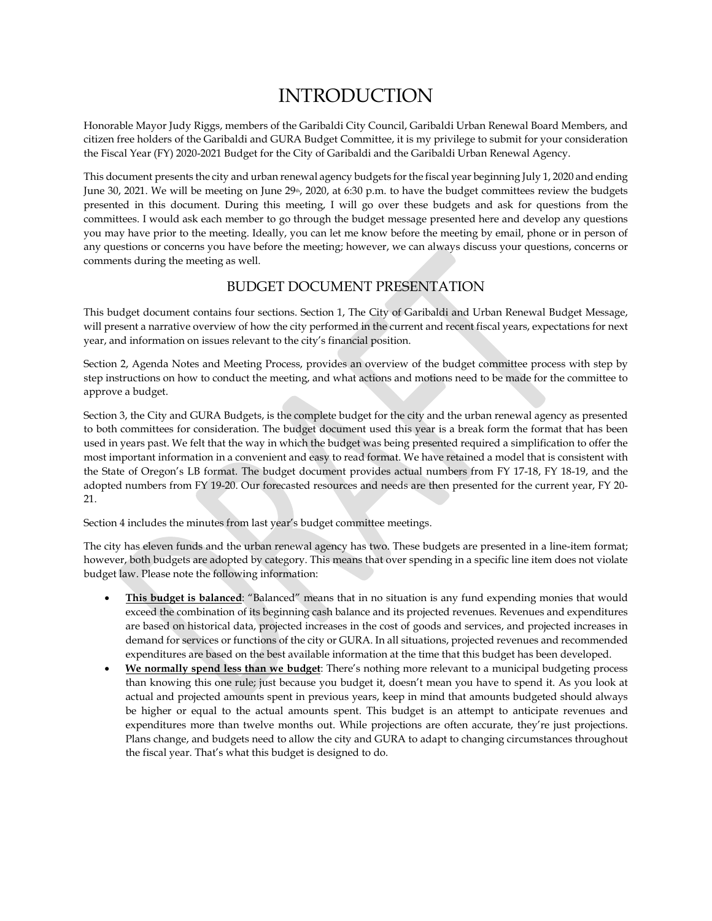# INTRODUCTION

Honorable Mayor Judy Riggs, members of the Garibaldi City Council, Garibaldi Urban Renewal Board Members, and citizen free holders of the Garibaldi and GURA Budget Committee, it is my privilege to submit for your consideration the Fiscal Year (FY) 2020-2021 Budget for the City of Garibaldi and the Garibaldi Urban Renewal Agency.

This document presents the city and urban renewal agency budgets for the fiscal year beginning July 1, 2020 and ending June 30, 2021. We will be meeting on June 29th, 2020, at 6:30 p.m. to have the budget committees review the budgets presented in this document. During this meeting, I will go over these budgets and ask for questions from the committees. I would ask each member to go through the budget message presented here and develop any questions you may have prior to the meeting. Ideally, you can let me know before the meeting by email, phone or in person of any questions or concerns you have before the meeting; however, we can always discuss your questions, concerns or comments during the meeting as well.

## BUDGET DOCUMENT PRESENTATION

This budget document contains four sections. Section 1, The City of Garibaldi and Urban Renewal Budget Message, will present a narrative overview of how the city performed in the current and recent fiscal years, expectations for next year, and information on issues relevant to the city's financial position.

Section 2, Agenda Notes and Meeting Process, provides an overview of the budget committee process with step by step instructions on how to conduct the meeting, and what actions and motions need to be made for the committee to approve a budget.

Section 3, the City and GURA Budgets, is the complete budget for the city and the urban renewal agency as presented to both committees for consideration. The budget document used this year is a break form the format that has been used in years past. We felt that the way in which the budget was being presented required a simplification to offer the most important information in a convenient and easy to read format. We have retained a model that is consistent with the State of Oregon's LB format. The budget document provides actual numbers from FY 17-18, FY 18-19, and the adopted numbers from FY 19-20. Our forecasted resources and needs are then presented for the current year, FY 20-21.

Section 4 includes the minutes from last year's budget committee meetings.

The city has eleven funds and the urban renewal agency has two. These budgets are presented in a line-item format; however, both budgets are adopted by category. This means that over spending in a specific line item does not violate budget law. Please note the following information:

- **This budget is balanced**: "Balanced" means that in no situation is any fund expending monies that would exceed the combination of its beginning cash balance and its projected revenues. Revenues and expenditures are based on historical data, projected increases in the cost of goods and services, and projected increases in demand for services or functions of the city or GURA. In all situations, projected revenues and recommended expenditures are based on the best available information at the time that this budget has been developed.
- **We normally spend less than we budget**: There's nothing more relevant to a municipal budgeting process than knowing this one rule; just because you budget it, doesn't mean you have to spend it. As you look at actual and projected amounts spent in previous years, keep in mind that amounts budgeted should always be higher or equal to the actual amounts spent. This budget is an attempt to anticipate revenues and expenditures more than twelve months out. While projections are often accurate, they're just projections. Plans change, and budgets need to allow the city and GURA to adapt to changing circumstances throughout the fiscal year. That's what this budget is designed to do.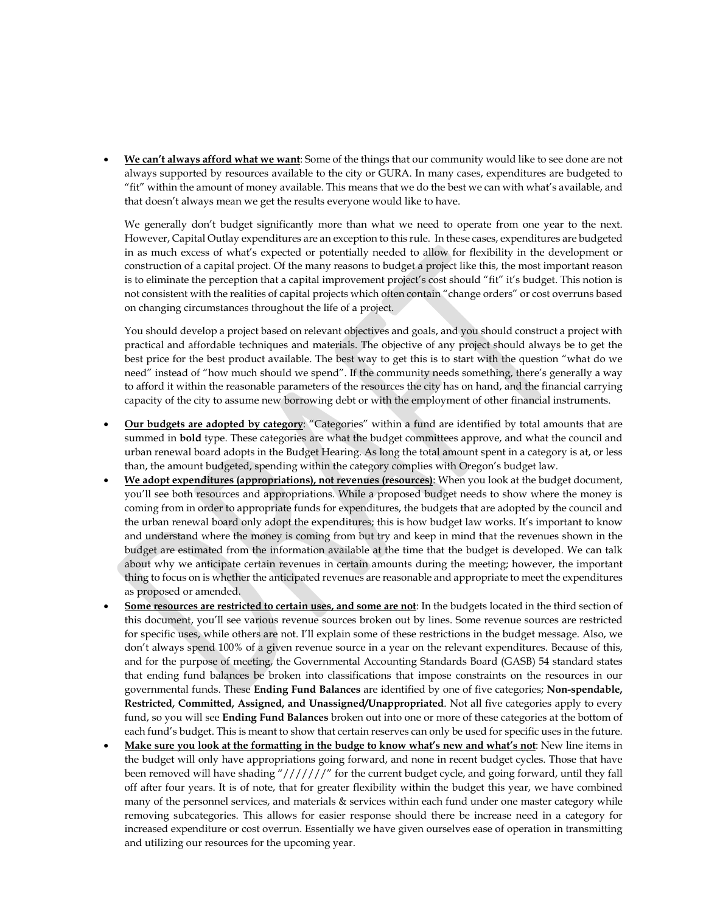- **We can't always afford what we want**: Some of the things that our community would like to see done are not always supported by resources available to the city or GURA. In many cases, expenditures are budgeted to "fit" within the amount of money available. This means that we do the best we can with what's available, and that doesn't always mean we get the results everyone would like to have.

  We generally don't budget significantly more than what we need to operate from one year to the next. However, Capital Outlay expenditures are an exception to this rule. In these cases, expenditures are budgeted in as much excess of what's expected or potentially needed to allow for flexibility in the development or construction of a capital project. Of the many reasons to budget a project like this, the most important reason is to eliminate the perception that a capital improvement project's cost should "fit" it's budget. This notion is not consistent with the realities of capital projects which often contain "change orders" or cost overruns based on changing circumstances throughout the life of a project.

  You should develop a project based on relevant objectives and goals, and you should construct a project with practical and affordable techniques and materials. The objective of any project should always be to get the best price for the best product available. The best way to get this is to start with the question "what do we need" instead of "how much should we spend". If the community needs something, there's generally a way to afford it within the reasonable parameters of the resources the city has on hand, and the financial carrying capacity of the city to assume new borrowing debt or with the employment of other financial instruments.

- **Our budgets are adopted by category**: "Categories" within a fund are identified by total amounts that are summed in **bold** type. These categories are what the budget committees approve, and what the council and urban renewal board adopts in the Budget Hearing. As long the total amount spent in a category is at, or less than, the amount budgeted, spending within the category complies with Oregon's budget law.
- **We adopt expenditures (appropriations), not revenues (resources)**: When you look at the budget document, you'll see both resources and appropriations. While a proposed budget needs to show where the money is coming from in order to appropriate funds for expenditures, the budgets that are adopted by the council and the urban renewal board only adopt the expenditures; this is how budget law works. It's important to know and understand where the money is coming from but try and keep in mind that the revenues shown in the budget are estimated from the information available at the time that the budget is developed. We can talk about why we anticipate certain revenues in certain amounts during the meeting; however, the important thing to focus on is whether the anticipated revenues are reasonable and appropriate to meet the expenditures as proposed or amended.
- **Some resources are restricted to certain uses, and some are not**: In the budgets located in the third section of this document, you'll see various revenue sources broken out by lines. Some revenue sources are restricted for specific uses, while others are not. I'll explain some of these restrictions in the budget message. Also, we don't always spend 100% of a given revenue source in a year on the relevant expenditures. Because of this, and for the purpose of meeting, the Governmental Accounting Standards Board (GASB) 54 standard states that ending fund balances be broken into classifications that impose constraints on the resources in our governmental funds. These **Ending Fund Balances** are identified by one of five categories; **Non-spendable, Restricted, Committed, Assigned, and Unassigned/Unappropriated**. Not all five categories apply to every fund, so you will see **Ending Fund Balances** broken out into one or more of these categories at the bottom of each fund's budget. This is meant to show that certain reserves can only be used for specific uses in the future.
- **Make sure you look at the formatting in the budge to know what's new and what's not**: New line items in the budget will only have appropriations going forward, and none in recent budget cycles. Those that have been removed will have shading "///////" for the current budget cycle, and going forward, until they fall off after four years. It is of note, that for greater flexibility within the budget this year, we have combined many of the personnel services, and materials & services within each fund under one master category while removing subcategories. This allows for easier response should there be increase need in a category for increased expenditure or cost overrun. Essentially we have given ourselves ease of operation in transmitting and utilizing our resources for the upcoming year.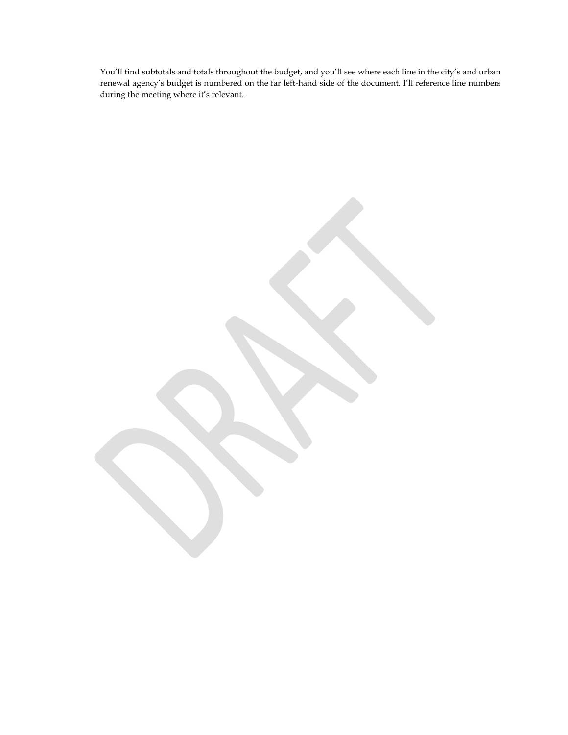You'll find subtotals and totals throughout the budget, and you'll see where each line in the city's and urban renewal agency's budget is numbered on the far left-hand side of the document. I'll reference line numbers during the meeting where it's relevant.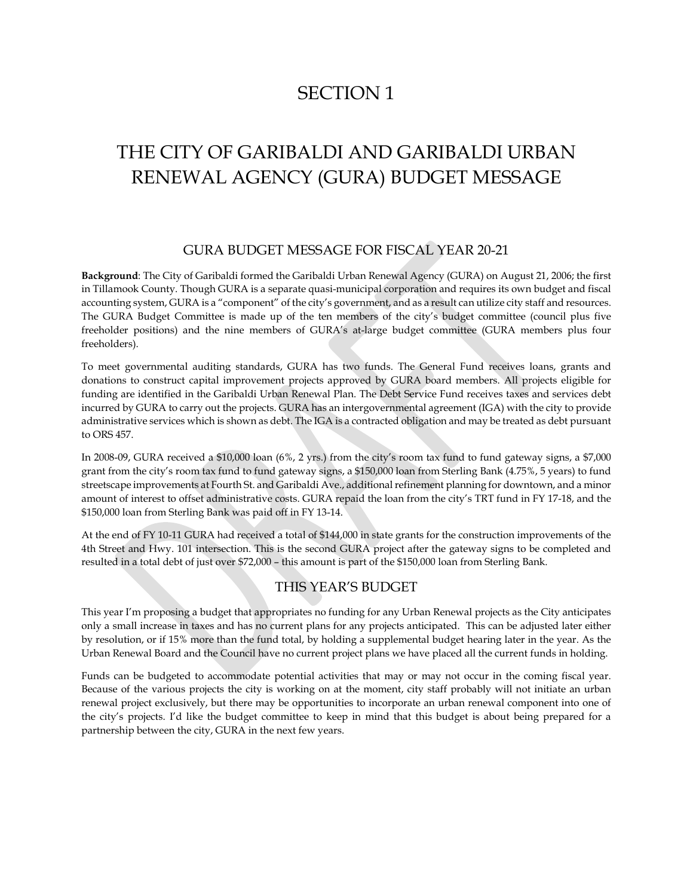# SECTION 1

# THE CITY OF GARIBALDI AND GARIBALDI URBAN RENEWAL AGENCY (GURA) BUDGET MESSAGE

## GURA BUDGET MESSAGE FOR FISCAL YEAR 20-21

**Background**: The City of Garibaldi formed the Garibaldi Urban Renewal Agency (GURA) on August 21, 2006; the first in Tillamook County. Though GURA is a separate quasi-municipal corporation and requires its own budget and fiscal accounting system, GURA is a "component" of the city's government, and as a result can utilize city staff and resources. The GURA Budget Committee is made up of the ten members of the city's budget committee (council plus five freeholder positions) and the nine members of GURA's at-large budget committee (GURA members plus four freeholders).

To meet governmental auditing standards, GURA has two funds. The General Fund receives loans, grants and donations to construct capital improvement projects approved by GURA board members. All projects eligible for funding are identified in the Garibaldi Urban Renewal Plan. The Debt Service Fund receives taxes and services debt incurred by GURA to carry out the projects. GURA has an intergovernmental agreement (IGA) with the city to provide administrative services which is shown as debt. The IGA is a contracted obligation and may be treated as debt pursuant to ORS 457.

In 2008-09, GURA received a $10,000 loan (6%, 2 yrs.) from the city's room tax fund to fund gateway signs, a $7,000 grant from the city's room tax fund to fund gateway signs, a $150,000 loan from Sterling Bank (4.75%, 5 years) to fund streetscape improvements at Fourth St. and Garibaldi Ave., additional refinement planning for downtown, and a minor amount of interest to offset administrative costs. GURA repaid the loan from the city's TRT fund in FY 17-18, and the $150,000 loan from Sterling Bank was paid off in FY 13-14.

At the end of FY 10-11 GURA had received a total of $144,000 in state grants for the construction improvements of the 4th Street and Hwy. 101 intersection. This is the second GURA project after the gateway signs to be completed and resulted in a total debt of just over $72,000 – this amount is part of the $150,000 loan from Sterling Bank.

## THIS YEAR'S BUDGET

This year I'm proposing a budget that appropriates no funding for any Urban Renewal projects as the City anticipates only a small increase in taxes and has no current plans for any projects anticipated. This can be adjusted later either by resolution, or if 15% more than the fund total, by holding a supplemental budget hearing later in the year. As the Urban Renewal Board and the Council have no current project plans we have placed all the current funds in holding.

Funds can be budgeted to accommodate potential activities that may or may not occur in the coming fiscal year. Because of the various projects the city is working on at the moment, city staff probably will not initiate an urban renewal project exclusively, but there may be opportunities to incorporate an urban renewal component into one of the city's projects. I'd like the budget committee to keep in mind that this budget is about being prepared for a partnership between the city, GURA in the next few years.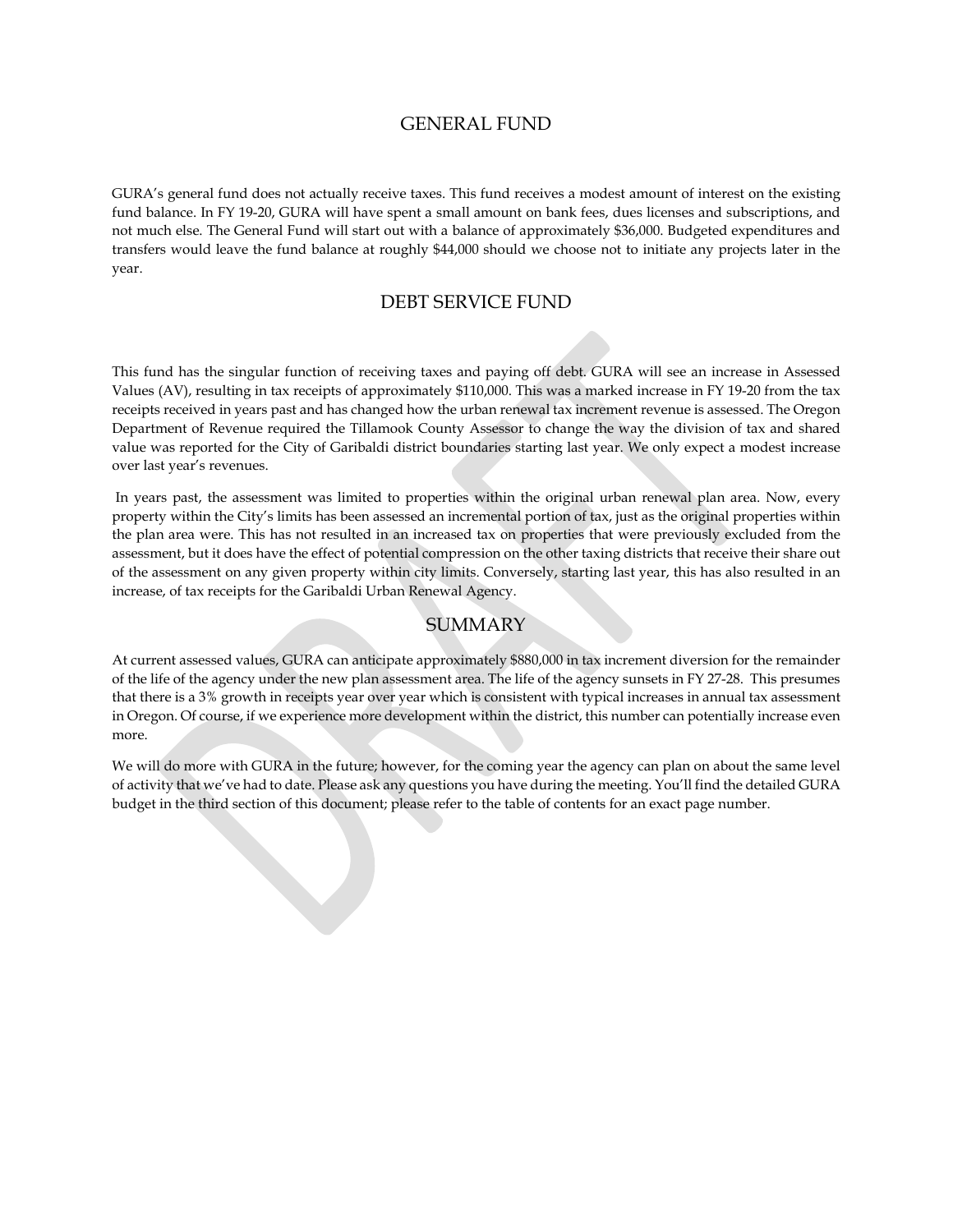## GENERAL FUND

GURA's general fund does not actually receive taxes. This fund receives a modest amount of interest on the existing fund balance. In FY 19-20, GURA will have spent a small amount on bank fees, dues licenses and subscriptions, and not much else. The General Fund will start out with a balance of approximately $36,000. Budgeted expenditures and transfers would leave the fund balance at roughly $44,000 should we choose not to initiate any projects later in the year.

## DEBT SERVICE FUND

This fund has the singular function of receiving taxes and paying off debt. GURA will see an increase in Assessed Values (AV), resulting in tax receipts of approximately $110,000. This was a marked increase in FY 19-20 from the tax receipts received in years past and has changed how the urban renewal tax increment revenue is assessed. The Oregon Department of Revenue required the Tillamook County Assessor to change the way the division of tax and shared value was reported for the City of Garibaldi district boundaries starting last year. We only expect a modest increase over last year's revenues.

In years past, the assessment was limited to properties within the original urban renewal plan area. Now, every property within the City's limits has been assessed an incremental portion of tax, just as the original properties within the plan area were. This has not resulted in an increased tax on properties that were previously excluded from the assessment, but it does have the effect of potential compression on the other taxing districts that receive their share out of the assessment on any given property within city limits. Conversely, starting last year, this has also resulted in an increase, of tax receipts for the Garibaldi Urban Renewal Agency.

## SUMMARY

At current assessed values, GURA can anticipate approximately $880,000 in tax increment diversion for the remainder of the life of the agency under the new plan assessment area. The life of the agency sunsets in FY 27-28. This presumes that there is a 3% growth in receipts year over year which is consistent with typical increases in annual tax assessment in Oregon. Of course, if we experience more development within the district, this number can potentially increase even more.

We will do more with GURA in the future; however, for the coming year the agency can plan on about the same level of activity that we've had to date. Please ask any questions you have during the meeting. You'll find the detailed GURA budget in the third section of this document; please refer to the table of contents for an exact page number.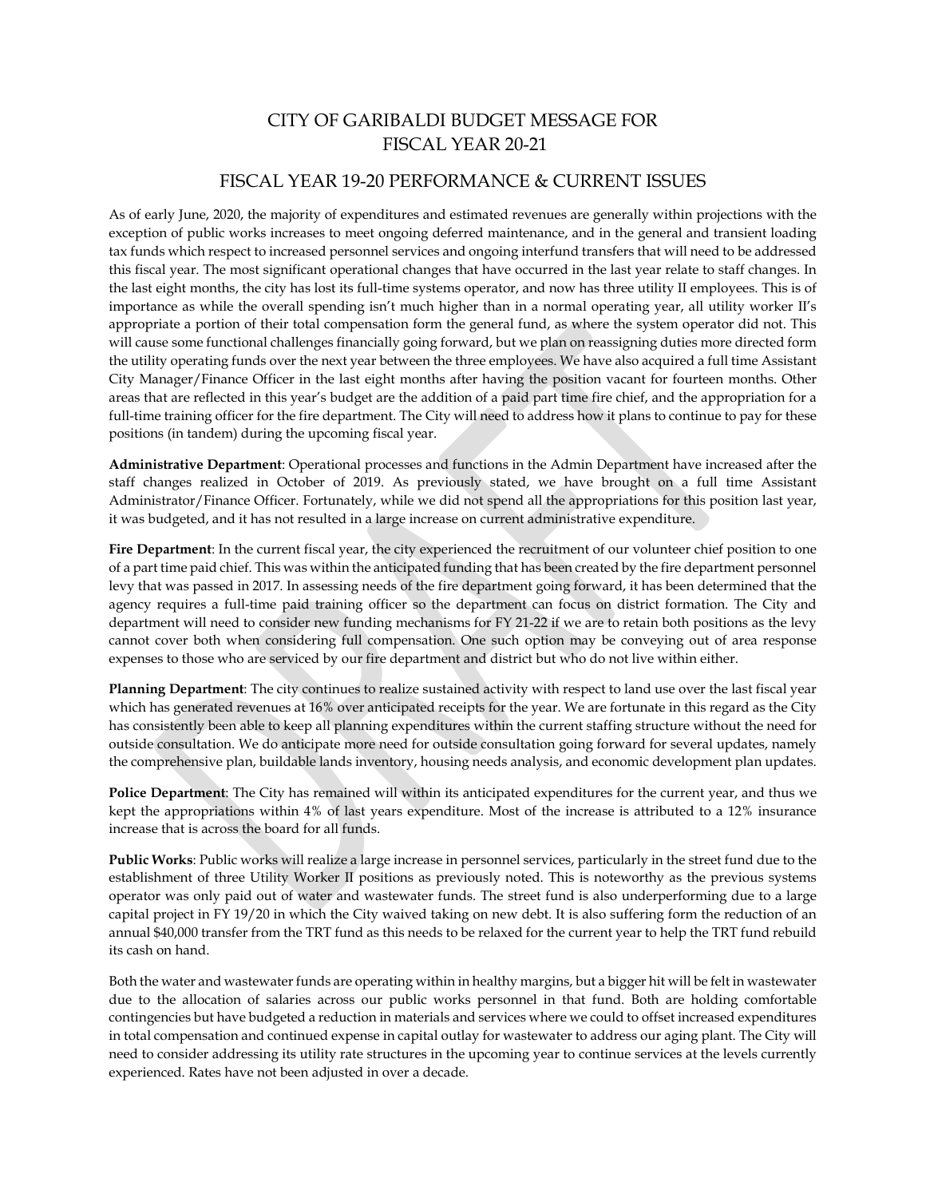# CITY OF GARIBALDI BUDGET MESSAGE FOR FISCAL YEAR 20-21

## FISCAL YEAR 19-20 PERFORMANCE & CURRENT ISSUES

As of early June, 2020, the majority of expenditures and estimated revenues are generally within projections with the exception of public works increases to meet ongoing deferred maintenance, and in the general and transient loading tax funds which respect to increased personnel services and ongoing interfund transfers that will need to be addressed this fiscal year. The most significant operational changes that have occurred in the last year relate to staff changes. In the last eight months, the city has lost its full-time systems operator, and now has three utility II employees. This is of importance as while the overall spending isn't much higher than in a normal operating year, all utility worker II's appropriate a portion of their total compensation form the general fund, as where the system operator did not. This will cause some functional challenges financially going forward, but we plan on reassigning duties more directed form the utility operating funds over the next year between the three employees. We have also acquired a full time Assistant City Manager/Finance Officer in the last eight months after having the position vacant for fourteen months. Other areas that are reflected in this year's budget are the addition of a paid part time fire chief, and the appropriation for a full-time training officer for the fire department. The City will need to address how it plans to continue to pay for these positions (in tandem) during the upcoming fiscal year.

**Administrative Department**: Operational processes and functions in the Admin Department have increased after the staff changes realized in October of 2019. As previously stated, we have brought on a full time Assistant Administrator/Finance Officer. Fortunately, while we did not spend all the appropriations for this position last year, it was budgeted, and it has not resulted in a large increase on current administrative expenditure.

**Fire Department**: In the current fiscal year, the city experienced the recruitment of our volunteer chief position to one of a part time paid chief. This was within the anticipated funding that has been created by the fire department personnel levy that was passed in 2017. In assessing needs of the fire department going forward, it has been determined that the agency requires a full-time paid training officer so the department can focus on district formation. The City and department will need to consider new funding mechanisms for FY 21-22 if we are to retain both positions as the levy cannot cover both when considering full compensation. One such option may be conveying out of area response expenses to those who are serviced by our fire department and district but who do not live within either.

**Planning Department**: The city continues to realize sustained activity with respect to land use over the last fiscal year which has generated revenues at 16% over anticipated receipts for the year. We are fortunate in this regard as the City has consistently been able to keep all planning expenditures within the current staffing structure without the need for outside consultation. We do anticipate more need for outside consultation going forward for several updates, namely the comprehensive plan, buildable lands inventory, housing needs analysis, and economic development plan updates.

**Police Department**: The City has remained will within its anticipated expenditures for the current year, and thus we kept the appropriations within 4% of last years expenditure. Most of the increase is attributed to a 12% insurance increase that is across the board for all funds.

**Public Works**: Public works will realize a large increase in personnel services, particularly in the street fund due to the establishment of three Utility Worker II positions as previously noted. This is noteworthy as the previous systems operator was only paid out of water and wastewater funds. The street fund is also underperforming due to a large capital project in FY 19/20 in which the City waived taking on new debt. It is also suffering form the reduction of an annual $40,000 transfer from the TRT fund as this needs to be relaxed for the current year to help the TRT fund rebuild its cash on hand.

Both the water and wastewater funds are operating within in healthy margins, but a bigger hit will be felt in wastewater due to the allocation of salaries across our public works personnel in that fund. Both are holding comfortable contingencies but have budgeted a reduction in materials and services where we could to offset increased expenditures in total compensation and continued expense in capital outlay for wastewater to address our aging plant. The City will need to consider addressing its utility rate structures in the upcoming year to continue services at the levels currently experienced. Rates have not been adjusted in over a decade.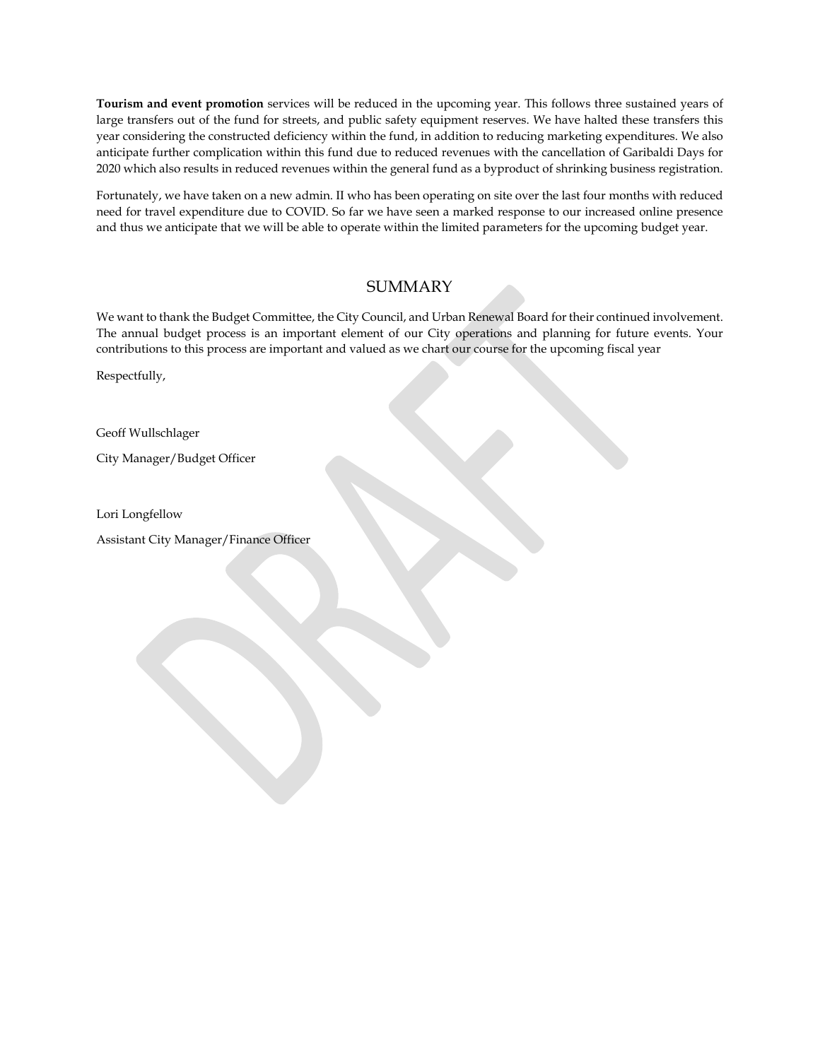**Tourism and event promotion** services will be reduced in the upcoming year. This follows three sustained years of large transfers out of the fund for streets, and public safety equipment reserves. We have halted these transfers this year considering the constructed deficiency within the fund, in addition to reducing marketing expenditures. We also anticipate further complication within this fund due to reduced revenues with the cancellation of Garibaldi Days for 2020 which also results in reduced revenues within the general fund as a byproduct of shrinking business registration.

Fortunately, we have taken on a new admin. II who has been operating on site over the last four months with reduced need for travel expenditure due to COVID. So far we have seen a marked response to our increased online presence and thus we anticipate that we will be able to operate within the limited parameters for the upcoming budget year.

## SUMMARY

We want to thank the Budget Committee, the City Council, and Urban Renewal Board for their continued involvement. The annual budget process is an important element of our City operations and planning for future events. Your contributions to this process are important and valued as we chart our course for the upcoming fiscal year

Respectfully,

Geoff Wullschlager

City Manager/Budget Officer

Lori Longfellow

Assistant City Manager/Finance Officer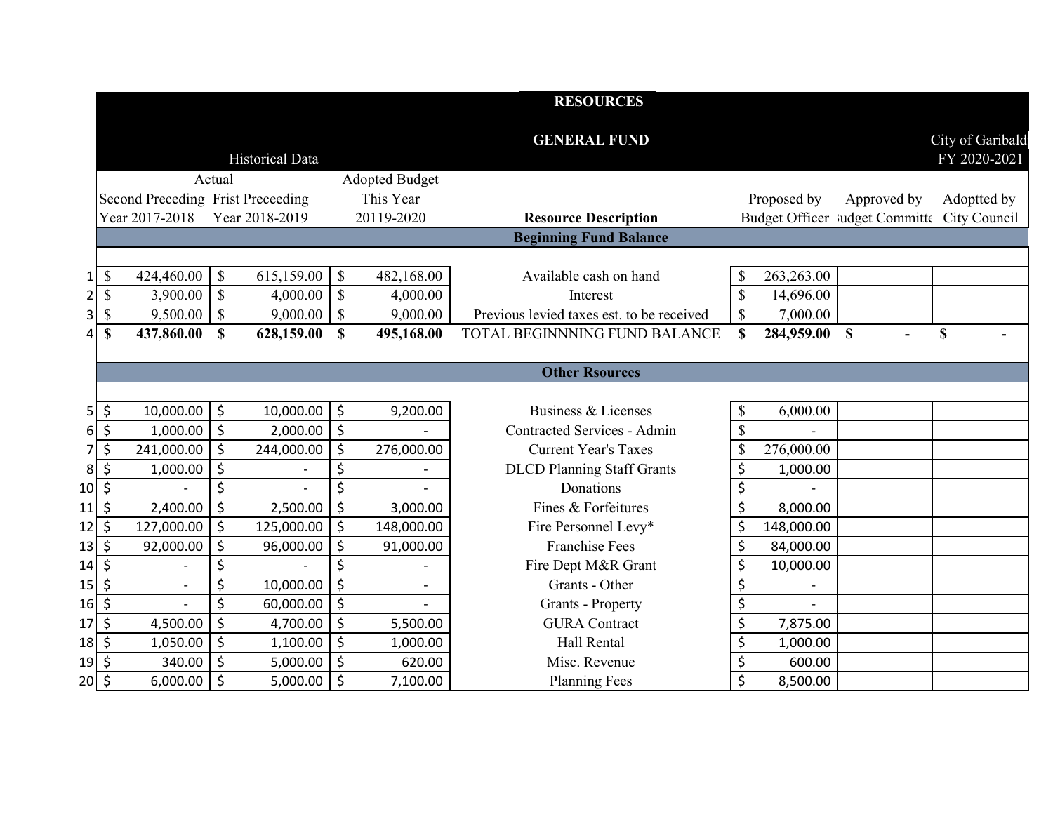# RESOURCES

## GENERAL FUND

City of Garibaldi
FY 2020-2021

| | Historical Data | | | | | | |
|---|---|---|---|---|---|---|---|
| | Actual | | Adopted Budget | | | | |
| | Second Preceding Year 2017-2018 | Frist Preceeding Year 2018-2019 | This Year 20119-2020 | **Resource Description** | Proposed by Budget Officer | Approved by Budget Committee | Adoptted by City Council |
| | | | | **Beginning Fund Balance** | | | |
| 1 | $ 424,460.00 | $ 615,159.00 | $ 482,168.00 | Available cash on hand | $ 263,263.00 | | |
| 2 | $ 3,900.00 | $ 4,000.00 | $ 4,000.00 | Interest | $ 14,696.00 | | |
| 3 | $ 9,500.00 | $ 9,000.00 | $ 9,000.00 | Previous levied taxes est. to be received | $ 7,000.00 | | |
| 4 | **$ 437,860.00** | **$ 628,159.00** | **$ 495,168.00** | TOTAL BEGINNNING FUND BALANCE | **$ 284,959.00** | **$ -** | **$ -** |
| | | | | **Other Rsources** | | | |
| 5 | $ 10,000.00 | $ 10,000.00 | $ 9,200.00 | Business & Licenses | $ 6,000.00 | | |
| 6 | $ 1,000.00 | $ 2,000.00 | $ - | Contracted Services - Admin | $ - | | |
| 7 | $ 241,000.00 | $ 244,000.00 | $ 276,000.00 | Current Year's Taxes | $ 276,000.00 | | |
| 8 | $ 1,000.00 | $ - | $ - | DLCD Planning Staff Grants | $ 1,000.00 | | |
| 10 | $ - | $ - | $ - | Donations | $ - | | |
| 11 | $ 2,400.00 | $ 2,500.00 | $ 3,000.00 | Fines & Forfeitures | $ 8,000.00 | | |
| 12 | $ 127,000.00 | $ 125,000.00 | $ 148,000.00 | Fire Personnel Levy* | $ 148,000.00 | | |
| 13 | $ 92,000.00 | $ 96,000.00 | $ 91,000.00 | Franchise Fees | $ 84,000.00 | | |
| 14 | $ - | $ - | $ - | Fire Dept M&R Grant | $ 10,000.00 | | |
| 15 | $ - | $ 10,000.00 | $ - | Grants - Other | $ - | | |
| 16 | $ - | $ 60,000.00 | $ - | Grants - Property | $ - | | |
| 17 | $ 4,500.00 | $ 4,700.00 | $ 5,500.00 | GURA Contract | $ 7,875.00 | | |
| 18 | $ 1,050.00 | $ 1,100.00 | $ 1,000.00 | Hall Rental | $ 1,000.00 | | |
| 19 | $ 340.00 | $ 5,000.00 | $ 620.00 | Misc. Revenue | $ 600.00 | | |
| 20 | $ 6,000.00 | $ 5,000.00 | $ 7,100.00 | Planning Fees | $ 8,500.00 | | |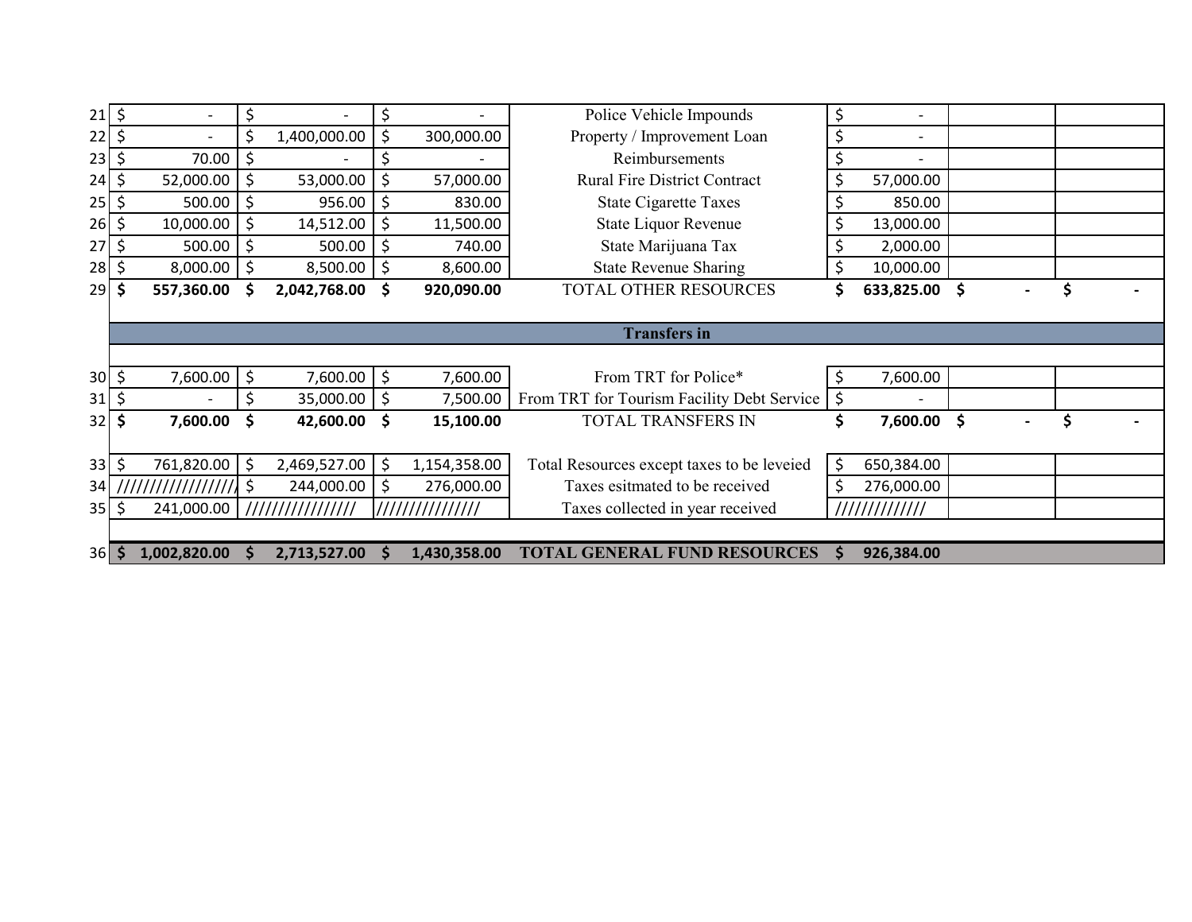| | | | | | | | |
|---|---|---|---|---|---|---|---|
| 21 | $ - | $ - | $ - | Police Vehicle Impounds | $ - | | |
| 22 | $ - | $ 1,400,000.00 | $ 300,000.00 | Property / Improvement Loan | $ - | | |
| 23 | $ 70.00 | $ - | $ - | Reimbursements | $ - | | |
| 24 | $ 52,000.00 | $ 53,000.00 | $ 57,000.00 | Rural Fire District Contract | $ 57,000.00 | | |
| 25 | $ 500.00 | $ 956.00 | $ 830.00 | State Cigarette Taxes | $ 850.00 | | |
| 26 | $ 10,000.00 | $ 14,512.00 | $ 11,500.00 | State Liquor Revenue | $ 13,000.00 | | |
| 27 | $ 500.00 | $ 500.00 | $ 740.00 | State Marijuana Tax | $ 2,000.00 | | |
| 28 | $ 8,000.00 | $ 8,500.00 | $ 8,600.00 | State Revenue Sharing | $ 10,000.00 | | |
| 29 | **$ 557,360.00** | **$ 2,042,768.00** | **$ 920,090.00** | TOTAL OTHER RESOURCES | **$ 633,825.00** | **$ -** | **$ -** |
| | | | | **Transfers in** | | | |
| 30 | $ 7,600.00 | $ 7,600.00 | $ 7,600.00 | From TRT for Police* | $ 7,600.00 | | |
| 31 | $ - | $ 35,000.00 | $ 7,500.00 | From TRT for Tourism Facility Debt Service | $ - | | |
| 32 | **$ 7,600.00** | **$ 42,600.00** | **$ 15,100.00** | TOTAL TRANSFERS IN | **$ 7,600.00** | **$ -** | **$ -** |
| 33 | $ 761,820.00 | $ 2,469,527.00 | $ 1,154,358.00 | Total Resources except taxes to be leveied | $ 650,384.00 | | |
| 34 | ///////////////// | $ 244,000.00 | $ 276,000.00 | Taxes esitmated to be received | $ 276,000.00 | | |
| 35 | $ 241,000.00 | //////////////// | /////////////// | Taxes collected in year received | ///////////// | | |
| 36 | **$ 1,002,820.00** | **$ 2,713,527.00** | **$ 1,430,358.00** | **TOTAL GENERAL FUND RESOURCES** | **$ 926,384.00** | | |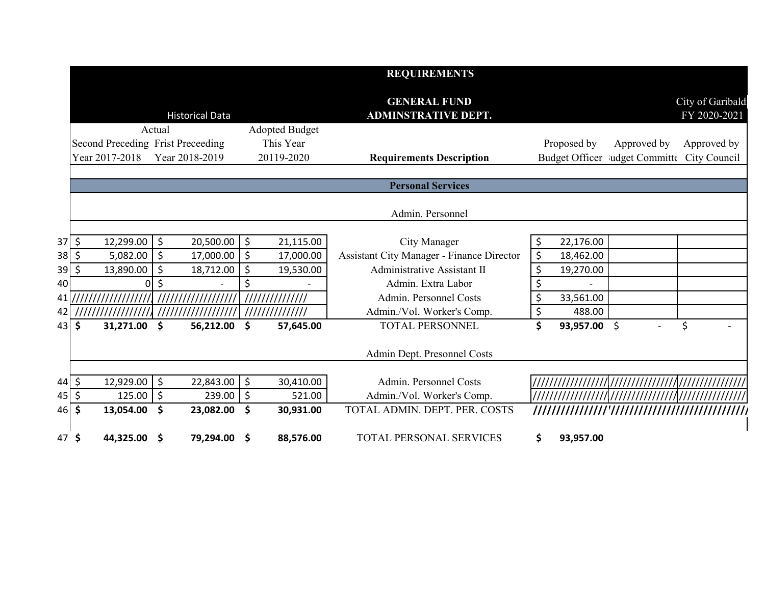| | REQUIREMENTS | | | | | | |
|---|---|---|---|---|---|---|---|
| | | | | GENERAL FUND | | | City of Garibaldi |
| | Historical Data | | | ADMINSTRATIVE DEPT. | | | FY 2020-2021 |
| | Actual | | Adopted Budget | | | | |
| | Second Preceding | Frist Preceeding | This Year | | Proposed by | Approved by | Approved by |
| | Year 2017-2018 | Year 2018-2019 | 20119-2020 | **Requirements Description** | Budget Officer | Budget Committee | City Council |
| | | | | **Personal Services** | | | |
| | | | | Admin. Personnel | | | |
| 37 | $ 12,299.00 | $ 20,500.00 | $ 21,115.00 | City Manager | $ 22,176.00 | | |
| 38 | $ 5,082.00 | $ 17,000.00 | $ 17,000.00 | Assistant City Manager - Finance Director | $ 18,462.00 | | |
| 39 | $ 13,890.00 | $ 18,712.00 | $ 19,530.00 | Administrative Assistant II | $ 19,270.00 | | |
| 40 | 0 | $ - | $ - | Admin. Extra Labor | $ - | | |
| 41 | ////////////////// | ////////////////// | ////////////// | Admin. Personnel Costs | $ 33,561.00 | | |
| 42 | ////////////////// | ////////////////// | ////////////// | Admin./Vol. Worker's Comp. | $ 488.00 | | |
| 43 | **$ 31,271.00** | **$ 56,212.00** | **$ 57,645.00** | TOTAL PERSONNEL | **$ 93,957.00** | $ - | $ - |
| | | | | Admin Dept. Presonnel Costs | | | |
| 44 | $ 12,929.00 | $ 22,843.00 | $ 30,410.00 | Admin. Personnel Costs | ////////////////// | ////////////////// | ////////////////// |
| 45 | $ 125.00 | $ 239.00 | $ 521.00 | Admin./Vol. Worker's Comp. | ////////////////// | ////////////////// | ////////////////// |
| 46 | **$ 13,054.00** | **$ 23,082.00** | **$ 30,931.00** | TOTAL ADMIN. DEPT. PER. COSTS | ////////////////// | ////////////////// | ////////////////// |
| 47 | **$ 44,325.00** | **$ 79,294.00** | **$ 88,576.00** | TOTAL PERSONAL SERVICES | **$ 93,957.00** | | |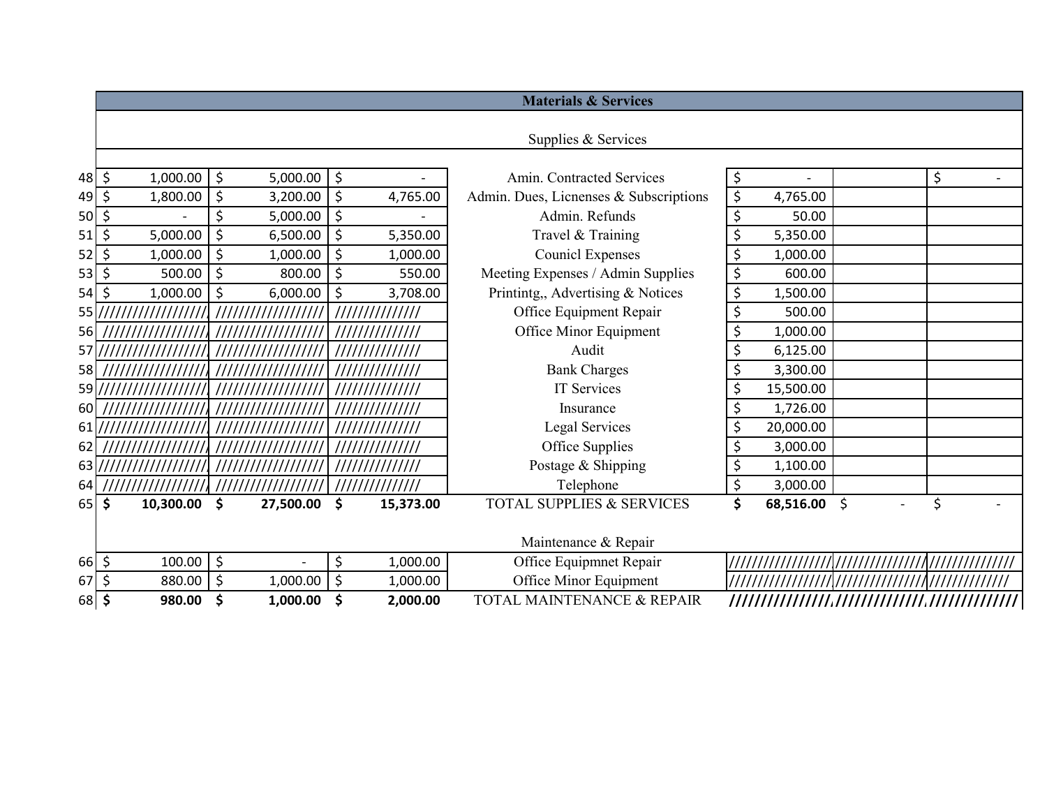| | | | | Materials & Services | | | |
|---|---|---|---|---|---|---|---|
| | | | | Supplies & Services | | | |
| 48 | $ 1,000.00 | $ 5,000.00 | $ - | Amin. Contracted Services | $ - | | $ - |
| 49 | $ 1,800.00 | $ 3,200.00 | $ 4,765.00 | Admin. Dues, Licnenses & Subscriptions | $ 4,765.00 | | |
| 50 | $ - | $ 5,000.00 | $ - | Admin. Refunds | $ 50.00 | | |
| 51 | $ 5,000.00 | $ 6,500.00 | $ 5,350.00 | Travel & Training | $ 5,350.00 | | |
| 52 | $ 1,000.00 | $ 1,000.00 | $ 1,000.00 | Counicl Expenses | $ 1,000.00 | | |
| 53 | $ 500.00 | $ 800.00 | $ 550.00 | Meeting Expenses / Admin Supplies | $ 600.00 | | |
| 54 | $ 1,000.00 | $ 6,000.00 | $ 3,708.00 | Printintg,, Advertising & Notices | $ 1,500.00 | | |
| 55 | ////////////////// | ////////////////// | ////////////// | Office Equipment Repair | $ 500.00 | | |
| 56 | ////////////////// | ////////////////// | ////////////// | Office Minor Equipment | $ 1,000.00 | | |
| 57 | ////////////////// | ////////////////// | ////////////// | Audit | $ 6,125.00 | | |
| 58 | ////////////////// | ////////////////// | ////////////// | Bank Charges | $ 3,300.00 | | |
| 59 | ////////////////// | ////////////////// | ////////////// | IT Services | $ 15,500.00 | | |
| 60 | ////////////////// | ////////////////// | ////////////// | Insurance | $ 1,726.00 | | |
| 61 | ////////////////// | ////////////////// | ////////////// | Legal Services | $ 20,000.00 | | |
| 62 | ////////////////// | ////////////////// | ////////////// | Office Supplies | $ 3,000.00 | | |
| 63 | ////////////////// | ////////////////// | ////////////// | Postage & Shipping | $ 1,100.00 | | |
| 64 | ////////////////// | ////////////////// | ////////////// | Telephone | $ 3,000.00 | | |
| 65 | **$ 10,300.00** | **$ 27,500.00** | **$ 15,373.00** | TOTAL SUPPLIES & SERVICES | **$ 68,516.00** | $ - | $ - |
| | | | | Maintenance & Repair | | | |
| 66 | $ 100.00 | $ - | $ 1,000.00 | Office Equipmnet Repair | ////////////////// | ////////////// | ////////////// |
| 67 | $ 880.00 | $ 1,000.00 | $ 1,000.00 | Office Minor Equipment | ////////////////// | ////////////// | ////////////// |
| 68 | **$ 980.00** | **$ 1,000.00** | **$ 2,000.00** | TOTAL MAINTENANCE & REPAIR | ////////////////// | ////////////// | ////////////// |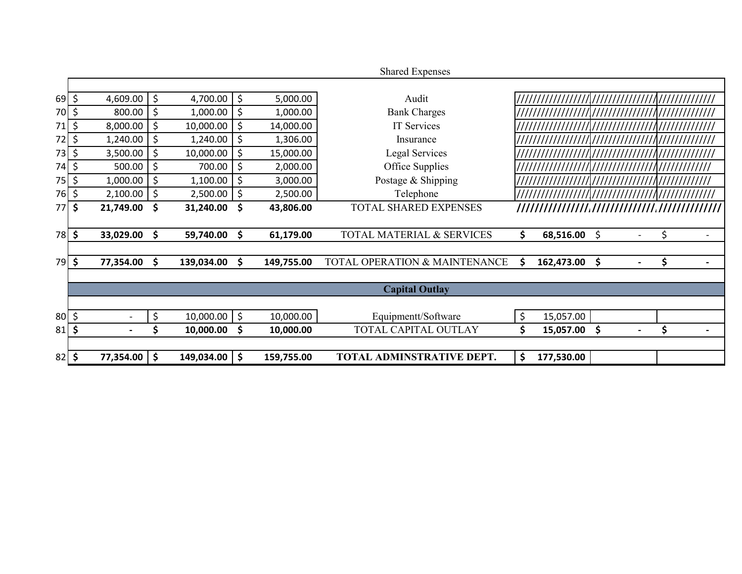| | | | | Shared Expenses | | | |
|---|---|---|---|---|---|---|---|
| 69 | $ 4,609.00 | $ 4,700.00 | $ 5,000.00 | Audit | ///////////////// | /////////////// | ///////////// |
| 70 | $ 800.00 | $ 1,000.00 | $ 1,000.00 | Bank Charges | ///////////////// | /////////////// | ///////////// |
| 71 | $ 8,000.00 | $ 10,000.00 | $ 14,000.00 | IT Services | ///////////////// | /////////////// | ///////////// |
| 72 | $ 1,240.00 | $ 1,240.00 | $ 1,306.00 | Insurance | ///////////////// | /////////////// | ///////////// |
| 73 | $ 3,500.00 | $ 10,000.00 | $ 15,000.00 | Legal Services | ///////////////// | /////////////// | ///////////// |
| 74 | $ 500.00 | $ 700.00 | $ 2,000.00 | Office Supplies | ///////////////// | /////////////// | //////////// |
| 75 | $ 1,000.00 | $ 1,100.00 | $ 3,000.00 | Postage & Shipping | ///////////////// | /////////////// | //////////// |
| 76 | $ 2,100.00 | $ 2,500.00 | $ 2,500.00 | Telephone | ///////////////// | /////////////// | ///////////// |
| 77 | **$ 21,749.00** | **$ 31,240.00** | **$ 43,806.00** | TOTAL SHARED EXPENSES | **////////////////** | **//////////////** | **//////////////** |
| | | | | | | | |
| 78 | **$ 33,029.00** | **$ 59,740.00** | **$ 61,179.00** | TOTAL MATERIAL & SERVICES | **$ 68,516.00** | $ - | $ - |
| | | | | | | | |
| 79 | **$ 77,354.00** | **$ 139,034.00** | **$ 149,755.00** | TOTAL OPERATION & MAINTENANCE | **$ 162,473.00** | **$ -** | **$ -** |
| | | | | | | | |
| | | | | **Capital Outlay** | | | |
| | | | | | | | |
| 80 | $ - | $ 10,000.00 | $ 10,000.00 | Equipmentt/Software | $ 15,057.00 | | |
| 81 | **$ -** | **$ 10,000.00** | **$ 10,000.00** | TOTAL CAPITAL OUTLAY | **$ 15,057.00** | **$ -** | **$ -** |
| | | | | | | | |
| 82 | **$ 77,354.00** | **$ 149,034.00** | **$ 159,755.00** | **TOTAL ADMINSTRATIVE DEPT.** | **$ 177,530.00** | | |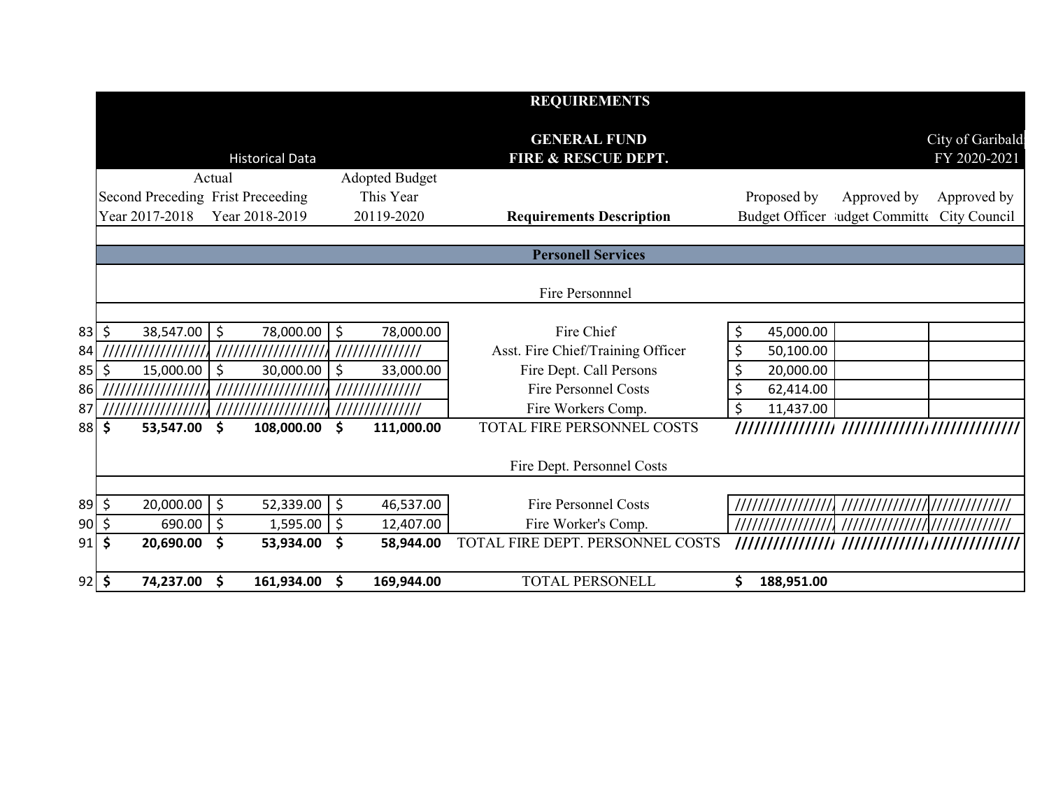| | Historical Data | | | REQUIREMENTS<br>GENERAL FUND<br>FIRE & RESCUE DEPT. | | | City of Garibaldi<br>FY 2020-2021 |
|---|---|---|---|---|---|---|---|
| | Actual | | Adopted Budget | | | | |
| | Second Preceding Year 2017-2018 | Frist Preceeding Year 2018-2019 | This Year 20119-2020 | **Requirements Description** | Proposed by Budget Officer | Approved by Budget Committee | Approved by City Council |
| | | | | **Personell Services** | | | |
| | | | | Fire Personnnel | | | |
| 83 | $ 38,547.00 | $ 78,000.00 | $ 78,000.00 | Fire Chief | $ 45,000.00 | | |
| 84 | ////////////////// | ////////////////// | ////////////// | Asst. Fire Chief/Training Officer | $ 50,100.00 | | |
| 85 | $ 15,000.00 | $ 30,000.00 | $ 33,000.00 | Fire Dept. Call Persons | $ 20,000.00 | | |
| 86 | ////////////////// | ////////////////// | ////////////// | Fire Personnel Costs | $ 62,414.00 | | |
| 87 | ////////////////// | ////////////////// | ////////////// | Fire Workers Comp. | $ 11,437.00 | | |
| 88 | **$ 53,547.00** | **$ 108,000.00** | **$ 111,000.00** | TOTAL FIRE PERSONNEL COSTS | ////////////// | ////////////// | ////////////// |
| | | | | Fire Dept. Personnel Costs | | | |
| 89 | $ 20,000.00 | $ 52,339.00 | $ 46,537.00 | Fire Personnel Costs | ////////////////// | ////////////// | ////////////// |
| 90 | $ 690.00 | $ 1,595.00 | $ 12,407.00 | Fire Worker's Comp. | ////////////////// | ////////////// | ////////////// |
| 91 | **$ 20,690.00** | **$ 53,934.00** | **$ 58,944.00** | TOTAL FIRE DEPT. PERSONNEL COSTS | ////////////// | ////////////// | ////////////// |
| 92 | **$ 74,237.00** | **$ 161,934.00** | **$ 169,944.00** | TOTAL PERSONELL | **$ 188,951.00** | | |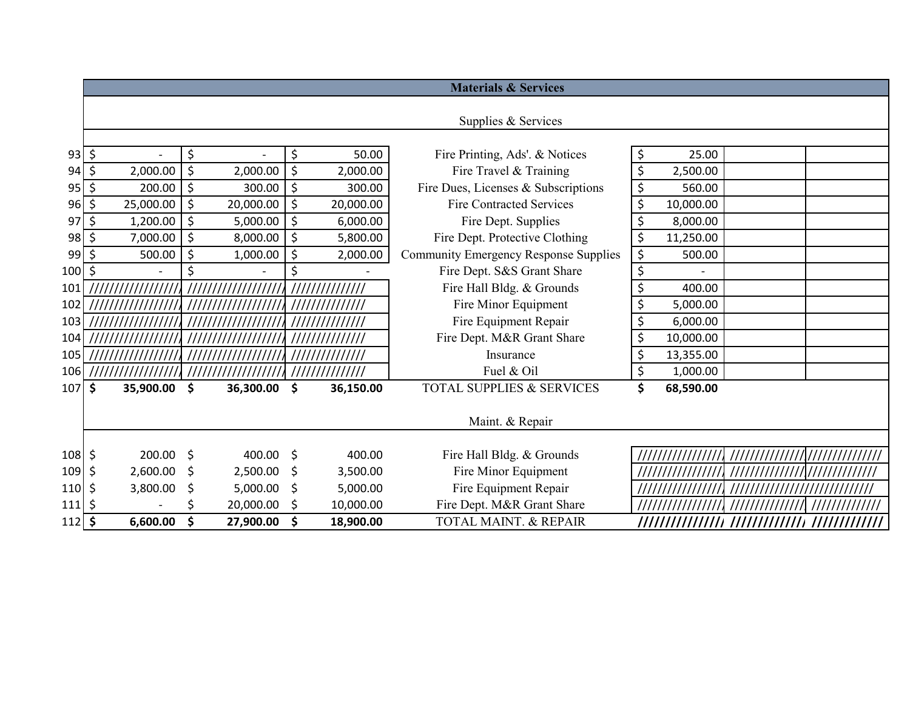| | | | | Materials & Services | | | |
|---|---|---|---|---|---|---|---|
| | | | | Supplies & Services | | | |
| 93 | $ - | $ - | $ 50.00 | Fire Printing, Ads'. & Notices | $ 25.00 | | |
| 94 | $ 2,000.00 | $ 2,000.00 | $ 2,000.00 | Fire Travel & Training | $ 2,500.00 | | |
| 95 | $ 200.00 | $ 300.00 | $ 300.00 | Fire Dues, Licenses & Subscriptions | $ 560.00 | | |
| 96 | $ 25,000.00 | $ 20,000.00 | $ 20,000.00 | Fire Contracted Services | $ 10,000.00 | | |
| 97 | $ 1,200.00 | $ 5,000.00 | $ 6,000.00 | Fire Dept. Supplies | $ 8,000.00 | | |
| 98 | $ 7,000.00 | $ 8,000.00 | $ 5,800.00 | Fire Dept. Protective Clothing | $ 11,250.00 | | |
| 99 | $ 500.00 | $ 1,000.00 | $ 2,000.00 | Community Emergency Response Supplies | $ 500.00 | | |
| 100 | $ - | $ - | $ - | Fire Dept. S&S Grant Share | $ - | | |
| 101 | ///////////////// | ////////////////// | ////////////// | Fire Hall Bldg. & Grounds | $ 400.00 | | |
| 102 | ///////////////// | ////////////////// | ////////////// | Fire Minor Equipment | $ 5,000.00 | | |
| 103 | ///////////////// | ////////////////// | ////////////// | Fire Equipment Repair | $ 6,000.00 | | |
| 104 | ///////////////// | ////////////////// | ////////////// | Fire Dept. M&R Grant Share | $ 10,000.00 | | |
| 105 | ///////////////// | ////////////////// | ////////////// | Insurance | $ 13,355.00 | | |
| 106 | ///////////////// | ////////////////// | ////////////// | Fuel & Oil | $ 1,000.00 | | |
| 107 | **$ 35,900.00** | **$ 36,300.00** | **$ 36,150.00** | TOTAL SUPPLIES & SERVICES | **$ 68,590.00** | | |
| | | | | Maint. & Repair | | | |
| 108 | $ 200.00 | $ 400.00 | $ 400.00 | Fire Hall Bldg. & Grounds | //////////////// | ////////////// | ////////////// |
| 109 | $ 2,600.00 | $ 2,500.00 | $ 3,500.00 | Fire Minor Equipment | //////////////// | ////////////// | ////////////// |
| 110 | $ 3,800.00 | $ 5,000.00 | $ 5,000.00 | Fire Equipment Repair | //////////////// | ////////////// | ////////////// |
| 111 | $ - | $ 20,000.00 | $ 10,000.00 | Fire Dept. M&R Grant Share | //////////////// | ////////////// | ////////////// |
| 112 | **$ 6,600.00** | **$ 27,900.00** | **$ 18,900.00** | TOTAL MAINT. & REPAIR | **////////////////** | **//////////////** | **//////////////** |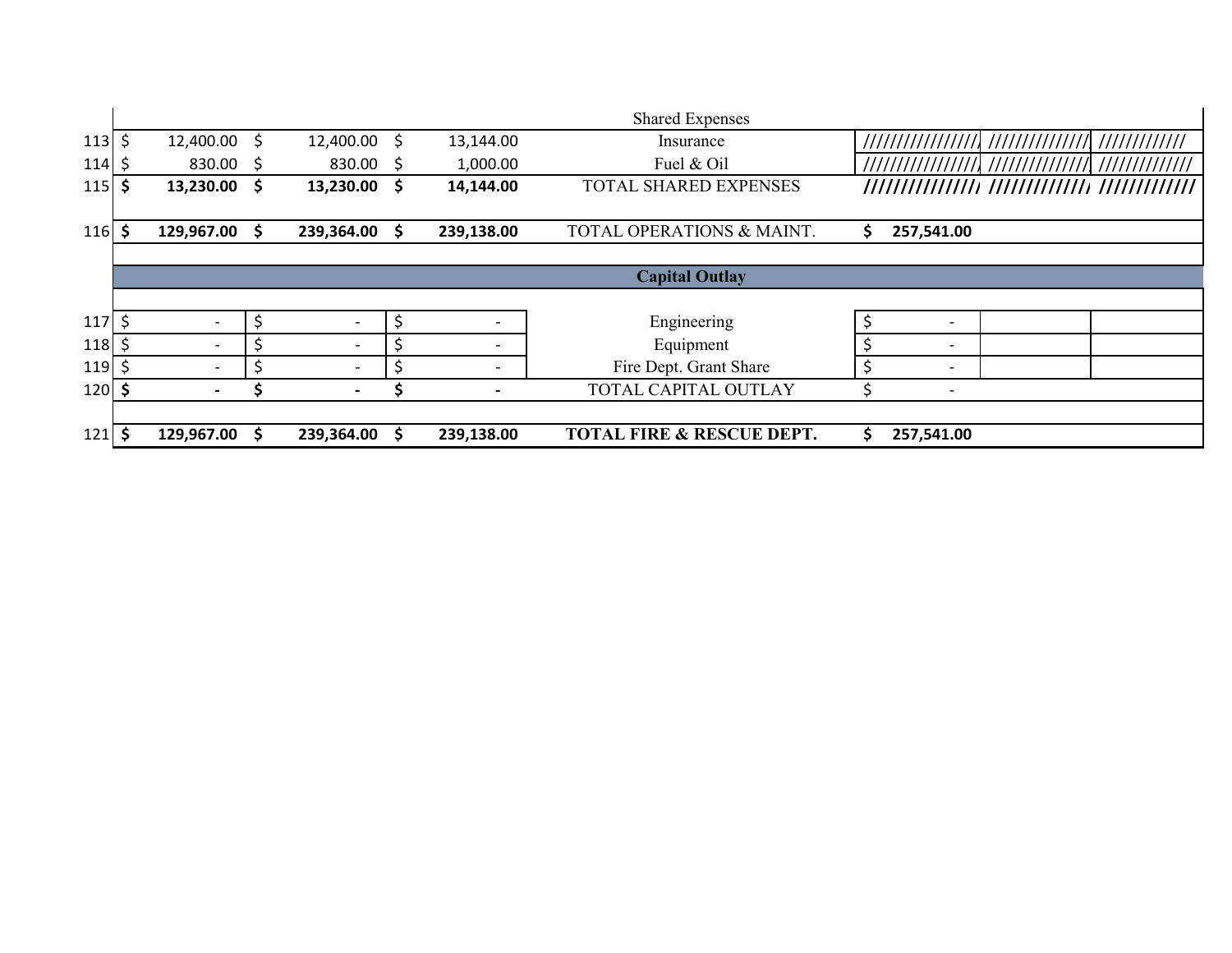| | | | | | | | |
|---|---|---|---|---|---|---|---|
| | | | | Shared Expenses | | | |
| 113 | $ 12,400.00 | $ 12,400.00 | $ 13,144.00 | Insurance | //////////////// | ////////////// | //////////// |
| 114 | $ 830.00 | $ 830.00 | $ 1,000.00 | Fuel & Oil | //////////////// | ////////////// | //////////// |
| 115 | **$ 13,230.00** | **$ 13,230.00** | **$ 14,144.00** | TOTAL SHARED EXPENSES | **////////////////** | **//////////////** | **////////////** |
| | | | | | | | |
| 116 | **$ 129,967.00** | **$ 239,364.00** | **$ 239,138.00** | TOTAL OPERATIONS & MAINT. | **$ 257,541.00** | | |
| | | | | | | | |
| | | | | **Capital Outlay** | | | |
| | | | | | | | |
| 117 | $ - | $ - | $ - | Engineering | $ - | | |
| 118 | $ - | $ - | $ - | Equipment | $ - | | |
| 119 | $ - | $ - | $ - | Fire Dept. Grant Share | $ - | | |
| 120 | **$ -** | **$ -** | **$ -** | TOTAL CAPITAL OUTLAY | $ - | | |
| | | | | | | | |
| 121 | **$ 129,967.00** | **$ 239,364.00** | **$ 239,138.00** | **TOTAL FIRE & RESCUE DEPT.** | **$ 257,541.00** | | |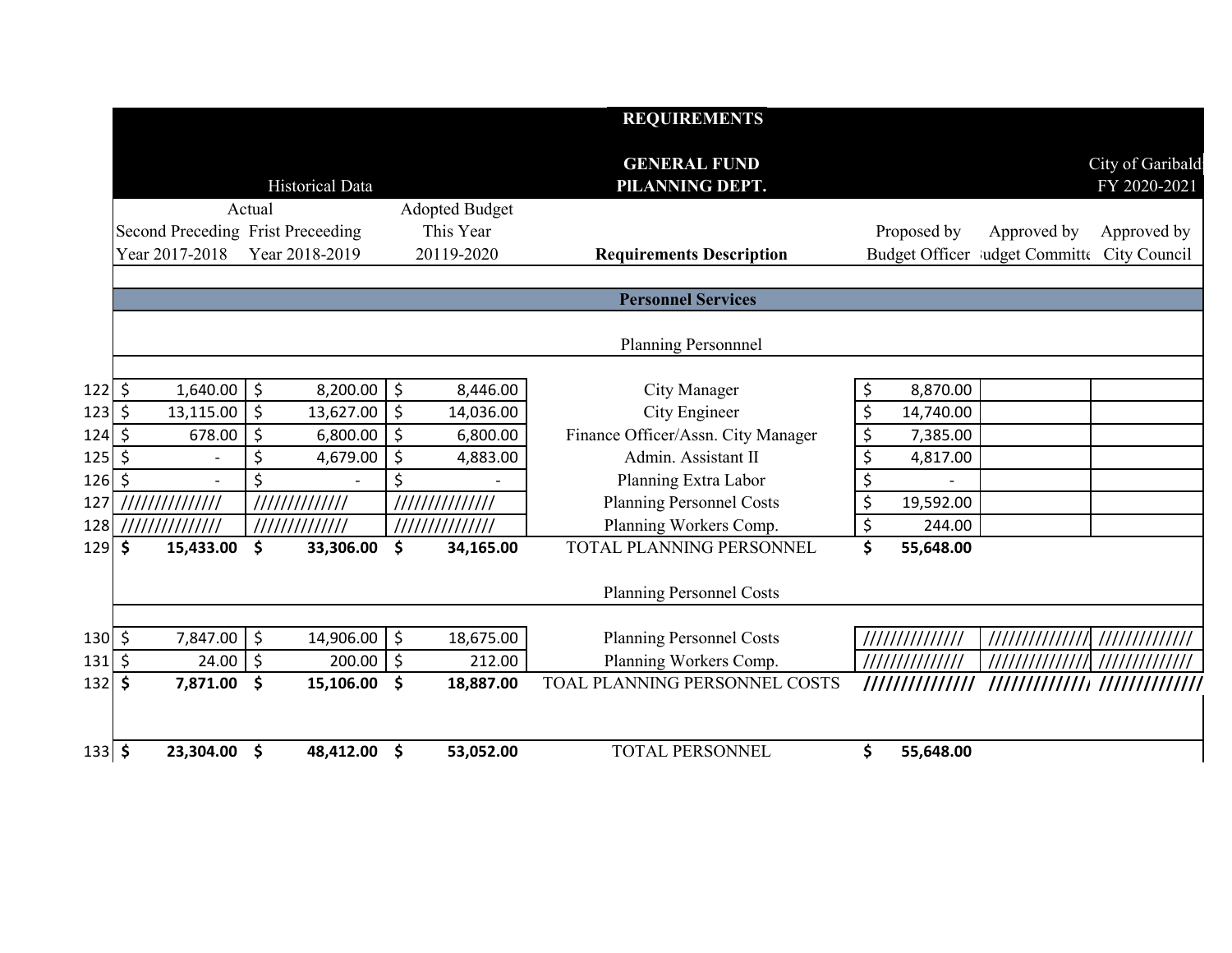| | Historical Data | | | REQUIREMENTS<br>GENERAL FUND<br>PILANNING DEPT. | | | City of Garibaldi<br>FY 2020-2021 |
|---|---|---|---|---|---|---|---|
| | Actual | | Adopted Budget | | | | |
| | Second Preceding Year 2017-2018 | Frist Preceeding Year 2018-2019 | This Year 20119-2020 | Requirements Description | Proposed by Budget Officer | Approved by Budget Committee | Approved by City Council |
| | | | | **Personnel Services** | | | |
| | | | | Planning Personnnel | | | |
| 122 | $ 1,640.00 | $ 8,200.00 | $ 8,446.00 | City Manager | $ 8,870.00 | | |
| 123 | $ 13,115.00 | $ 13,627.00 | $ 14,036.00 | City Engineer | $ 14,740.00 | | |
| 124 | $ 678.00 | $ 6,800.00 | $ 6,800.00 | Finance Officer/Assn. City Manager | $ 7,385.00 | | |
| 125 | $ - | $ 4,679.00 | $ 4,883.00 | Admin. Assistant II | $ 4,817.00 | | |
| 126 | $ - | $ - | $ - | Planning Extra Labor | $ - | | |
| 127 | ////////////// | ///////////// | ////////////// | Planning Personnel Costs | $ 19,592.00 | | |
| 128 | ////////////// | ///////////// | ////////////// | Planning Workers Comp. | $ 244.00 | | |
| 129 | **$ 15,433.00** | **$ 33,306.00** | **$ 34,165.00** | TOTAL PLANNING PERSONNEL | **$ 55,648.00** | | |
| | | | | Planning Personnel Costs | | | |
| 130 | $ 7,847.00 | $ 14,906.00 | $ 18,675.00 | Planning Personnel Costs | ////////////// | ////////////// | ///////////// |
| 131 | $ 24.00 | $ 200.00 | $ 212.00 | Planning Workers Comp. | ////////////// | ////////////// | ///////////// |
| 132 | **$ 7,871.00** | **$ 15,106.00** | **$ 18,887.00** | TOAL PLANNING PERSONNEL COSTS | ////////////// | ////////////// | ///////////// |
| 133 | **$ 23,304.00** | **$ 48,412.00** | **$ 53,052.00** | TOTAL PERSONNEL | **$ 55,648.00** | | |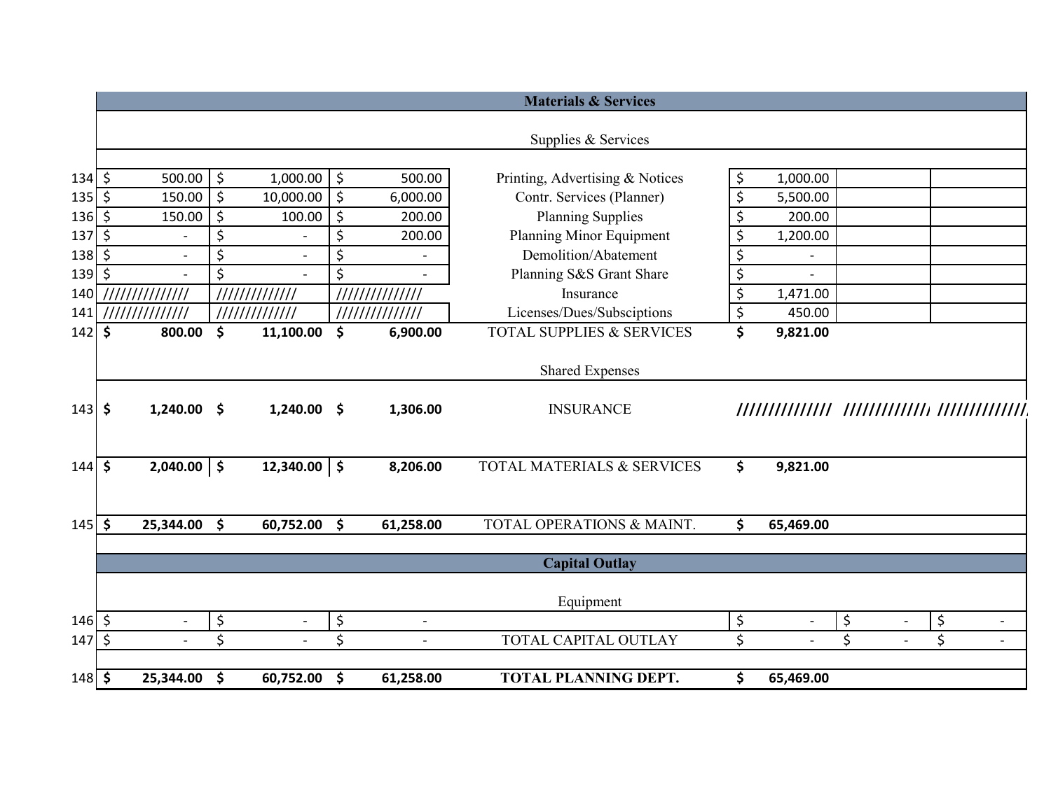| | | | | | | | |
|---|---|---|---|---|---|---|---|
| | | | | **Materials & Services** | | | |
| | | | | Supplies & Services | | | |
| 134 | $ 500.00 | $ 1,000.00 | $ 500.00 | Printing, Advertising & Notices | $ 1,000.00 | | |
| 135 | $ 150.00 | $ 10,000.00 | $ 6,000.00 | Contr. Services (Planner) | $ 5,500.00 | | |
| 136 | $ 150.00 | $ 100.00 | $ 200.00 | Planning Supplies | $ 200.00 | | |
| 137 | $ - | $ - | $ 200.00 | Planning Minor Equipment | $ 1,200.00 | | |
| 138 | $ - | $ - | $ - | Demolition/Abatement | $ - | | |
| 139 | $ - | $ - | $ - | Planning S&S Grant Share | $ - | | |
| 140 | ////////////// | ////////////// | ////////////// | Insurance | $ 1,471.00 | | |
| 141 | ////////////// | ////////////// | ////////////// | Licenses/Dues/Subsciptions | $ 450.00 | | |
| 142 | **$ 800.00** | **$ 11,100.00** | **$ 6,900.00** | TOTAL SUPPLIES & SERVICES | **$ 9,821.00** | | |
| | | | | Shared Expenses | | | |
| 143 | **$ 1,240.00** | **$ 1,240.00** | **$ 1,306.00** | INSURANCE | ////////////// | ////////////// | ////////////// |
| 144 | **$ 2,040.00** | **$ 12,340.00** | **$ 8,206.00** | TOTAL MATERIALS & SERVICES | **$ 9,821.00** | | |
| 145 | **$ 25,344.00** | **$ 60,752.00** | **$ 61,258.00** | TOTAL OPERATIONS & MAINT. | **$ 65,469.00** | | |
| | | | | **Capital Outlay** | | | |
| | | | | Equipment | | | |
| 146 | $ - | $ - | $ - | | $ - | $ - | $ - |
| 147 | $ - | $ - | $ - | TOTAL CAPITAL OUTLAY | $ - | $ - | $ - |
| 148 | **$ 25,344.00** | **$ 60,752.00** | **$ 61,258.00** | **TOTAL PLANNING DEPT.** | **$ 65,469.00** | | |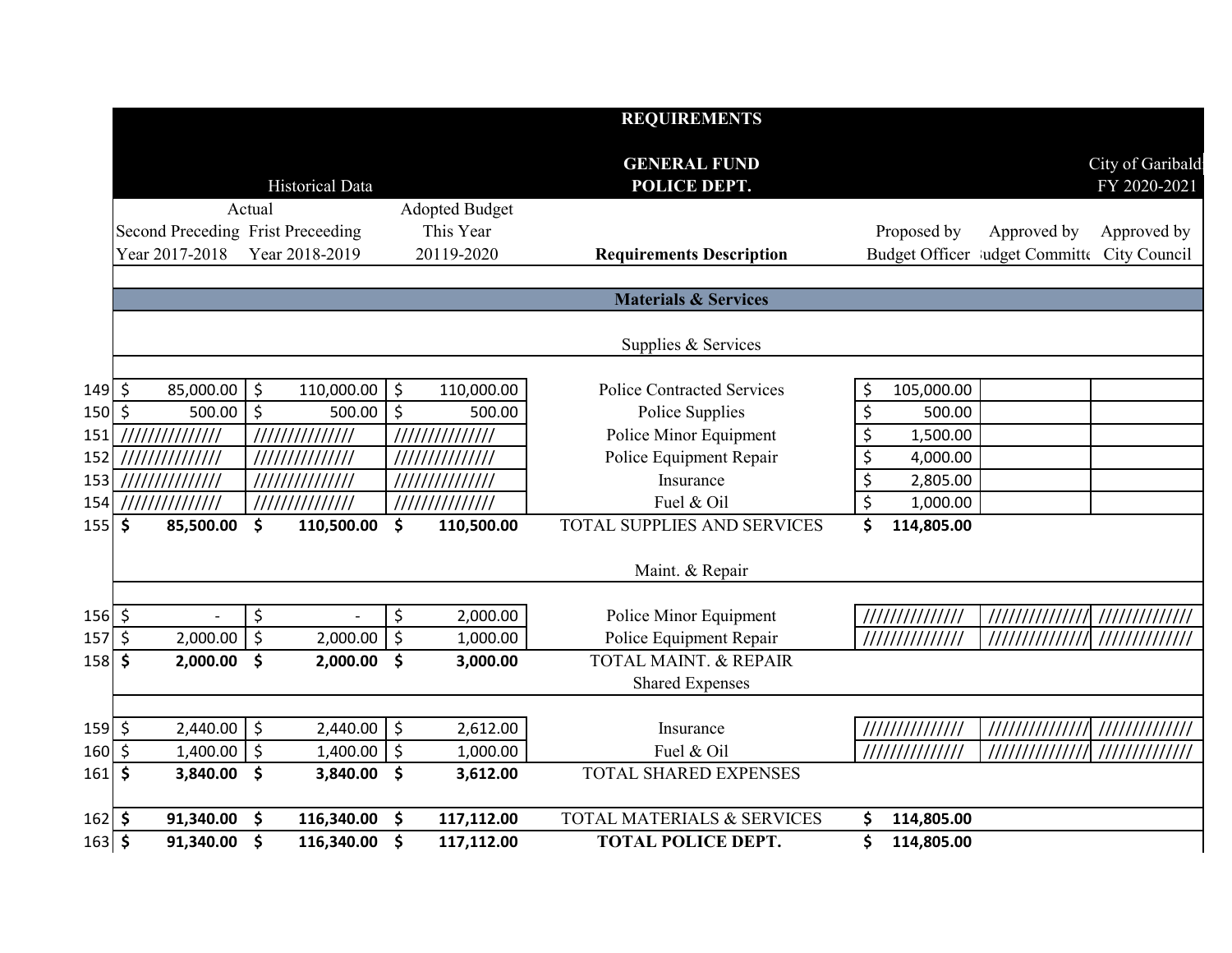| | REQUIREMENTS | | | | | | |
|---|---|---|---|---|---|---|---|
| | GENERAL FUND | | | | | | City of Garibaldi |
| | Historical Data | | POLICE DEPT. | | | | FY 2020-2021 |
| | Actual | | Adopted Budget | | | | |
| | Second Preceding Year 2017-2018 | Frist Preceeding Year 2018-2019 | This Year 20119-2020 | Requirements Description | Proposed by Budget Officer | Approved by Budget Committee | Approved by City Council |
| | | | | **Materials & Services** | | | |
| | | | | Supplies & Services | | | |
| 149 | $ 85,000.00 | $ 110,000.00 | $ 110,000.00 | Police Contracted Services | $ 105,000.00 | | |
| 150 | $ 500.00 | $ 500.00 | $ 500.00 | Police Supplies | $ 500.00 | | |
| 151 | ////////////// | ////////////// | ////////////// | Police Minor Equipment | $ 1,500.00 | | |
| 152 | ////////////// | ////////////// | ////////////// | Police Equipment Repair | $ 4,000.00 | | |
| 153 | ////////////// | ////////////// | ////////////// | Insurance | $ 2,805.00 | | |
| 154 | ////////////// | ////////////// | ////////////// | Fuel & Oil | $ 1,000.00 | | |
| 155 | **$ 85,500.00** | **$ 110,500.00** | **$ 110,500.00** | TOTAL SUPPLIES AND SERVICES | **$ 114,805.00** | | |
| | | | | Maint. & Repair | | | |
| 156 | $ - | $ - | $ 2,000.00 | Police Minor Equipment | ////////////// | ////////////// | ///////////// |
| 157 | $ 2,000.00 | $ 2,000.00 | $ 1,000.00 | Police Equipment Repair | ////////////// | ////////////// | ///////////// |
| 158 | **$ 2,000.00** | **$ 2,000.00** | **$ 3,000.00** | TOTAL MAINT. & REPAIR | | | |
| | | | | Shared Expenses | | | |
| 159 | $ 2,440.00 | $ 2,440.00 | $ 2,612.00 | Insurance | ////////////// | ////////////// | ///////////// |
| 160 | $ 1,400.00 | $ 1,400.00 | $ 1,000.00 | Fuel & Oil | ////////////// | ////////////// | ///////////// |
| 161 | **$ 3,840.00** | **$ 3,840.00** | **$ 3,612.00** | TOTAL SHARED EXPENSES | | | |
| 162 | **$ 91,340.00** | **$ 116,340.00** | **$ 117,112.00** | TOTAL MATERIALS & SERVICES | **$ 114,805.00** | | |
| 163 | **$ 91,340.00** | **$ 116,340.00** | **$ 117,112.00** | **TOTAL POLICE DEPT.** | **$ 114,805.00** | | |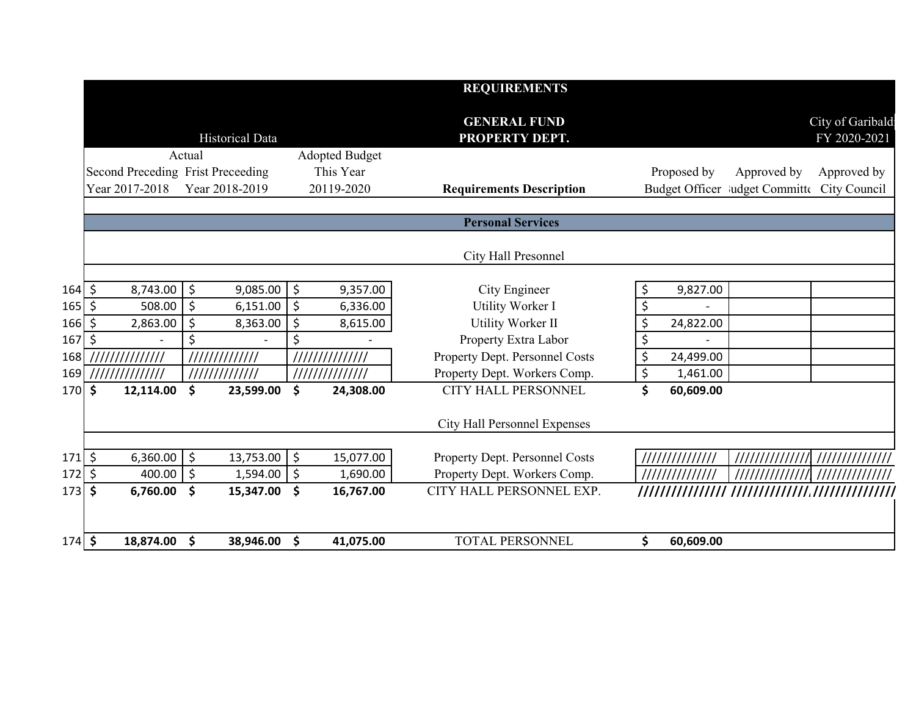| | REQUIREMENTS | | | | | | |
|---|---|---|---|---|---|---|---|
| | Historical Data | | GENERAL FUND PROPERTY DEPT. | | | City of Garibaldi FY 2020-2021 | |
| | Actual | | Adopted Budget | | | | |
| | Second Preceding Year 2017-2018 | Frist Preceeding Year 2018-2019 | This Year 20119-2020 | Requirements Description | Proposed by Budget Officer | Approved by Budget Committee | Approved by City Council |
| | | | | **Personal Services** | | | |
| | | | | City Hall Presonnel | | | |
| 164 | $ 8,743.00 | $ 9,085.00 | $ 9,357.00 | City Engineer | $ 9,827.00 | | |
| 165 | $ 508.00 | $ 6,151.00 | $ 6,336.00 | Utility Worker I | $ - | | |
| 166 | $ 2,863.00 | $ 8,363.00 | $ 8,615.00 | Utility Worker II | $ 24,822.00 | | |
| 167 | $ - | $ - | $ - | Property Extra Labor | $ - | | |
| 168 | ////////////// | ////////////// | ////////////// | Property Dept. Personnel Costs | $ 24,499.00 | | |
| 169 | ////////////// | ////////////// | ////////////// | Property Dept. Workers Comp. | $ 1,461.00 | | |
| 170 | **$ 12,114.00** | **$ 23,599.00** | **$ 24,308.00** | CITY HALL PERSONNEL | **$ 60,609.00** | | |
| | | | | City Hall Personnel Expenses | | | |
| 171 | $ 6,360.00 | $ 13,753.00 | $ 15,077.00 | Property Dept. Personnel Costs | ////////////// | ////////////// | ////////////// |
| 172 | $ 400.00 | $ 1,594.00 | $ 1,690.00 | Property Dept. Workers Comp. | ////////////// | ////////////// | ////////////// |
| 173 | **$ 6,760.00** | **$ 15,347.00** | **$ 16,767.00** | CITY HALL PERSONNEL EXP. | ////////////// | ////////////// | ////////////// |
| 174 | **$ 18,874.00** | **$ 38,946.00** | **$ 41,075.00** | TOTAL PERSONNEL | **$ 60,609.00** | | |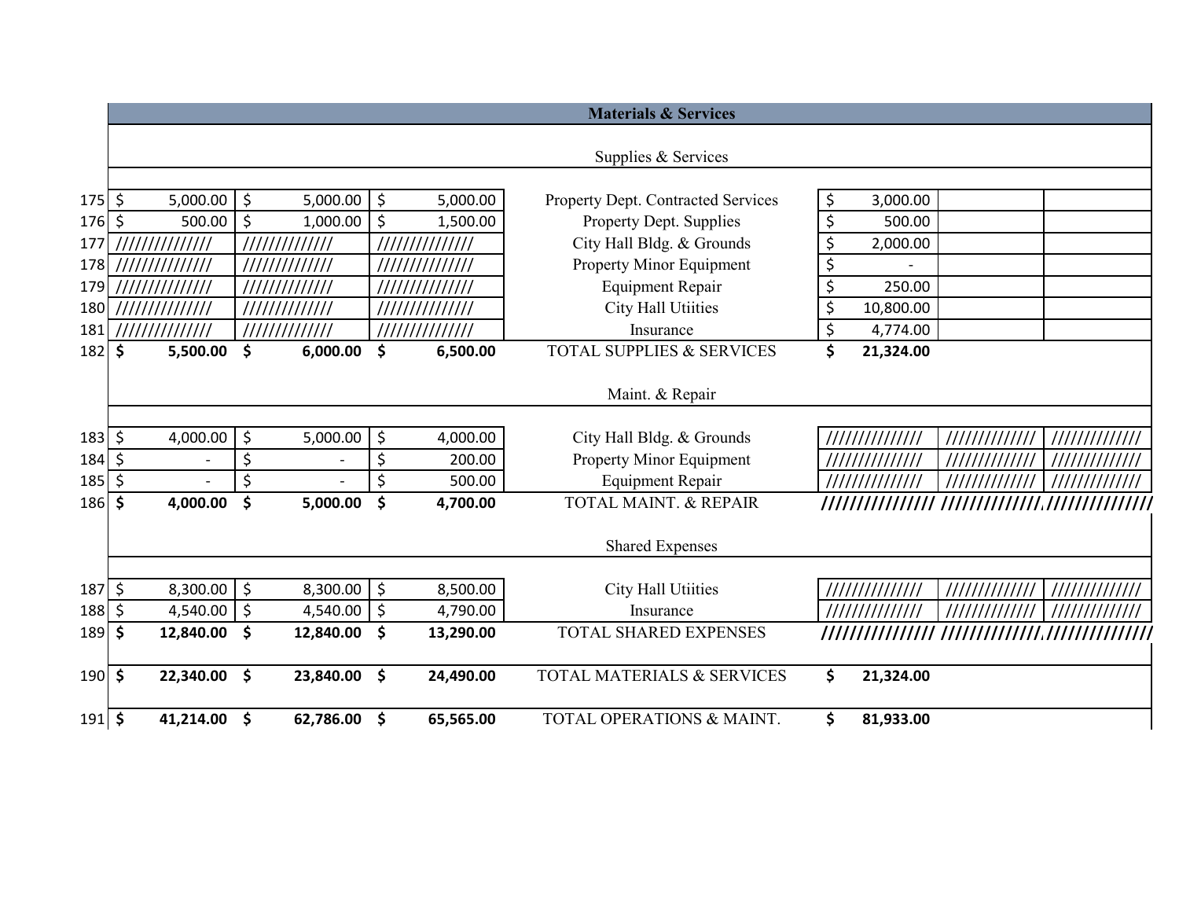| | | | | Materials & Services | | | |
|---|---|---|---|---|---|---|---|
| | | | | Supplies & Services | | | |
| 175 | $ 5,000.00 | $ 5,000.00 | $ 5,000.00 | Property Dept. Contracted Services | $ 3,000.00 | | |
| 176 | $ 500.00 | $ 1,000.00 | $ 1,500.00 | Property Dept. Supplies | $ 500.00 | | |
| 177 | ////////////// | ///////////// | ////////////// | City Hall Bldg. & Grounds | $ 2,000.00 | | |
| 178 | ////////////// | ///////////// | ////////////// | Property Minor Equipment | $ - | | |
| 179 | ////////////// | ///////////// | ////////////// | Equipment Repair | $ 250.00 | | |
| 180 | ////////////// | ///////////// | ////////////// | City Hall Utiities | $ 10,800.00 | | |
| 181 | ////////////// | ///////////// | ////////////// | Insurance | $ 4,774.00 | | |
| 182 | **$ 5,500.00** | **$ 6,000.00** | **$ 6,500.00** | TOTAL SUPPLIES & SERVICES | **$ 21,324.00** | | |
| | | | | Maint. & Repair | | | |
| 183 | $ 4,000.00 | $ 5,000.00 | $ 4,000.00 | City Hall Bldg. & Grounds | ////////////// | ///////////// | ///////////// |
| 184 | $ - | $ - | $ 200.00 | Property Minor Equipment | ////////////// | ///////////// | ///////////// |
| 185 | $ - | $ - | $ 500.00 | Equipment Repair | ////////////// | ///////////// | ///////////// |
| 186 | **$ 4,000.00** | **$ 5,000.00** | **$ 4,700.00** | TOTAL MAINT. & REPAIR | /////////////// | ///////////// | ////////////// |
| | | | | Shared Expenses | | | |
| 187 | $ 8,300.00 | $ 8,300.00 | $ 8,500.00 | City Hall Utiities | ////////////// | ///////////// | ///////////// |
| 188 | $ 4,540.00 | $ 4,540.00 | $ 4,790.00 | Insurance | ////////////// | ///////////// | ///////////// |
| 189 | **$ 12,840.00** | **$ 12,840.00** | **$ 13,290.00** | TOTAL SHARED EXPENSES | /////////////// | ///////////// | ////////////// |
| 190 | **$ 22,340.00** | **$ 23,840.00** | **$ 24,490.00** | TOTAL MATERIALS & SERVICES | **$ 21,324.00** | | |
| 191 | **$ 41,214.00** | **$ 62,786.00** | **$ 65,565.00** | TOTAL OPERATIONS & MAINT. | **$ 81,933.00** | | |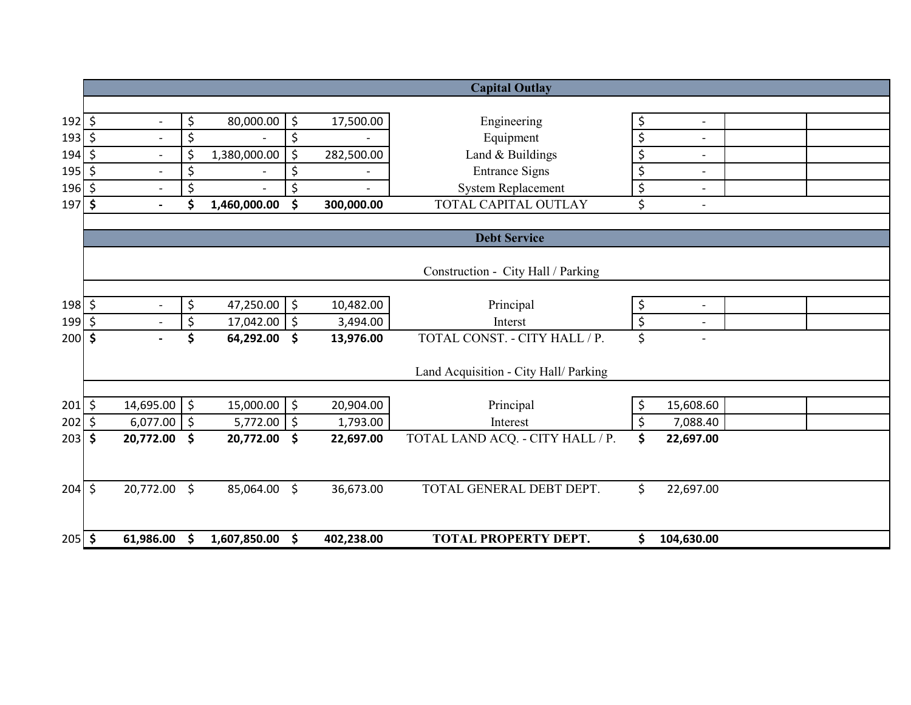| | | | | Capital Outlay | | | |
|---|---|---|---|---|---|---|---|
| 192 | $ - | $ 80,000.00 | $ 17,500.00 | Engineering | $ - | | |
| 193 | $ - | $ - | $ - | Equipment | $ - | | |
| 194 | $ - | $ 1,380,000.00 | $ 282,500.00 | Land & Buildings | $ - | | |
| 195 | $ - | $ - | $ - | Entrance Signs | $ - | | |
| 196 | $ - | $ - | $ - | System Replacement | $ - | | |
| 197 | **$ -** | **$ 1,460,000.00** | **$ 300,000.00** | TOTAL CAPITAL OUTLAY | $ - | | |
| | | | | **Debt Service** | | | |
| | | | | Construction - City Hall / Parking | | | |
| 198 | $ - | $ 47,250.00 | $ 10,482.00 | Principal | $ - | | |
| 199 | $ - | $ 17,042.00 | $ 3,494.00 | Interst | $ - | | |
| 200 | **$ -** | **$ 64,292.00** | **$ 13,976.00** | TOTAL CONST. - CITY HALL / P. | $ - | | |
| | | | | Land Acquisition - City Hall/ Parking | | | |
| 201 | $ 14,695.00 | $ 15,000.00 | $ 20,904.00 | Principal | $ 15,608.60 | | |
| 202 | $ 6,077.00 | $ 5,772.00 | $ 1,793.00 | Interest | $ 7,088.40 | | |
| 203 | **$ 20,772.00** | **$ 20,772.00** | **$ 22,697.00** | TOTAL LAND ACQ. - CITY HALL / P. | **$ 22,697.00** | | |
| 204 | $ 20,772.00 | $ 85,064.00 | $ 36,673.00 | TOTAL GENERAL DEBT DEPT. | $ 22,697.00 | | |
| 205 | **$ 61,986.00** | **$ 1,607,850.00** | **$ 402,238.00** | **TOTAL PROPERTY DEPT.** | **$ 104,630.00** | | |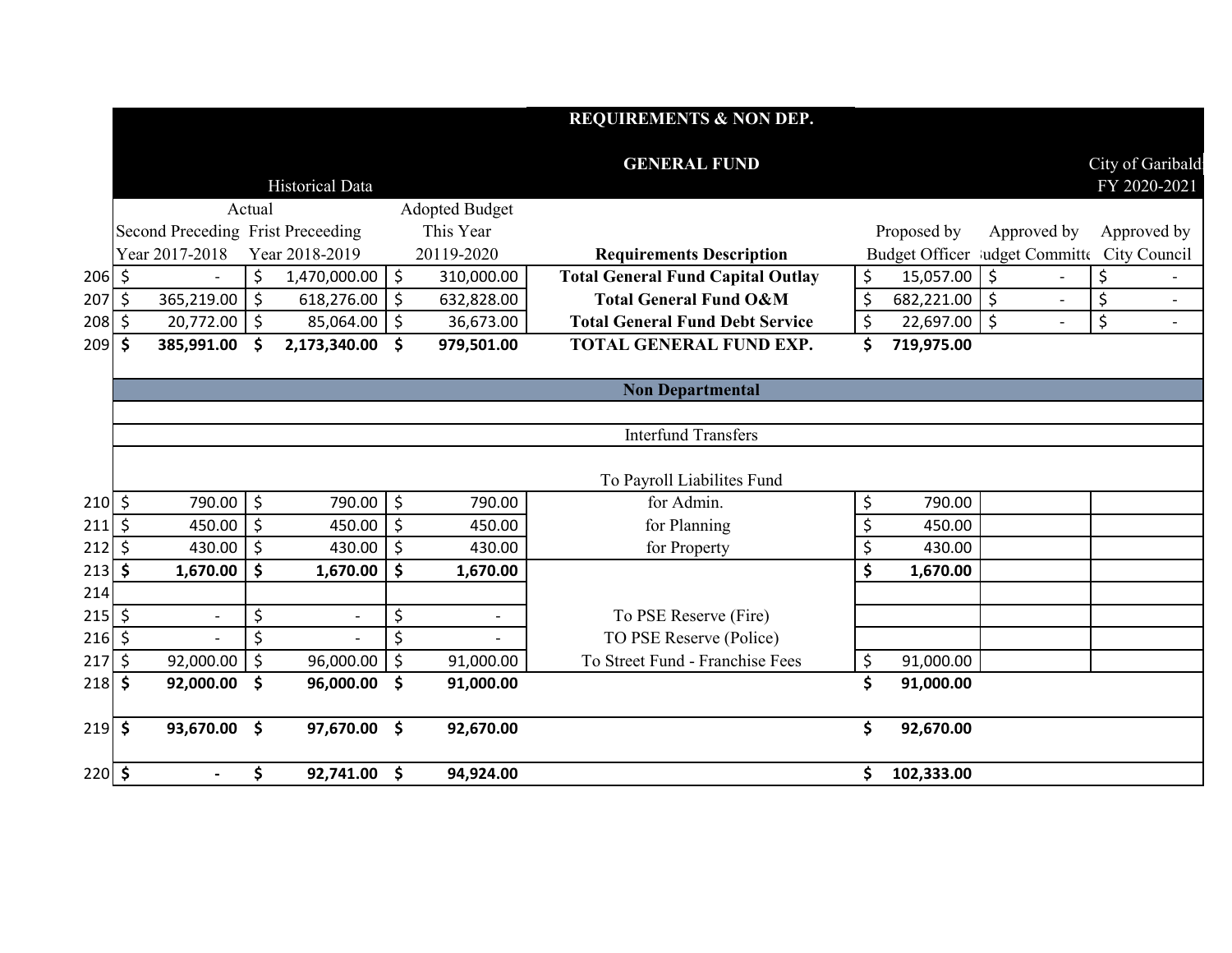| | REQUIREMENTS & NON DEP. | | | | | | | |
|---|---|---|---|---|---|---|---|---|
| | GENERAL FUND | | | | | | | City of Garibaldi |
| | Historical Data | | | | | | | FY 2020-2021 |
| | Actual | | Adopted Budget | | | | | |
| | Second Preceding Year 2017-2018 | Frist Preceeding Year 2018-2019 | This Year 20119-2020 | Requirements Description | Proposed by Budget Officer | Approved by Budget Committee | Approved by City Council |
| 206 | $ - | $ 1,470,000.00 | $ 310,000.00 | **Total General Fund Capital Outlay** | $ 15,057.00 | $ - | $ - |
| 207 | $ 365,219.00 | $ 618,276.00 | $ 632,828.00 | **Total General Fund O&M** | $ 682,221.00 | $ - | $ - |
| 208 | $ 20,772.00 | $ 85,064.00 | $ 36,673.00 | **Total General Fund Debt Service** | $ 22,697.00 | $ - | $ - |
| 209 | **$ 385,991.00** | **$ 2,173,340.00** | **$ 979,501.00** | **TOTAL GENERAL FUND EXP.** | **$ 719,975.00** | | |
| | | | | **Non Departmental** | | | |
| | | | | Interfund Transfers | | | |
| | | | | To Payroll Liabilites Fund | | | |
| 210 | $ 790.00 | $ 790.00 | $ 790.00 | for Admin. | $ 790.00 | | |
| 211 | $ 450.00 | $ 450.00 | $ 450.00 | for Planning | $ 450.00 | | |
| 212 | $ 430.00 | $ 430.00 | $ 430.00 | for Property | $ 430.00 | | |
| 213 | **$ 1,670.00** | **$ 1,670.00** | **$ 1,670.00** | | **$ 1,670.00** | | |
| 214 | | | | | | | |
| 215 | $ - | $ - | $ - | To PSE Reserve (Fire) | | | |
| 216 | $ - | $ - | $ - | TO PSE Reserve (Police) | | | |
| 217 | $ 92,000.00 | $ 96,000.00 | $ 91,000.00 | To Street Fund - Franchise Fees | $ 91,000.00 | | |
| 218 | **$ 92,000.00** | **$ 96,000.00** | **$ 91,000.00** | | **$ 91,000.00** | | |
| 219 | **$ 93,670.00** | **$ 97,670.00** | **$ 92,670.00** | | **$ 92,670.00** | | |
| 220 | **$ -** | **$ 92,741.00** | **$ 94,924.00** | | **$ 102,333.00** | | |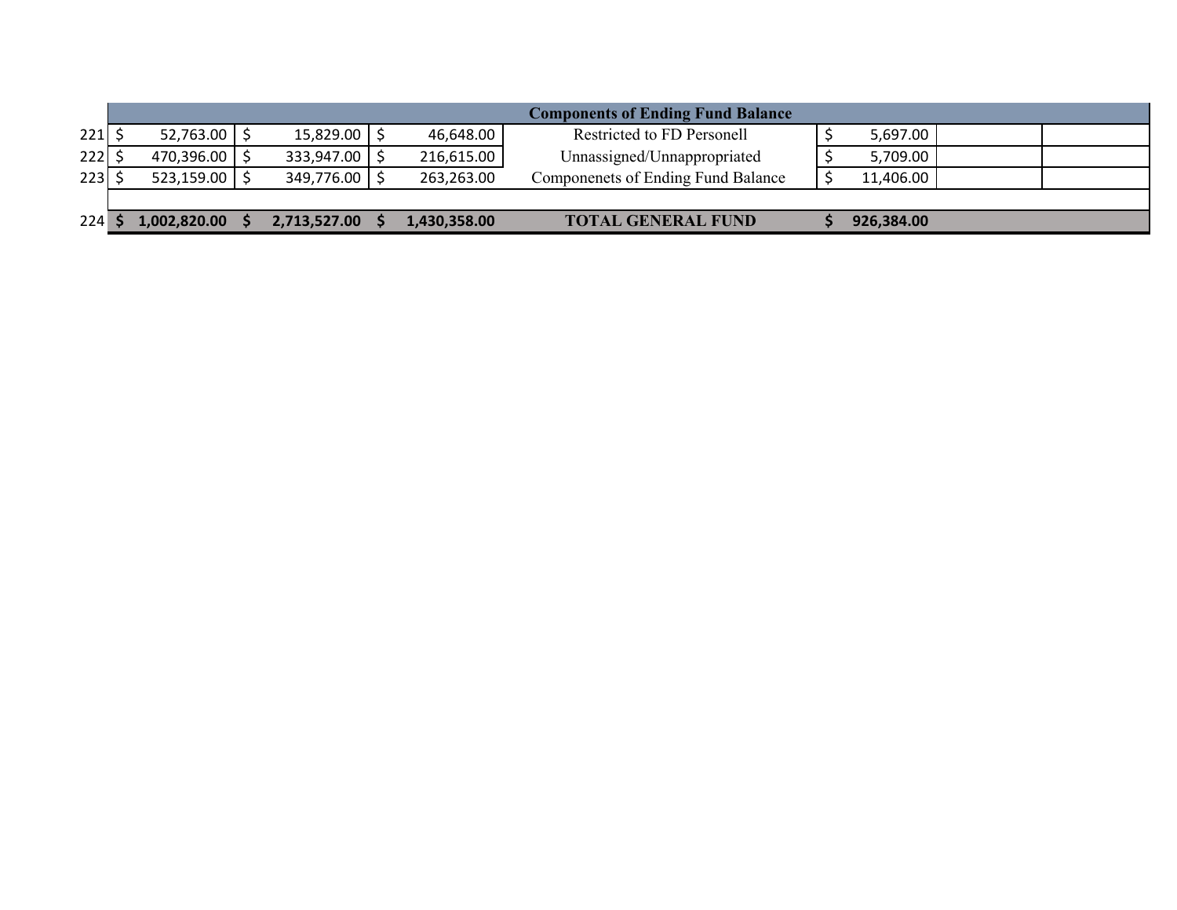| | | | | Components of Ending Fund Balance | | | |
|---|---|---|---|---|---|---|---|
| 221 | $ 52,763.00 | $ 15,829.00 | $ 46,648.00 | Restricted to FD Personell | $ 5,697.00 | | |
| 222 | $ 470,396.00 | $ 333,947.00 | $ 216,615.00 | Unnassigned/Unnappropriated | $ 5,709.00 | | |
| 223 | $ 523,159.00 | $ 349,776.00 | $ 263,263.00 | Componenets of Ending Fund Balance | $ 11,406.00 | | |
| | | | | | | | |
| 224 | **$ 1,002,820.00** | **$ 2,713,527.00** | **$ 1,430,358.00** | **TOTAL GENERAL FUND** | **$ 926,384.00** | | |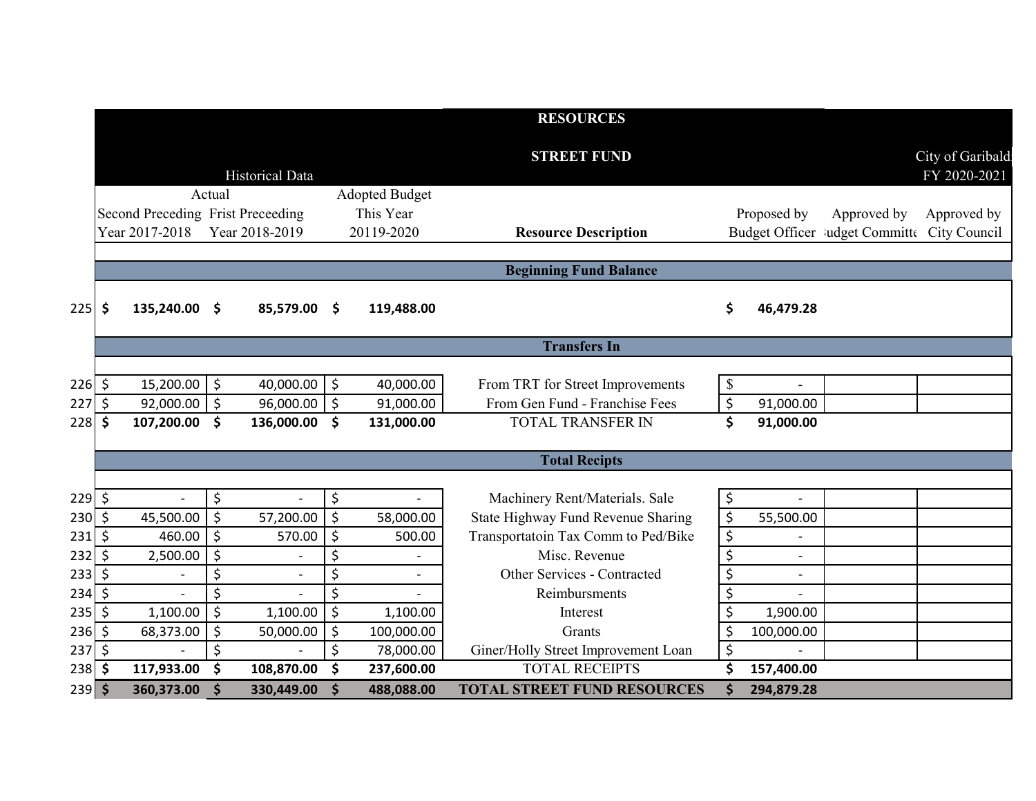# RESOURCES

## STREET FUND

City of Garibaldi
FY 2020-2021

| | Historical Data | | | | | | |
|---|---|---|---|---|---|---|---|
| | Actual | | | | | | |
| | Second Preceding Year 2017-2018 | Frist Preceeding Year 2018-2019 | Adopted Budget This Year 20119-2020 | Resource Description | Proposed by Budget Officer | Approved by Budget Committee | Approved by City Council |
| | | | | **Beginning Fund Balance** | | | |
| 225 | **$ 135,240.00** | **$ 85,579.00** | **$ 119,488.00** | | **$ 46,479.28** | | |
| | | | | **Transfers In** | | | |
| 226 | $ 15,200.00 | $ 40,000.00 | $ 40,000.00 | From TRT for Street Improvements | $ - | | |
| 227 | $ 92,000.00 | $ 96,000.00 | $ 91,000.00 | From Gen Fund - Franchise Fees | $ 91,000.00 | | |
| 228 | **$ 107,200.00** | **$ 136,000.00** | **$ 131,000.00** | TOTAL TRANSFER IN | **$ 91,000.00** | | |
| | | | | **Total Recipts** | | | |
| 229 | $ - | $ - | $ - | Machinery Rent/Materials. Sale | $ - | | |
| 230 | $ 45,500.00 | $ 57,200.00 | $ 58,000.00 | State Highway Fund Revenue Sharing | $ 55,500.00 | | |
| 231 | $ 460.00 | $ 570.00 | $ 500.00 | Transportatoin Tax Comm to Ped/Bike | $ - | | |
| 232 | $ 2,500.00 | $ - | $ - | Misc. Revenue | $ - | | |
| 233 | $ - | $ - | $ - | Other Services - Contracted | $ - | | |
| 234 | $ - | $ - | $ - | Reimbursments | $ - | | |
| 235 | $ 1,100.00 | $ 1,100.00 | $ 1,100.00 | Interest | $ 1,900.00 | | |
| 236 | $ 68,373.00 | $ 50,000.00 | $ 100,000.00 | Grants | $ 100,000.00 | | |
| 237 | $ - | $ - | $ 78,000.00 | Giner/Holly Street Improvement Loan | $ - | | |
| 238 | **$ 117,933.00** | **$ 108,870.00** | **$ 237,600.00** | TOTAL RECEIPTS | **$ 157,400.00** | | |
| 239 | **$ 360,373.00** | **$ 330,449.00** | **$ 488,088.00** | **TOTAL STREET FUND RESOURCES** | **$ 294,879.28** | | |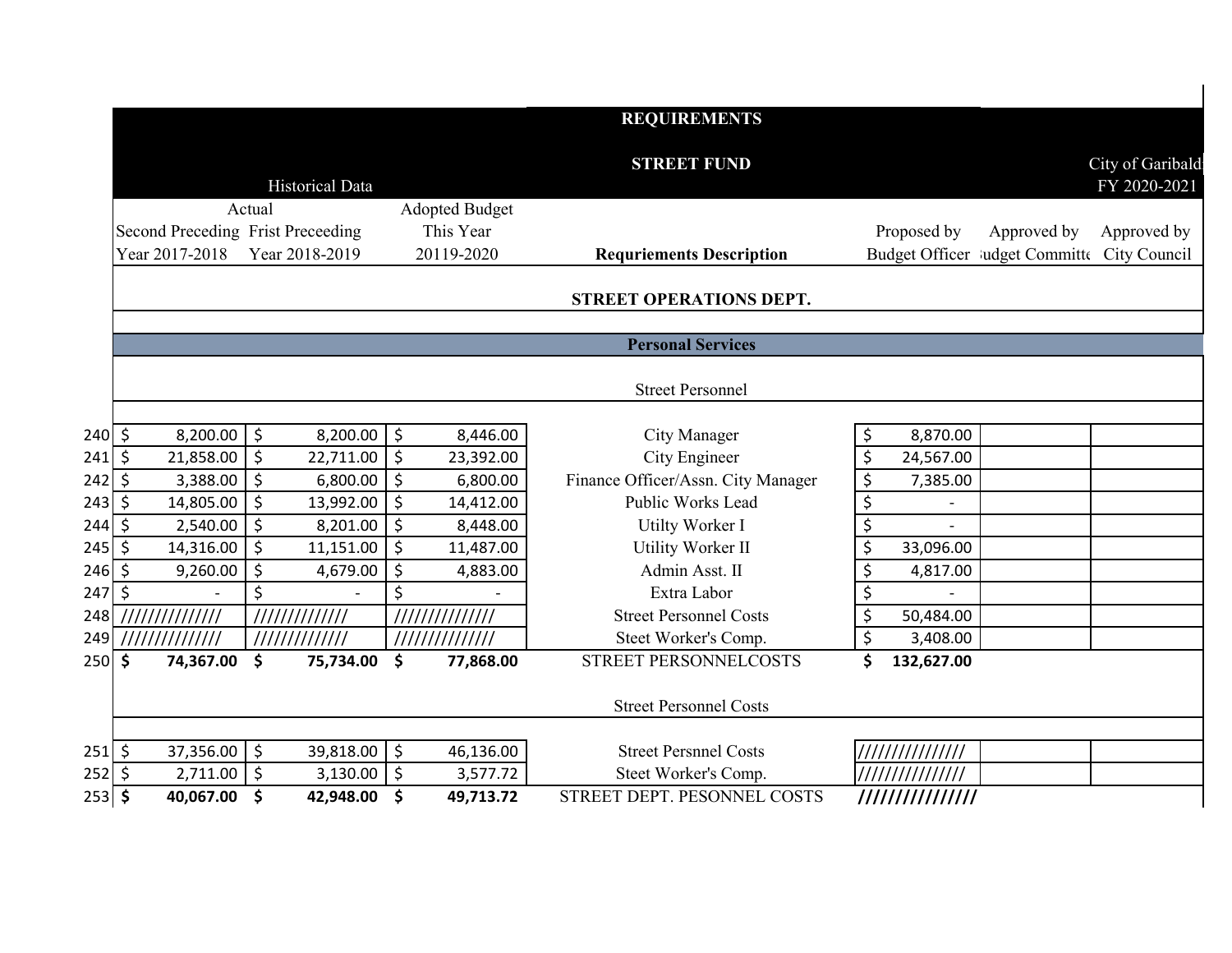| | REQUIREMENTS | | | | | | |
|---|---|---|---|---|---|---|---|
| | STREET FUND | | | | | | City of Garibaldi |
| | Historical Data | | | | | | FY 2020-2021 |
| | Actual | | Adopted Budget | | | | |
| | Second Preceding Year 2017-2018 | Frist Preceeding Year 2018-2019 | This Year 20119-2020 | Requriements Description | Proposed by Budget Officer | Approved by Budget Committee | Approved by City Council |
| | | | | **STREET OPERATIONS DEPT.** | | | |
| | | | | **Personal Services** | | | |
| | | | | Street Personnel | | | |
| 240 | $ 8,200.00 | $ 8,200.00 | $ 8,446.00 | City Manager | $ 8,870.00 | | |
| 241 | $ 21,858.00 | $ 22,711.00 | $ 23,392.00 | City Engineer | $ 24,567.00 | | |
| 242 | $ 3,388.00 | $ 6,800.00 | $ 6,800.00 | Finance Officer/Assn. City Manager | $ 7,385.00 | | |
| 243 | $ 14,805.00 | $ 13,992.00 | $ 14,412.00 | Public Works Lead | $ - | | |
| 244 | $ 2,540.00 | $ 8,201.00 | $ 8,448.00 | Utilty Worker I | $ - | | |
| 245 | $ 14,316.00 | $ 11,151.00 | $ 11,487.00 | Utility Worker II | $ 33,096.00 | | |
| 246 | $ 9,260.00 | $ 4,679.00 | $ 4,883.00 | Admin Asst. II | $ 4,817.00 | | |
| 247 | $ - | $ - | $ - | Extra Labor | $ - | | |
| 248 | ////////////// | ///////////// | ////////////// | Street Personnel Costs | $ 50,484.00 | | |
| 249 | ////////////// | ///////////// | ////////////// | Steet Worker's Comp. | $ 3,408.00 | | |
| 250 | **$ 74,367.00** | **$ 75,734.00** | **$ 77,868.00** | STREET PERSONNELCOSTS | **$ 132,627.00** | | |
| | | | | Street Personnel Costs | | | |
| 251 | $ 37,356.00 | $ 39,818.00 | $ 46,136.00 | Street Persnnel Costs | /////////////// | | |
| 252 | $ 2,711.00 | $ 3,130.00 | $ 3,577.72 | Steet Worker's Comp. | /////////////// | | |
| 253 | **$ 40,067.00** | **$ 42,948.00** | **$ 49,713.72** | STREET DEPT. PESONNEL COSTS | **///////////////** | | |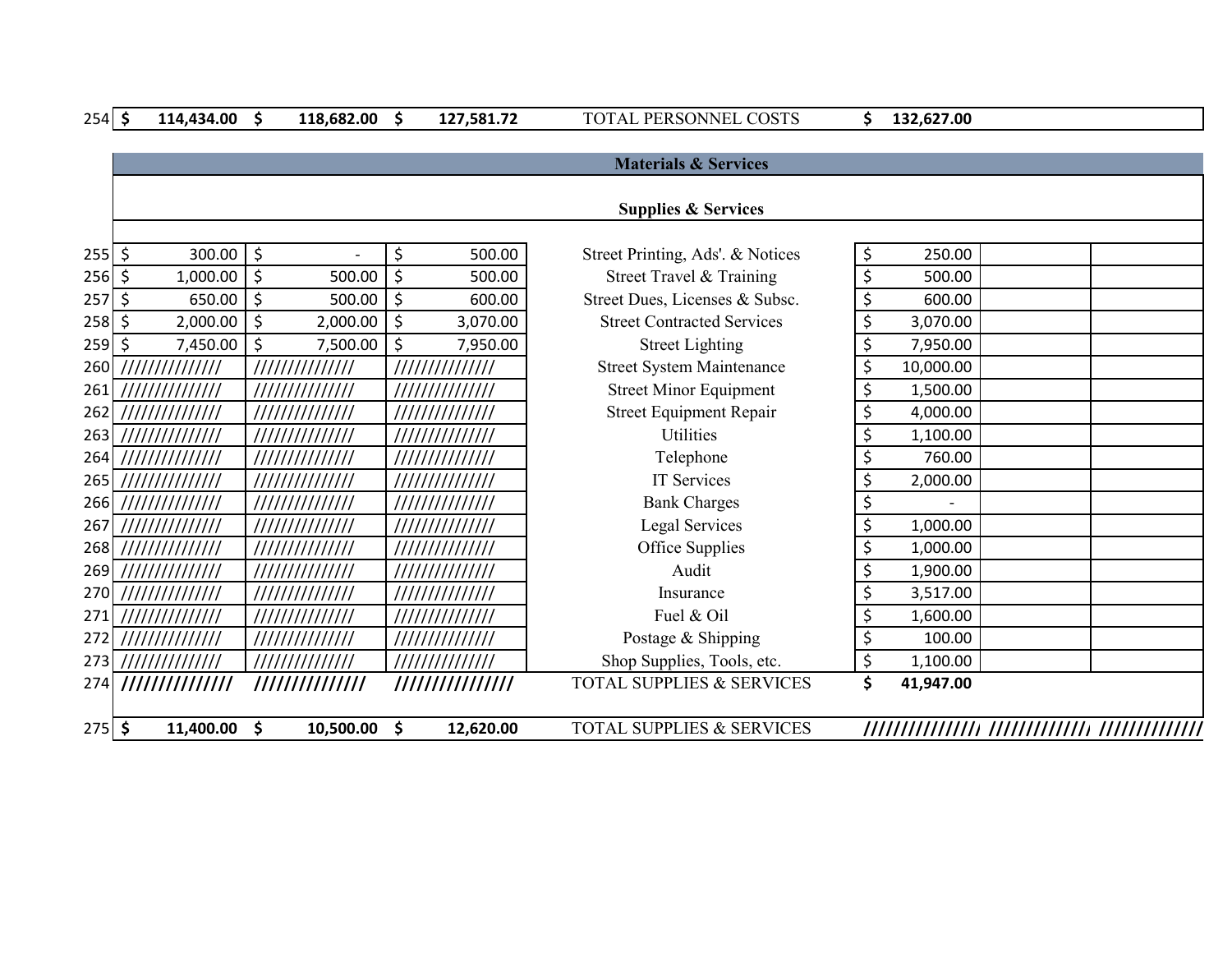| Line | | | | Description | | | |
|---|---|---|---|---|---|---|---|
| 254 | $ 114,434.00 | $ 118,682.00 | $ 127,581.72 | TOTAL PERSONNEL COSTS | $ 132,627.00 | | |

| Line | | | | Description | | | |
|---|---|---|---|---|---|---|---|
| | | | | **Materials & Services** | | | |
| | | | | **Supplies & Services** | | | |
| 255 | $ 300.00 | $ - | $ 500.00 | Street Printing, Ads'. & Notices | $ 250.00 | | |
| 256 | $ 1,000.00 | $ 500.00 | $ 500.00 | Street Travel & Training | $ 500.00 | | |
| 257 | $ 650.00 | $ 500.00 | $ 600.00 | Street Dues, Licenses & Subsc. | $ 600.00 | | |
| 258 | $ 2,000.00 | $ 2,000.00 | $ 3,070.00 | Street Contracted Services | $ 3,070.00 | | |
| 259 | $ 7,450.00 | $ 7,500.00 | $ 7,950.00 | Street Lighting | $ 7,950.00 | | |
| 260 | ////////////// | ////////////// | ////////////// | Street System Maintenance | $ 10,000.00 | | |
| 261 | ////////////// | ////////////// | ////////////// | Street Minor Equipment | $ 1,500.00 | | |
| 262 | ////////////// | ////////////// | ////////////// | Street Equipment Repair | $ 4,000.00 | | |
| 263 | ////////////// | ////////////// | ////////////// | Utilities | $ 1,100.00 | | |
| 264 | ////////////// | ////////////// | ////////////// | Telephone | $ 760.00 | | |
| 265 | ////////////// | ////////////// | ////////////// | IT Services | $ 2,000.00 | | |
| 266 | ////////////// | ////////////// | ////////////// | Bank Charges | $ - | | |
| 267 | ////////////// | ////////////// | ////////////// | Legal Services | $ 1,000.00 | | |
| 268 | ////////////// | ////////////// | ////////////// | Office Supplies | $ 1,000.00 | | |
| 269 | ////////////// | ////////////// | ////////////// | Audit | $ 1,900.00 | | |
| 270 | ////////////// | ////////////// | ////////////// | Insurance | $ 3,517.00 | | |
| 271 | ////////////// | ////////////// | ////////////// | Fuel & Oil | $ 1,600.00 | | |
| 272 | ////////////// | ////////////// | ////////////// | Postage & Shipping | $ 100.00 | | |
| 273 | ////////////// | ////////////// | ////////////// | Shop Supplies, Tools, etc. | $ 1,100.00 | | |
| 274 | ////////////// | ////////////// | ////////////// | TOTAL SUPPLIES & SERVICES | **$ 41,947.00** | | |
| 275 | **$ 11,400.00** | **$ 10,500.00** | **$ 12,620.00** | TOTAL SUPPLIES & SERVICES | ////////////// | ////////////// | ////////////// |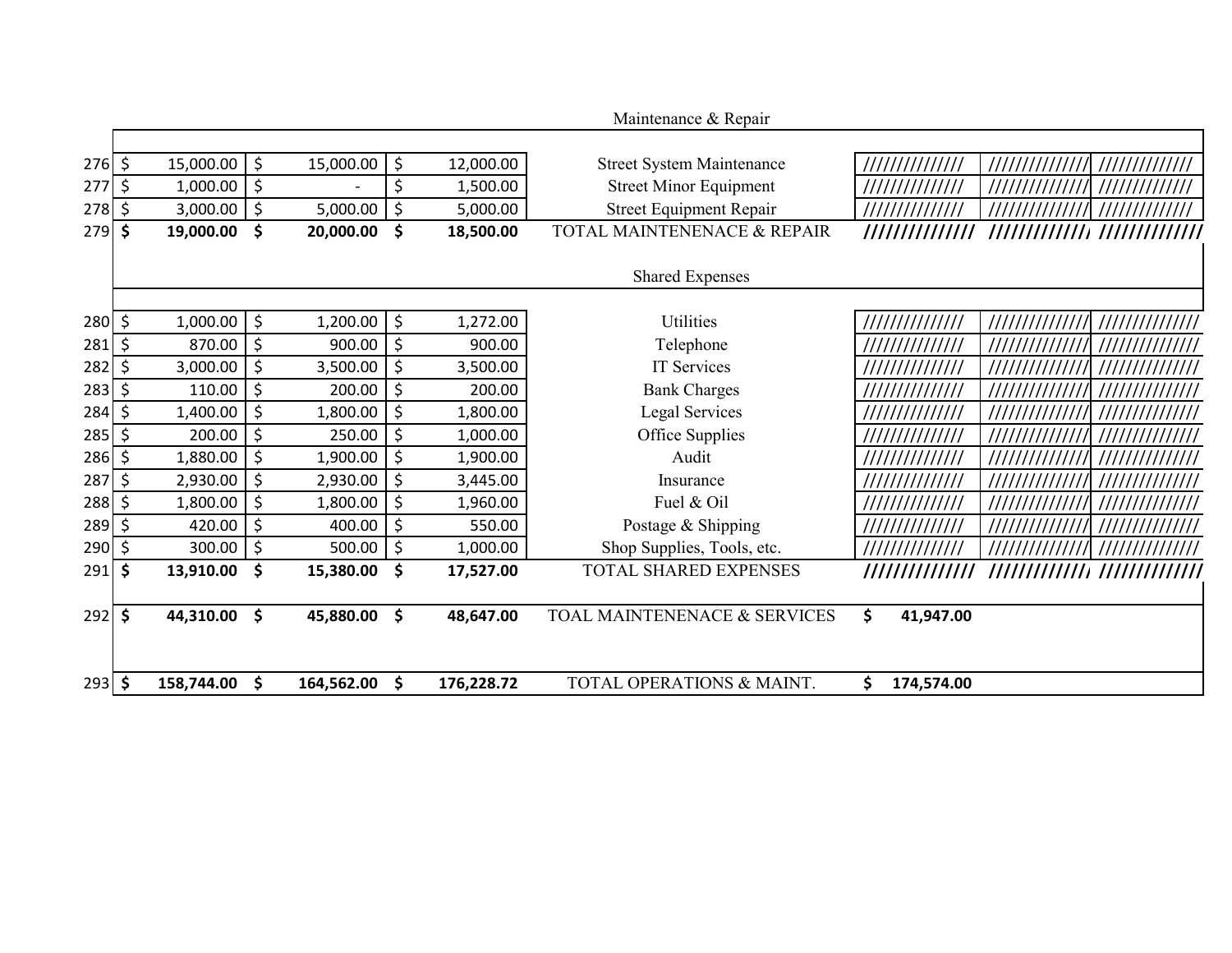| | | | | Maintenance & Repair | | | |
|---|---|---|---|---|---|---|---|
| 276 | $ 15,000.00 | $ 15,000.00 | $ 12,000.00 | Street System Maintenance | ////////////// | ////////////// | ///////////// |
| 277 | $ 1,000.00 | $ - | $ 1,500.00 | Street Minor Equipment | ////////////// | ////////////// | ///////////// |
| 278 | $ 3,000.00 | $ 5,000.00 | $ 5,000.00 | Street Equipment Repair | ////////////// | ////////////// | ///////////// |
| 279 | **$ 19,000.00** | **$ 20,000.00** | **$ 18,500.00** | TOTAL MAINTENENACE & REPAIR | **//////////////** | **//////////////** | **//////////////** |
| | | | | Shared Expenses | | | |
| 280 | $ 1,000.00 | $ 1,200.00 | $ 1,272.00 | Utilities | ////////////// | ////////////// | ////////////// |
| 281 | $ 870.00 | $ 900.00 | $ 900.00 | Telephone | ////////////// | ////////////// | ////////////// |
| 282 | $ 3,000.00 | $ 3,500.00 | $ 3,500.00 | IT Services | ////////////// | ////////////// | ////////////// |
| 283 | $ 110.00 | $ 200.00 | $ 200.00 | Bank Charges | ////////////// | ////////////// | ////////////// |
| 284 | $ 1,400.00 | $ 1,800.00 | $ 1,800.00 | Legal Services | ////////////// | ////////////// | ////////////// |
| 285 | $ 200.00 | $ 250.00 | $ 1,000.00 | Office Supplies | ////////////// | ////////////// | ////////////// |
| 286 | $ 1,880.00 | $ 1,900.00 | $ 1,900.00 | Audit | ////////////// | ////////////// | ////////////// |
| 287 | $ 2,930.00 | $ 2,930.00 | $ 3,445.00 | Insurance | ////////////// | ////////////// | ////////////// |
| 288 | $ 1,800.00 | $ 1,800.00 | $ 1,960.00 | Fuel & Oil | ////////////// | ////////////// | ////////////// |
| 289 | $ 420.00 | $ 400.00 | $ 550.00 | Postage & Shipping | ////////////// | ////////////// | ////////////// |
| 290 | $ 300.00 | $ 500.00 | $ 1,000.00 | Shop Supplies, Tools, etc. | ////////////// | ////////////// | ////////////// |
| 291 | **$ 13,910.00** | **$ 15,380.00** | **$ 17,527.00** | TOTAL SHARED EXPENSES | **//////////////** | **//////////////** | **//////////////** |
| 292 | **$ 44,310.00** | **$ 45,880.00** | **$ 48,647.00** | TOAL MAINTENENACE & SERVICES | **$ 41,947.00** | | |
| 293 | **$ 158,744.00** | **$ 164,562.00** | **$ 176,228.72** | TOTAL OPERATIONS & MAINT. | **$ 174,574.00** | | |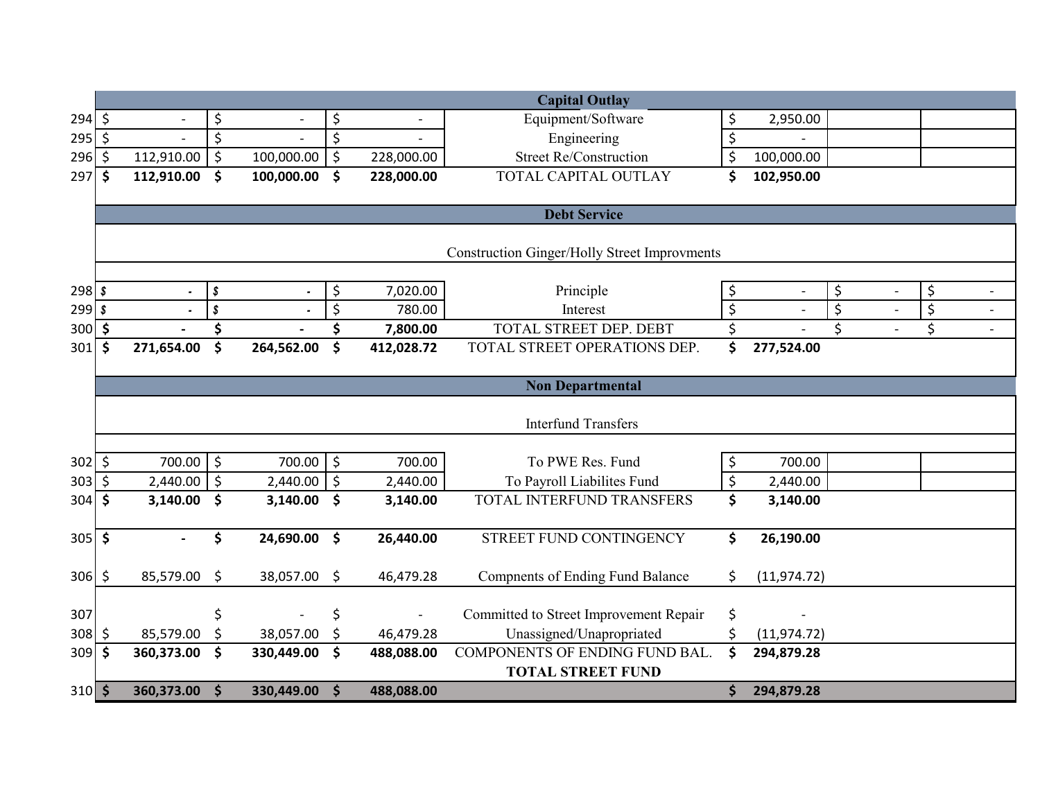| | | | | | | | |
|---|---|---|---|---|---|---|---|
| | | | | **Capital Outlay** | | | |
| 294 | $ - | $ - | $ - | Equipment/Software | $ 2,950.00 | | |
| 295 | $ - | $ - | $ - | Engineering | $ - | | |
| 296 | $ 112,910.00 | $ 100,000.00 | $ 228,000.00 | Street Re/Construction | $ 100,000.00 | | |
| 297 | **$ 112,910.00** | **$ 100,000.00** | **$ 228,000.00** | TOTAL CAPITAL OUTLAY | **$ 102,950.00** | | |
| | | | | **Debt Service** | | | |
| | | | | Construction Ginger/Holly Street Improvments | | | |
| 298 | $ - | $ - | $ 7,020.00 | Principle | $ - | $ - | $ - |
| 299 | $ - | $ - | $ 780.00 | Interest | $ - | $ - | $ - |
| 300 | **$ -** | **$ -** | **$ 7,800.00** | TOTAL STREET DEP. DEBT | $ - | $ - | $ - |
| 301 | **$ 271,654.00** | **$ 264,562.00** | **$ 412,028.72** | TOTAL STREET OPERATIONS DEP. | **$ 277,524.00** | | |
| | | | | **Non Departmental** | | | |
| | | | | Interfund Transfers | | | |
| 302 | $ 700.00 | $ 700.00 | $ 700.00 | To PWE Res. Fund | $ 700.00 | | |
| 303 | $ 2,440.00 | $ 2,440.00 | $ 2,440.00 | To Payroll Liabilites Fund | $ 2,440.00 | | |
| 304 | **$ 3,140.00** | **$ 3,140.00** | **$ 3,140.00** | TOTAL INTERFUND TRANSFERS | **$ 3,140.00** | | |
| 305 | **$ -** | **$ 24,690.00** | **$ 26,440.00** | STREET FUND CONTINGENCY | **$ 26,190.00** | | |
| 306 | $ 85,579.00 | $ 38,057.00 | $ 46,479.28 | Compnents of Ending Fund Balance | $ (11,974.72) | | |
| 307 | | $ - | $ - | Committed to Street Improvement Repair | $ - | | |
| 308 | $ 85,579.00 | $ 38,057.00 | $ 46,479.28 | Unassigned/Unapropriated | $ (11,974.72) | | |
| 309 | **$ 360,373.00** | **$ 330,449.00** | **$ 488,088.00** | COMPONENTS OF ENDING FUND BAL. | **$ 294,879.28** | | |
| | | | | **TOTAL STREET FUND** | | | |
| 310 | **$ 360,373.00** | **$ 330,449.00** | **$ 488,088.00** | | **$ 294,879.28** | | |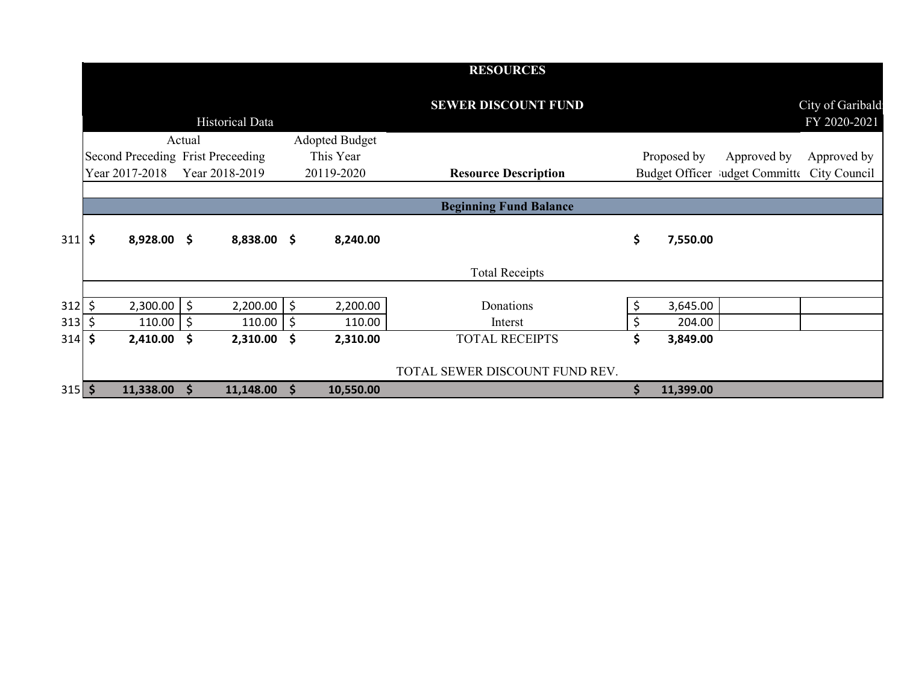# RESOURCES

## SEWER DISCOUNT FUND

City of Garibaldi
FY 2020-2021

| | Historical Data | | | | | | |
|---|---|---|---|---|---|---|---|
| | Actual | | Adopted Budget | | | | |
| | Second Preceding Year 2017-2018 | Frist Preceeding Year 2018-2019 | This Year 20119-2020 | Resource Description | Proposed by Budget Officer | Approved by Budget Committee | Approved by City Council |
| | | | | **Beginning Fund Balance** | | | |
| 311 | **$ 8,928.00** | **$ 8,838.00** | **$ 8,240.00** | | **$ 7,550.00** | | |
| | | | | Total Receipts | | | |
| 312 | $ 2,300.00 | $ 2,200.00 | $ 2,200.00 | Donations | $ 3,645.00 | | |
| 313 | $ 110.00 | $ 110.00 | $ 110.00 | Interst | $ 204.00 | | |
| 314 | **$ 2,410.00** | **$ 2,310.00** | **$ 2,310.00** | TOTAL RECEIPTS | **$ 3,849.00** | | |
| | | | | TOTAL SEWER DISCOUNT FUND REV. | | | |
| 315 | **$ 11,338.00** | **$ 11,148.00** | **$ 10,550.00** | | **$ 11,399.00** | | |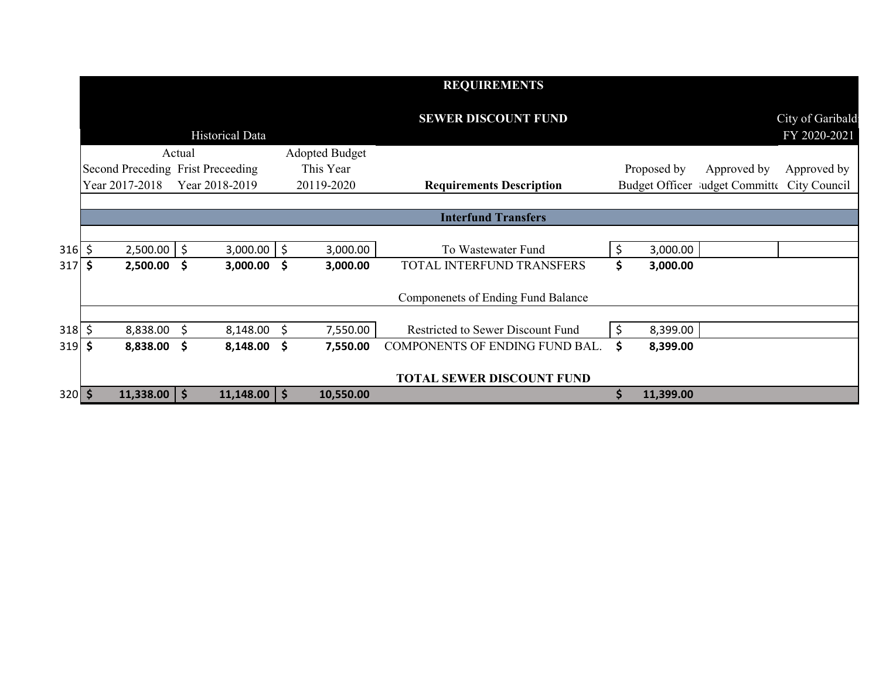| | REQUIREMENTS | | | | | | |
|---|---|---|---|---|---|---|---|
| | | | | SEWER DISCOUNT FUND | | | City of Garibaldi |
| | Historical Data | | | | | | FY 2020-2021 |
| | Actual | | Adopted Budget | | | | |
| | Second Preceding Year 2017-2018 | Frist Preceeding Year 2018-2019 | This Year 20119-2020 | **Requirements Description** | Proposed by Budget Officer | Approved by Budget Committee | Approved by City Council |
| | | | | **Interfund Transfers** | | | |
| 316 | $ 2,500.00 | $ 3,000.00 | $ 3,000.00 | To Wastewater Fund | $ 3,000.00 | | |
| 317 | **$ 2,500.00** | **$ 3,000.00** | **$ 3,000.00** | TOTAL INTERFUND TRANSFERS | **$ 3,000.00** | | |
| | | | | Componenets of Ending Fund Balance | | | |
| 318 | $ 8,838.00 | $ 8,148.00 | $ 7,550.00 | Restricted to Sewer Discount Fund | $ 8,399.00 | | |
| 319 | **$ 8,838.00** | **$ 8,148.00** | **$ 7,550.00** | COMPONENTS OF ENDING FUND BAL. | **$ 8,399.00** | | |
| | | | | **TOTAL SEWER DISCOUNT FUND** | | | |
| 320 | **$ 11,338.00** | **$ 11,148.00** | **$ 10,550.00** | | **$ 11,399.00** | | |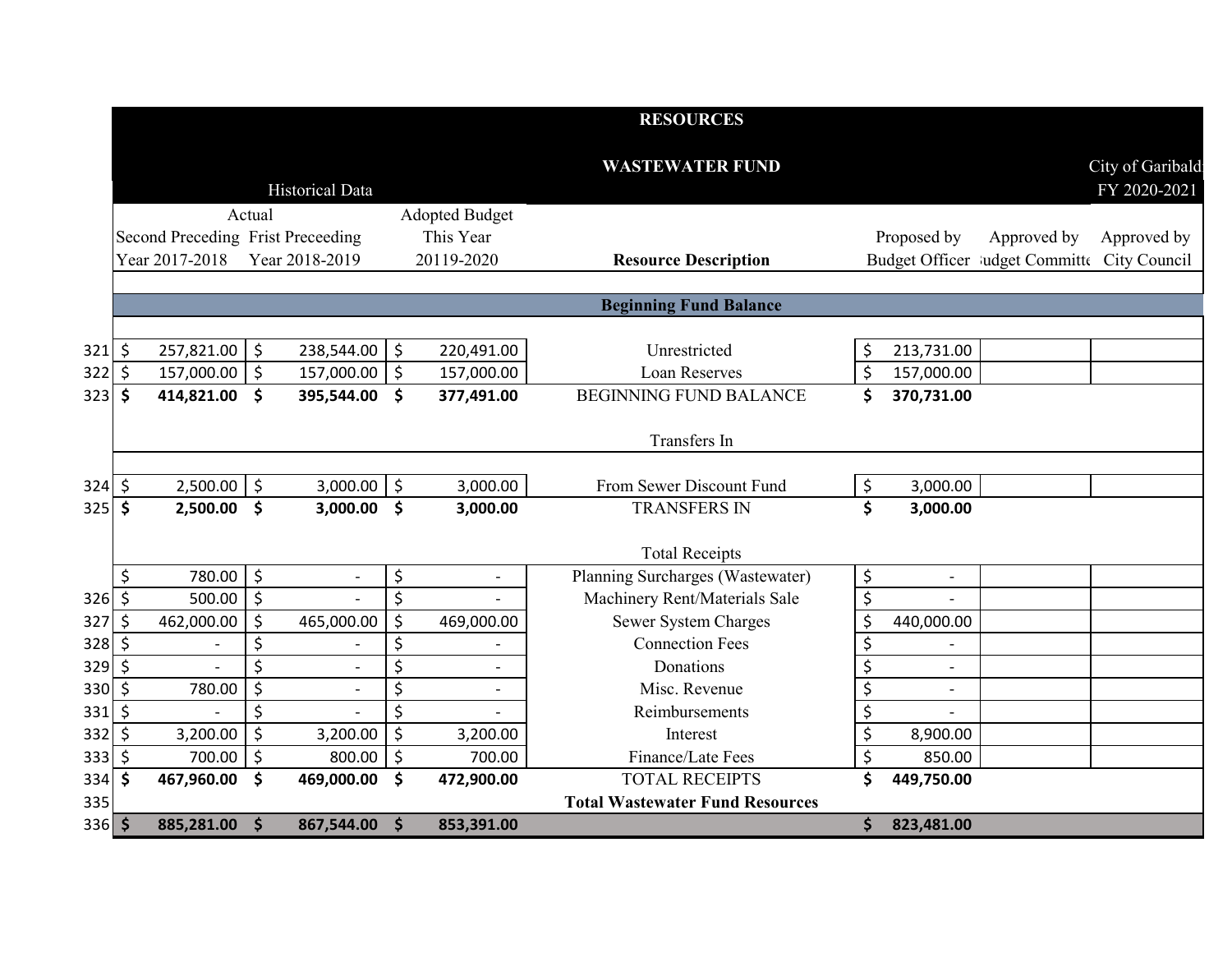# RESOURCES

## WASTEWATER FUND

City of Garibaldi
FY 2020-2021

| | Historical Data | | | | | | |
|---|---|---|---|---|---|---|---|
| | Actual | | Adopted Budget | | | | |
| | Second Preceding Year 2017-2018 | Frist Preceeding Year 2018-2019 | This Year 20119-2020 | Resource Description | Proposed by Budget Officer | Approved by Budget Committe | Approved by City Council |
| | | | | **Beginning Fund Balance** | | | |
| 321 | $ 257,821.00 | $ 238,544.00 | $ 220,491.00 | Unrestricted | $ 213,731.00 | | |
| 322 | $ 157,000.00 | $ 157,000.00 | $ 157,000.00 | Loan Reserves | $ 157,000.00 | | |
| 323 | **$ 414,821.00** | **$ 395,544.00** | **$ 377,491.00** | BEGINNING FUND BALANCE | **$ 370,731.00** | | |
| | | | | Transfers In | | | |
| 324 | $ 2,500.00 | $ 3,000.00 | $ 3,000.00 | From Sewer Discount Fund | $ 3,000.00 | | |
| 325 | **$ 2,500.00** | **$ 3,000.00** | **$ 3,000.00** | TRANSFERS IN | **$ 3,000.00** | | |
| | | | | Total Receipts | | | |
| | $ 780.00 | $ - | $ - | Planning Surcharges (Wastewater) | $ - | | |
| 326 | $ 500.00 | $ - | $ - | Machinery Rent/Materials Sale | $ - | | |
| 327 | $ 462,000.00 | $ 465,000.00 | $ 469,000.00 | Sewer System Charges | $ 440,000.00 | | |
| 328 | $ - | $ - | $ - | Connection Fees | $ - | | |
| 329 | $ - | $ - | $ - | Donations | $ - | | |
| 330 | $ 780.00 | $ - | $ - | Misc. Revenue | $ - | | |
| 331 | $ - | $ - | $ - | Reimbursements | $ - | | |
| 332 | $ 3,200.00 | $ 3,200.00 | $ 3,200.00 | Interest | $ 8,900.00 | | |
| 333 | $ 700.00 | $ 800.00 | $ 700.00 | Finance/Late Fees | $ 850.00 | | |
| 334 | **$ 467,960.00** | **$ 469,000.00** | **$ 472,900.00** | TOTAL RECEIPTS | **$ 449,750.00** | | |
| 335 | | | | **Total Wastewater Fund Resources** | | | |
| 336 | **$ 885,281.00** | **$ 867,544.00** | **$ 853,391.00** | | **$ 823,481.00** | | |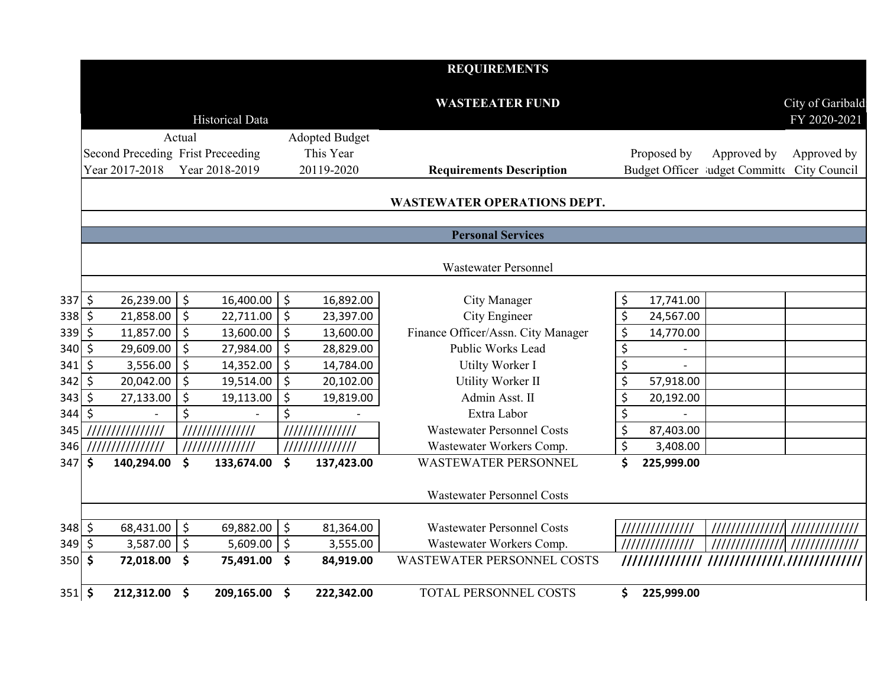# REQUIREMENTS

## WASTEEATER FUND

City of Garibaldi
FY 2020-2021

| | Historical Data | | | | | | |
|---|---|---|---|---|---|---|---|
| | Actual | | Adopted Budget | | | | |
| | Second Preceding Year 2017-2018 | Frist Preceeding Year 2018-2019 | This Year 20119-2020 | Requirements Description | Proposed by Budget Officer | Approved by Budget Committee | Approved by City Council |
| | | | | **WASTEWATER OPERATIONS DEPT.** | | | |
| | | | | **Personal Services** | | | |
| | | | | Wastewater Personnel | | | |
| 337 | $ 26,239.00 | $ 16,400.00 | $ 16,892.00 | City Manager | $ 17,741.00 | | |
| 338 | $ 21,858.00 | $ 22,711.00 | $ 23,397.00 | City Engineer | $ 24,567.00 | | |
| 339 | $ 11,857.00 | $ 13,600.00 | $ 13,600.00 | Finance Officer/Assn. City Manager | $ 14,770.00 | | |
| 340 | $ 29,609.00 | $ 27,984.00 | $ 28,829.00 | Public Works Lead | $ - | | |
| 341 | $ 3,556.00 | $ 14,352.00 | $ 14,784.00 | Utilty Worker I | $ - | | |
| 342 | $ 20,042.00 | $ 19,514.00 | $ 20,102.00 | Utility Worker II | $ 57,918.00 | | |
| 343 | $ 27,133.00 | $ 19,113.00 | $ 19,819.00 | Admin Asst. II | $ 20,192.00 | | |
| 344 | $ - | $ - | $ - | Extra Labor | $ - | | |
| 345 | /////////////// | ////////////// | ////////////// | Wastewater Personnel Costs | $ 87,403.00 | | |
| 346 | /////////////// | ////////////// | ////////////// | Wastewater Workers Comp. | $ 3,408.00 | | |
| 347 | **$ 140,294.00** | **$ 133,674.00** | **$ 137,423.00** | WASTEWATER PERSONNEL | **$ 225,999.00** | | |
| | | | | Wastewater Personnel Costs | | | |
| 348 | $ 68,431.00 | $ 69,882.00 | $ 81,364.00 | Wastewater Personnel Costs | ////////////// | ////////////// | ///////////// |
| 349 | $ 3,587.00 | $ 5,609.00 | $ 3,555.00 | Wastewater Workers Comp. | ////////////// | ////////////// | ///////////// |
| 350 | **$ 72,018.00** | **$ 75,491.00** | **$ 84,919.00** | WASTEWATER PERSONNEL COSTS | ////////////// | ////////////// | ///////////// |
| 351 | **$ 212,312.00** | **$ 209,165.00** | **$ 222,342.00** | TOTAL PERSONNEL COSTS | **$ 225,999.00** | | |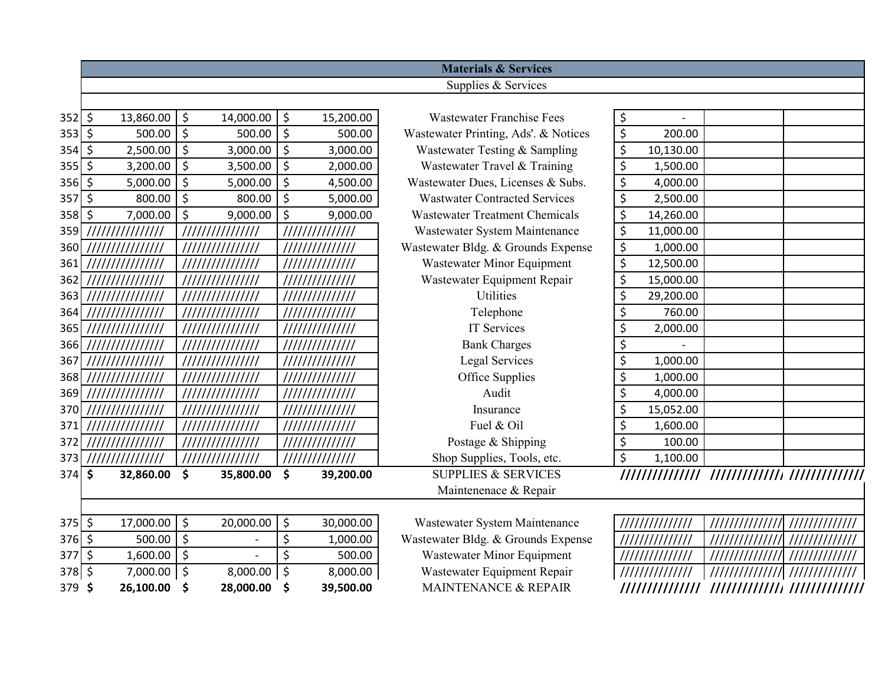| | | | | Materials & Services | | | |
|---|---|---|---|---|---|---|---|
| | | | | Supplies & Services | | | |
| 352 | $ 13,860.00 | $ 14,000.00 | $ 15,200.00 | Wastewater Franchise Fees | $ - | | |
| 353 | $ 500.00 | $ 500.00 | $ 500.00 | Wastewater Printing, Ads'. & Notices | $ 200.00 | | |
| 354 | $ 2,500.00 | $ 3,000.00 | $ 3,000.00 | Wastewater Testing & Sampling | $ 10,130.00 | | |
| 355 | $ 3,200.00 | $ 3,500.00 | $ 2,000.00 | Wastewater Travel & Training | $ 1,500.00 | | |
| 356 | $ 5,000.00 | $ 5,000.00 | $ 4,500.00 | Wastewater Dues, Licenses & Subs. | $ 4,000.00 | | |
| 357 | $ 800.00 | $ 800.00 | $ 5,000.00 | Wastwater Contracted Services | $ 2,500.00 | | |
| 358 | $ 7,000.00 | $ 9,000.00 | $ 9,000.00 | Wastewater Treatment Chemicals | $ 14,260.00 | | |
| 359 | /////////////// | /////////////// | ////////////// | Wastewater System Maintenance | $ 11,000.00 | | |
| 360 | /////////////// | /////////////// | ////////////// | Wastewater Bldg. & Grounds Expense | $ 1,000.00 | | |
| 361 | /////////////// | /////////////// | ////////////// | Wastewater Minor Equipment | $ 12,500.00 | | |
| 362 | /////////////// | /////////////// | ////////////// | Wastewater Equipment Repair | $ 15,000.00 | | |
| 363 | /////////////// | /////////////// | ////////////// | Utilities | $ 29,200.00 | | |
| 364 | /////////////// | /////////////// | ////////////// | Telephone | $ 760.00 | | |
| 365 | /////////////// | /////////////// | ////////////// | IT Services | $ 2,000.00 | | |
| 366 | /////////////// | /////////////// | ////////////// | Bank Charges | $ - | | |
| 367 | /////////////// | /////////////// | ////////////// | Legal Services | $ 1,000.00 | | |
| 368 | /////////////// | /////////////// | ////////////// | Office Supplies | $ 1,000.00 | | |
| 369 | /////////////// | /////////////// | ////////////// | Audit | $ 4,000.00 | | |
| 370 | /////////////// | /////////////// | ////////////// | Insurance | $ 15,052.00 | | |
| 371 | /////////////// | /////////////// | ////////////// | Fuel & Oil | $ 1,600.00 | | |
| 372 | /////////////// | /////////////// | ////////////// | Postage & Shipping | $ 100.00 | | |
| 373 | /////////////// | /////////////// | ////////////// | Shop Supplies, Tools, etc. | $ 1,100.00 | | |
| 374 | **$ 32,860.00** | **$ 35,800.00** | **$ 39,200.00** | SUPPLIES & SERVICES | ////////////// | ////////////// | ////////////// |
| | | | | Maintenenace & Repair | | | |
| 375 | $ 17,000.00 | $ 20,000.00 | $ 30,000.00 | Wastewater System Maintenance | ////////////// | ////////////// | ////////////// |
| 376 | $ 500.00 | $ - | $ 1,000.00 | Wastewater Bldg. & Grounds Expense | ////////////// | ////////////// | ////////////// |
| 377 | $ 1,600.00 | $ - | $ 500.00 | Wastewater Minor Equipment | ////////////// | ////////////// | ////////////// |
| 378 | $ 7,000.00 | $ 8,000.00 | $ 8,000.00 | Wastewater Equipment Repair | ////////////// | ////////////// | ////////////// |
| 379 | **$ 26,100.00** | **$ 28,000.00** | **$ 39,500.00** | MAINTENANCE & REPAIR | ////////////// | ////////////// | ////////////// |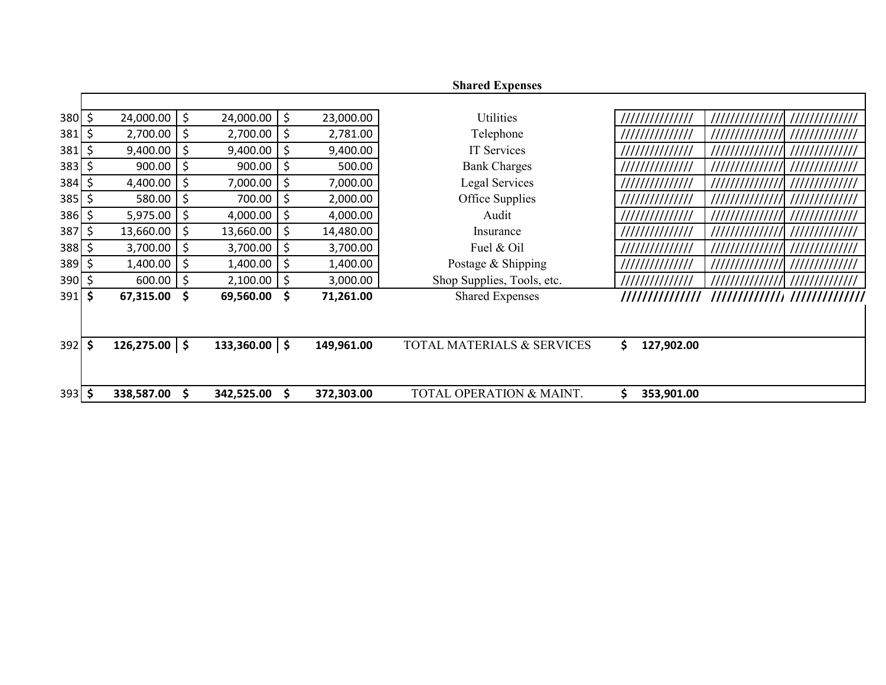## Shared Expenses

| | | | | | | | |
|---|---|---|---|---|---|---|---|
| 380 | $ 24,000.00 | $ 24,000.00 | $ 23,000.00 | Utilities | ////////////// | ////////////// | ///////////// |
| 381 | $ 2,700.00 | $ 2,700.00 | $ 2,781.00 | Telephone | ////////////// | ////////////// | ///////////// |
| 381 | $ 9,400.00 | $ 9,400.00 | $ 9,400.00 | IT Services | ////////////// | ////////////// | ///////////// |
| 383 | $ 900.00 | $ 900.00 | $ 500.00 | Bank Charges | ////////////// | ////////////// | ///////////// |
| 384 | $ 4,400.00 | $ 7,000.00 | $ 7,000.00 | Legal Services | ////////////// | ////////////// | ///////////// |
| 385 | $ 580.00 | $ 700.00 | $ 2,000.00 | Office Supplies | ////////////// | ////////////// | ///////////// |
| 386 | $ 5,975.00 | $ 4,000.00 | $ 4,000.00 | Audit | ////////////// | ////////////// | ///////////// |
| 387 | $ 13,660.00 | $ 13,660.00 | $ 14,480.00 | Insurance | ////////////// | ////////////// | ///////////// |
| 388 | $ 3,700.00 | $ 3,700.00 | $ 3,700.00 | Fuel & Oil | ////////////// | ////////////// | ///////////// |
| 389 | $ 1,400.00 | $ 1,400.00 | $ 1,400.00 | Postage & Shipping | ////////////// | ////////////// | ///////////// |
| 390 | $ 600.00 | $ 2,100.00 | $ 3,000.00 | Shop Supplies, Tools, etc. | ////////////// | ////////////// | ///////////// |
| 391 | **$ 67,315.00** | **$ 69,560.00** | **$ 71,261.00** | Shared Expenses | **//////////////** | **//////////////** | **/////////////** |
| 392 | **$ 126,275.00** | **$ 133,360.00** | **$ 149,961.00** | TOTAL MATERIALS & SERVICES | **$ 127,902.00** | | |
| 393 | **$ 338,587.00** | **$ 342,525.00** | **$ 372,303.00** | TOTAL OPERATION & MAINT. | **$ 353,901.00** | | |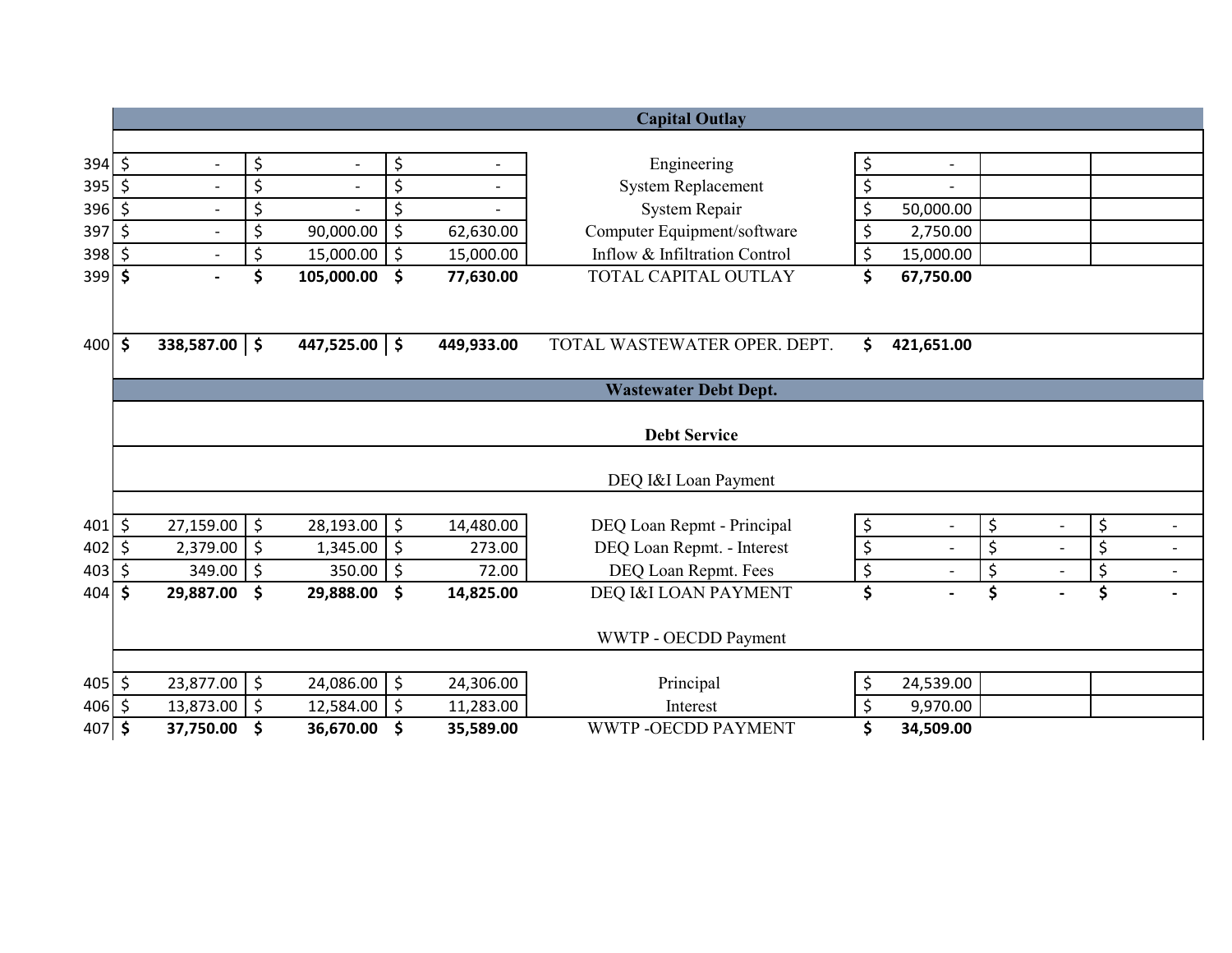| | | | | | | | |
|---|---|---|---|---|---|---|---|
| | | | | **Capital Outlay** | | | |
| 394 | $ - | $ - | $ - | Engineering | $ - | | |
| 395 | $ - | $ - | $ - | System Replacement | $ - | | |
| 396 | $ - | $ - | $ - | System Repair | $ 50,000.00 | | |
| 397 | $ - | $ 90,000.00 | $ 62,630.00 | Computer Equipment/software | $ 2,750.00 | | |
| 398 | $ - | $ 15,000.00 | $ 15,000.00 | Inflow & Infiltration Control | $ 15,000.00 | | |
| 399 | **$ -** | **$ 105,000.00** | **$ 77,630.00** | TOTAL CAPITAL OUTLAY | **$ 67,750.00** | | |
| 400 | **$ 338,587.00** | **$ 447,525.00** | **$ 449,933.00** | TOTAL WASTEWATER OPER. DEPT. | **$ 421,651.00** | | |
| | | | | **Wastewater Debt Dept.** | | | |
| | | | | **Debt Service** | | | |
| | | | | DEQ I&I Loan Payment | | | |
| 401 | $ 27,159.00 | $ 28,193.00 | $ 14,480.00 | DEQ Loan Repmt - Principal | $ - | $ - | $ - |
| 402 | $ 2,379.00 | $ 1,345.00 | $ 273.00 | DEQ Loan Repmt. - Interest | $ - | $ - | $ - |
| 403 | $ 349.00 | $ 350.00 | $ 72.00 | DEQ Loan Repmt. Fees | $ - | $ - | $ - |
| 404 | **$ 29,887.00** | **$ 29,888.00** | **$ 14,825.00** | DEQ I&I LOAN PAYMENT | **$ -** | **$ -** | **$ -** |
| | | | | WWTP - OECDD Payment | | | |
| 405 | $ 23,877.00 | $ 24,086.00 | $ 24,306.00 | Principal | $ 24,539.00 | | |
| 406 | $ 13,873.00 | $ 12,584.00 | $ 11,283.00 | Interest | $ 9,970.00 | | |
| 407 | **$ 37,750.00** | **$ 36,670.00** | **$ 35,589.00** | WWTP -OECDD PAYMENT | **$ 34,509.00** | | |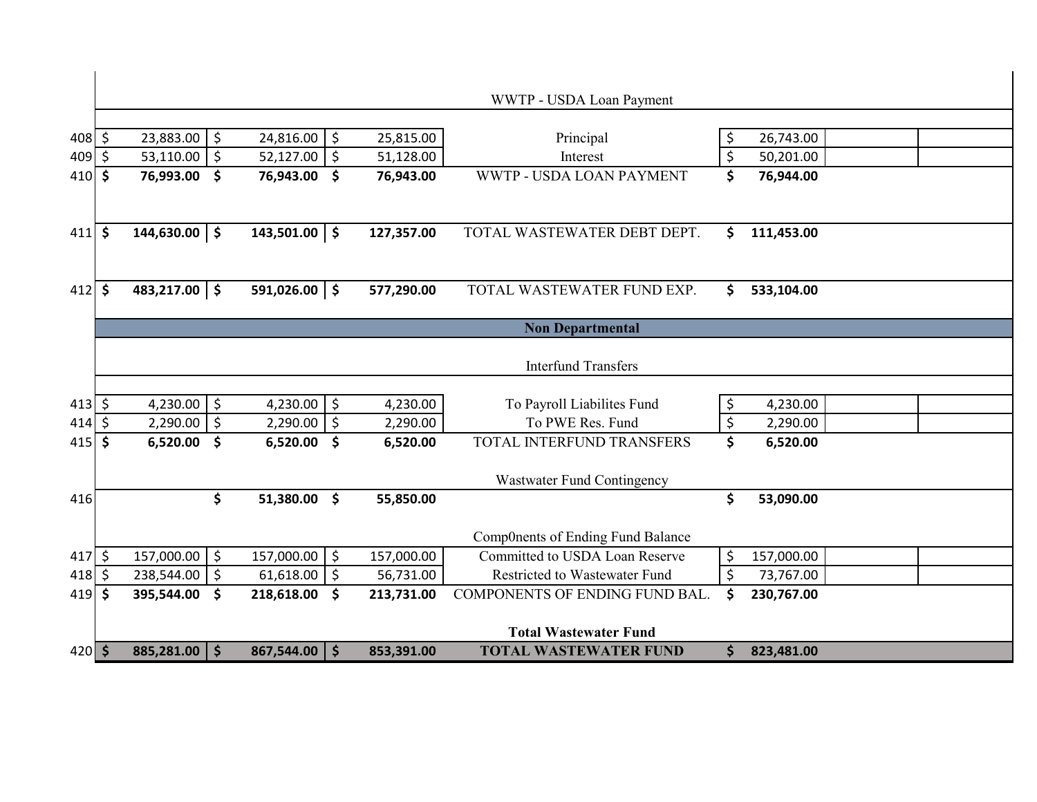| | | | | WWTP - USDA Loan Payment | | | |
|---|---|---|---|---|---|---|---|
| 408 | $ 23,883.00 | $ 24,816.00 | $ 25,815.00 | Principal | $ 26,743.00 | | |
| 409 | $ 53,110.00 | $ 52,127.00 | $ 51,128.00 | Interest | $ 50,201.00 | | |
| 410 | **$ 76,993.00** | **$ 76,943.00** | **$ 76,943.00** | WWTP - USDA LOAN PAYMENT | **$ 76,944.00** | | |
| 411 | **$ 144,630.00** | **$ 143,501.00** | **$ 127,357.00** | TOTAL WASTEWATER DEBT DEPT. | **$ 111,453.00** | | |
| 412 | **$ 483,217.00** | **$ 591,026.00** | **$ 577,290.00** | TOTAL WASTEWATER FUND EXP. | **$ 533,104.00** | | |
| | | | | **Non Departmental** | | | |
| | | | | Interfund Transfers | | | |
| 413 | $ 4,230.00 | $ 4,230.00 | $ 4,230.00 | To Payroll Liabilites Fund | $ 4,230.00 | | |
| 414 | $ 2,290.00 | $ 2,290.00 | $ 2,290.00 | To PWE Res. Fund | $ 2,290.00 | | |
| 415 | **$ 6,520.00** | **$ 6,520.00** | **$ 6,520.00** | TOTAL INTERFUND TRANSFERS | **$ 6,520.00** | | |
| | | | | Wastwater Fund Contingency | | | |
| 416 | | **$ 51,380.00** | **$ 55,850.00** | | **$ 53,090.00** | | |
| | | | | Comp0nents of Ending Fund Balance | | | |
| 417 | $ 157,000.00 | $ 157,000.00 | $ 157,000.00 | Committed to USDA Loan Reserve | $ 157,000.00 | | |
| 418 | $ 238,544.00 | $ 61,618.00 | $ 56,731.00 | Restricted to Wastewater Fund | $ 73,767.00 | | |
| 419 | **$ 395,544.00** | **$ 218,618.00** | **$ 213,731.00** | COMPONENTS OF ENDING FUND BAL. | **$ 230,767.00** | | |
| | | | | **Total Wastewater Fund** | | | |
| 420 | **$ 885,281.00** | **$ 867,544.00** | **$ 853,391.00** | **TOTAL WASTEWATER FUND** | **$ 823,481.00** | | |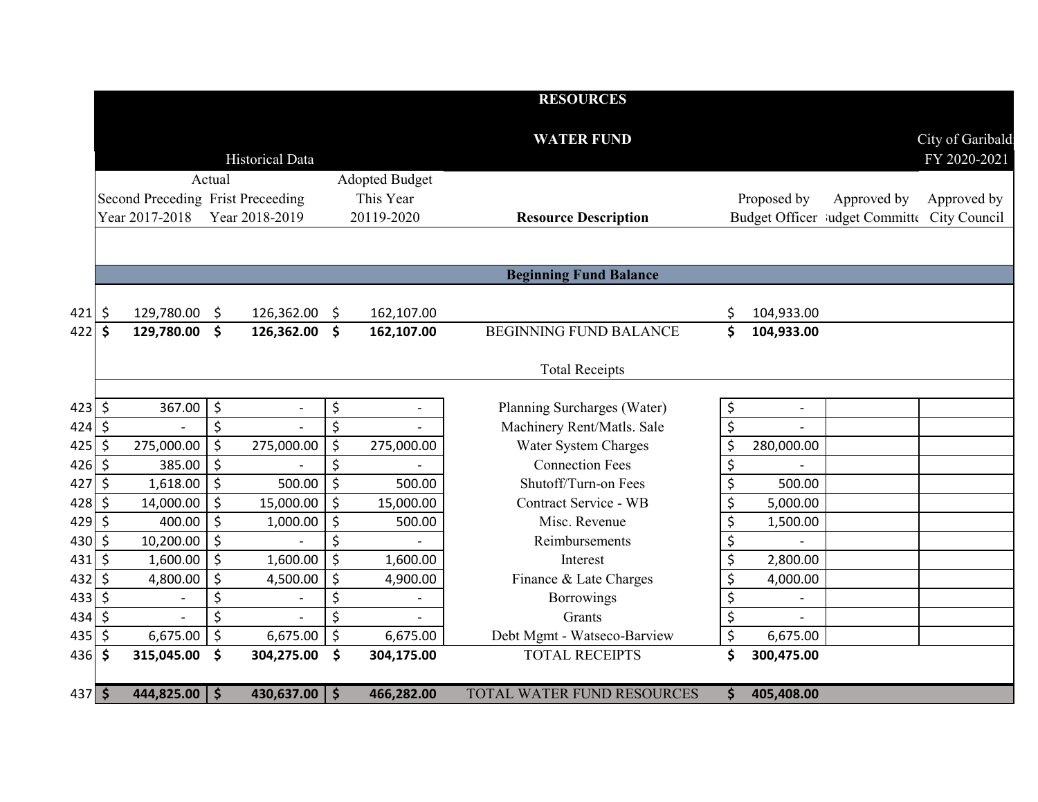# RESOURCES

## WATER FUND

City of Garibaldi
FY 2020-2021

| | Historical Data | | | | | | |
|---|---|---|---|---|---|---|---|
| | Actual | | | | | | |
| | Second Preceding Year 2017-2018 | Frist Preceeding Year 2018-2019 | Adopted Budget This Year 20119-2020 | **Resource Description** | Proposed by Budget Officer | Approved by Budget Committee | Approved by City Council |
| | | | | **Beginning Fund Balance** | | | |
| 421 | $ 129,780.00 | $ 126,362.00 | $ 162,107.00 | | $ 104,933.00 | | |
| 422 | **$ 129,780.00** | **$ 126,362.00** | **$ 162,107.00** | BEGINNING FUND BALANCE | **$ 104,933.00** | | |
| | | | | Total Receipts | | | |
| 423 | $ 367.00 | $ - | $ - | Planning Surcharges (Water) | $ - | | |
| 424 | $ - | $ - | $ - | Machinery Rent/Matls. Sale | $ - | | |
| 425 | $ 275,000.00 | $ 275,000.00 | $ 275,000.00 | Water System Charges | $ 280,000.00 | | |
| 426 | $ 385.00 | $ - | $ - | Connection Fees | $ - | | |
| 427 | $ 1,618.00 | $ 500.00 | $ 500.00 | Shutoff/Turn-on Fees | $ 500.00 | | |
| 428 | $ 14,000.00 | $ 15,000.00 | $ 15,000.00 | Contract Service - WB | $ 5,000.00 | | |
| 429 | $ 400.00 | $ 1,000.00 | $ 500.00 | Misc. Revenue | $ 1,500.00 | | |
| 430 | $ 10,200.00 | $ - | $ - | Reimbursements | $ - | | |
| 431 | $ 1,600.00 | $ 1,600.00 | $ 1,600.00 | Interest | $ 2,800.00 | | |
| 432 | $ 4,800.00 | $ 4,500.00 | $ 4,900.00 | Finance & Late Charges | $ 4,000.00 | | |
| 433 | $ - | $ - | $ - | Borrowings | $ - | | |
| 434 | $ - | $ - | $ - | Grants | $ - | | |
| 435 | $ 6,675.00 | $ 6,675.00 | $ 6,675.00 | Debt Mgmt - Watseco-Barview | $ 6,675.00 | | |
| 436 | **$ 315,045.00** | **$ 304,275.00** | **$ 304,175.00** | TOTAL RECEIPTS | **$ 300,475.00** | | |
| 437 | **$ 444,825.00** | **$ 430,637.00** | **$ 466,282.00** | TOTAL WATER FUND RESOURCES | **$ 405,408.00** | | |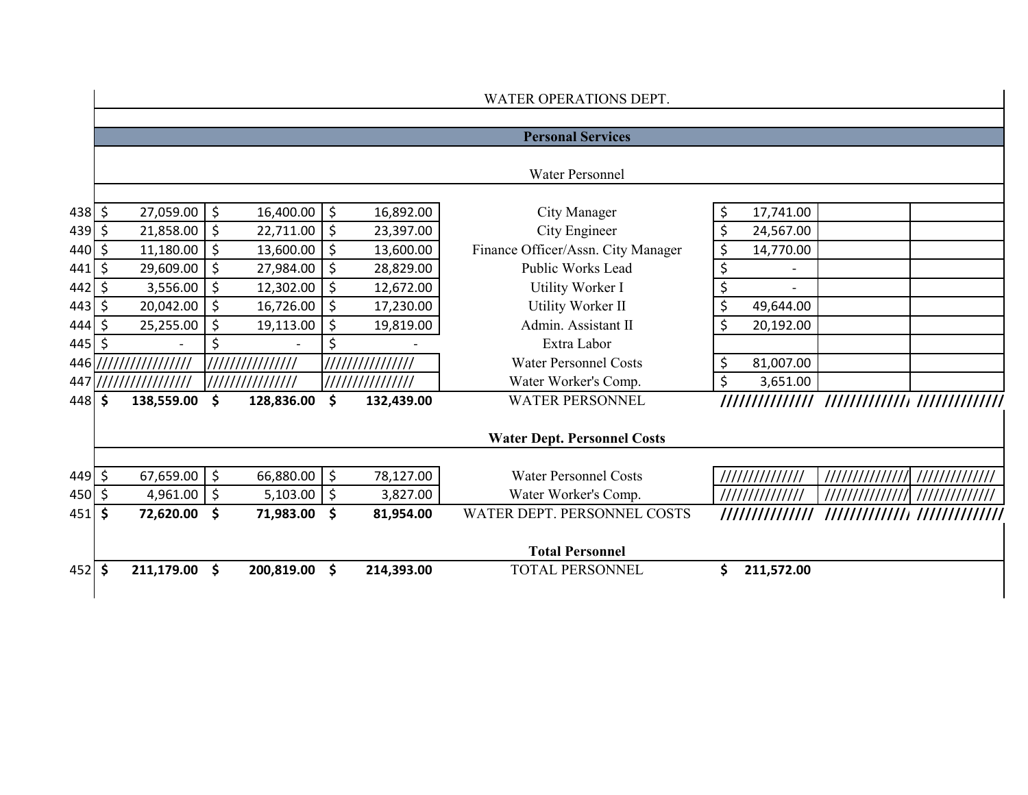WATER OPERATIONS DEPT.

**Personal Services**

Water Personnel

| Line | | | | Description | | | |
|---|---|---|---|---|---|---|---|
| 438 | $ 27,059.00 | $ 16,400.00 | $ 16,892.00 | City Manager | $ 17,741.00 | | |
| 439 | $ 21,858.00 | $ 22,711.00 | $ 23,397.00 | City Engineer | $ 24,567.00 | | |
| 440 | $ 11,180.00 | $ 13,600.00 | $ 13,600.00 | Finance Officer/Assn. City Manager | $ 14,770.00 | | |
| 441 | $ 29,609.00 | $ 27,984.00 | $ 28,829.00 | Public Works Lead | $ - | | |
| 442 | $ 3,556.00 | $ 12,302.00 | $ 12,672.00 | Utility Worker I | $ - | | |
| 443 | $ 20,042.00 | $ 16,726.00 | $ 17,230.00 | Utility Worker II | $ 49,644.00 | | |
| 444 | $ 25,255.00 | $ 19,113.00 | $ 19,819.00 | Admin. Assistant II | $ 20,192.00 | | |
| 445 | $ - | $ - | $ - | Extra Labor | | | |
| 446 | //////////////// | /////////////// | /////////////// | Water Personnel Costs | $ 81,007.00 | | |
| 447 | //////////////// | /////////////// | /////////////// | Water Worker's Comp. | $ 3,651.00 | | |
| 448 | **$ 138,559.00** | **$ 128,836.00** | **$ 132,439.00** | WATER PERSONNEL | ////////////// | ////////////// | ////////////// |
| | | | | **Water Dept. Personnel Costs** | | | |
| 449 | $ 67,659.00 | $ 66,880.00 | $ 78,127.00 | Water Personnel Costs | ////////////// | ////////////// | ////////////// |
| 450 | $ 4,961.00 | $ 5,103.00 | $ 3,827.00 | Water Worker's Comp. | ////////////// | ////////////// | ////////////// |
| 451 | **$ 72,620.00** | **$ 71,983.00** | **$ 81,954.00** | WATER DEPT. PERSONNEL COSTS | ////////////// | ////////////// | ////////////// |
| | | | | **Total Personnel** | | | |
| 452 | **$ 211,179.00** | **$ 200,819.00** | **$ 214,393.00** | TOTAL PERSONNEL | **$ 211,572.00** | | |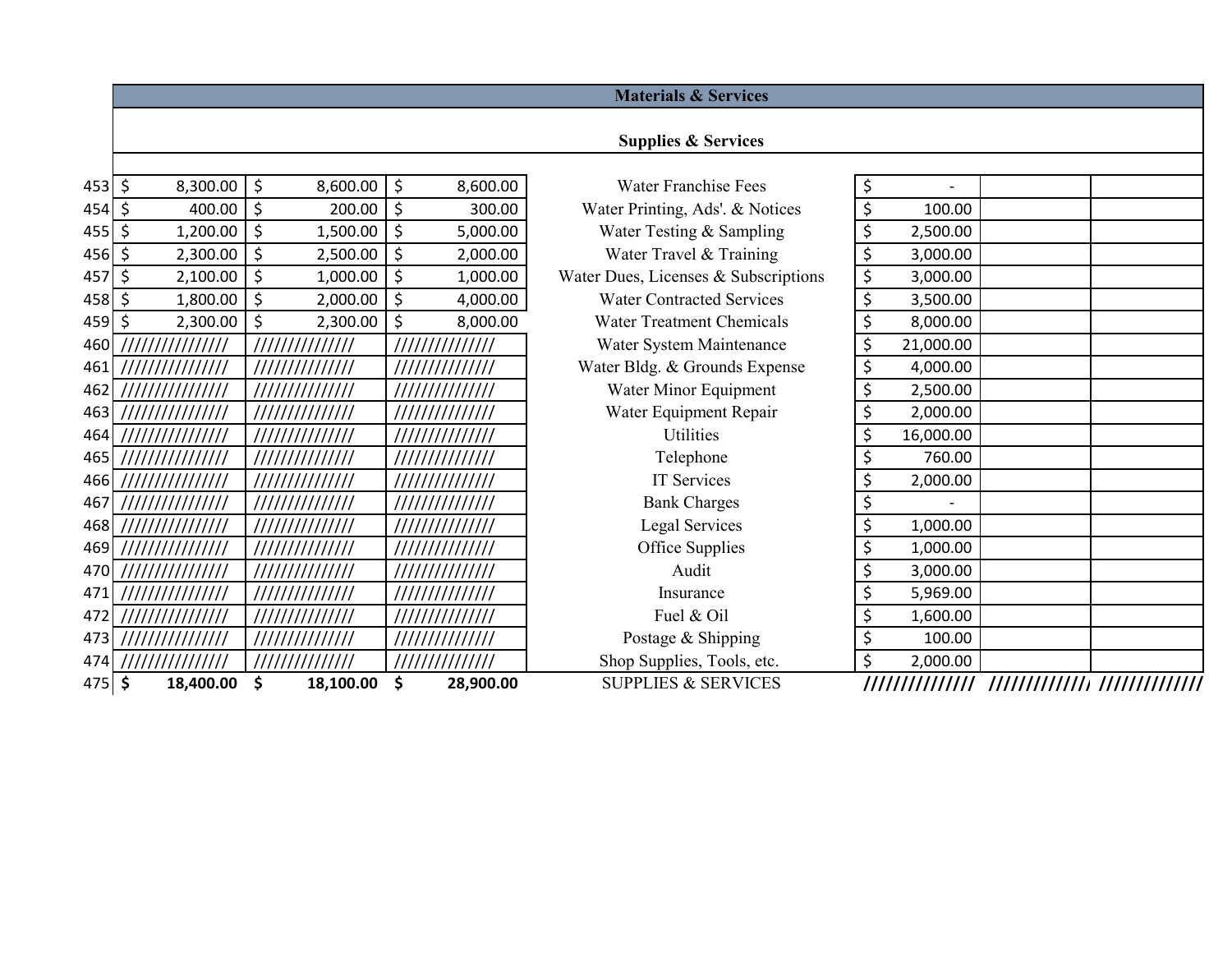| | | | | Materials & Services | | | |
|---|---|---|---|---|---|---|---|
| | | | | **Supplies & Services** | | | |
| 453 | $ 8,300.00 | $ 8,600.00 | $ 8,600.00 | Water Franchise Fees | $ - | | |
| 454 | $ 400.00 | $ 200.00 | $ 300.00 | Water Printing, Ads'. & Notices | $ 100.00 | | |
| 455 | $ 1,200.00 | $ 1,500.00 | $ 5,000.00 | Water Testing & Sampling | $ 2,500.00 | | |
| 456 | $ 2,300.00 | $ 2,500.00 | $ 2,000.00 | Water Travel & Training | $ 3,000.00 | | |
| 457 | $ 2,100.00 | $ 1,000.00 | $ 1,000.00 | Water Dues, Licenses & Subscriptions | $ 3,000.00 | | |
| 458 | $ 1,800.00 | $ 2,000.00 | $ 4,000.00 | Water Contracted Services | $ 3,500.00 | | |
| 459 | $ 2,300.00 | $ 2,300.00 | $ 8,000.00 | Water Treatment Chemicals | $ 8,000.00 | | |
| 460 | /////////////// | ////////////// | ////////////// | Water System Maintenance | $ 21,000.00 | | |
| 461 | /////////////// | ////////////// | ////////////// | Water Bldg. & Grounds Expense | $ 4,000.00 | | |
| 462 | /////////////// | ////////////// | ////////////// | Water Minor Equipment | $ 2,500.00 | | |
| 463 | /////////////// | ////////////// | ////////////// | Water Equipment Repair | $ 2,000.00 | | |
| 464 | /////////////// | ////////////// | ////////////// | Utilities | $ 16,000.00 | | |
| 465 | /////////////// | ////////////// | ////////////// | Telephone | $ 760.00 | | |
| 466 | /////////////// | ////////////// | ////////////// | IT Services | $ 2,000.00 | | |
| 467 | /////////////// | ////////////// | ////////////// | Bank Charges | $ - | | |
| 468 | /////////////// | ////////////// | ////////////// | Legal Services | $ 1,000.00 | | |
| 469 | /////////////// | ////////////// | ////////////// | Office Supplies | $ 1,000.00 | | |
| 470 | /////////////// | ////////////// | ////////////// | Audit | $ 3,000.00 | | |
| 471 | /////////////// | ////////////// | ////////////// | Insurance | $ 5,969.00 | | |
| 472 | /////////////// | ////////////// | ////////////// | Fuel & Oil | $ 1,600.00 | | |
| 473 | /////////////// | ////////////// | ////////////// | Postage & Shipping | $ 100.00 | | |
| 474 | /////////////// | ////////////// | ////////////// | Shop Supplies, Tools, etc. | $ 2,000.00 | | |
| 475 | **$ 18,400.00** | **$ 18,100.00** | **$ 28,900.00** | SUPPLIES & SERVICES | ////////////// | ////////////// | ////////////// |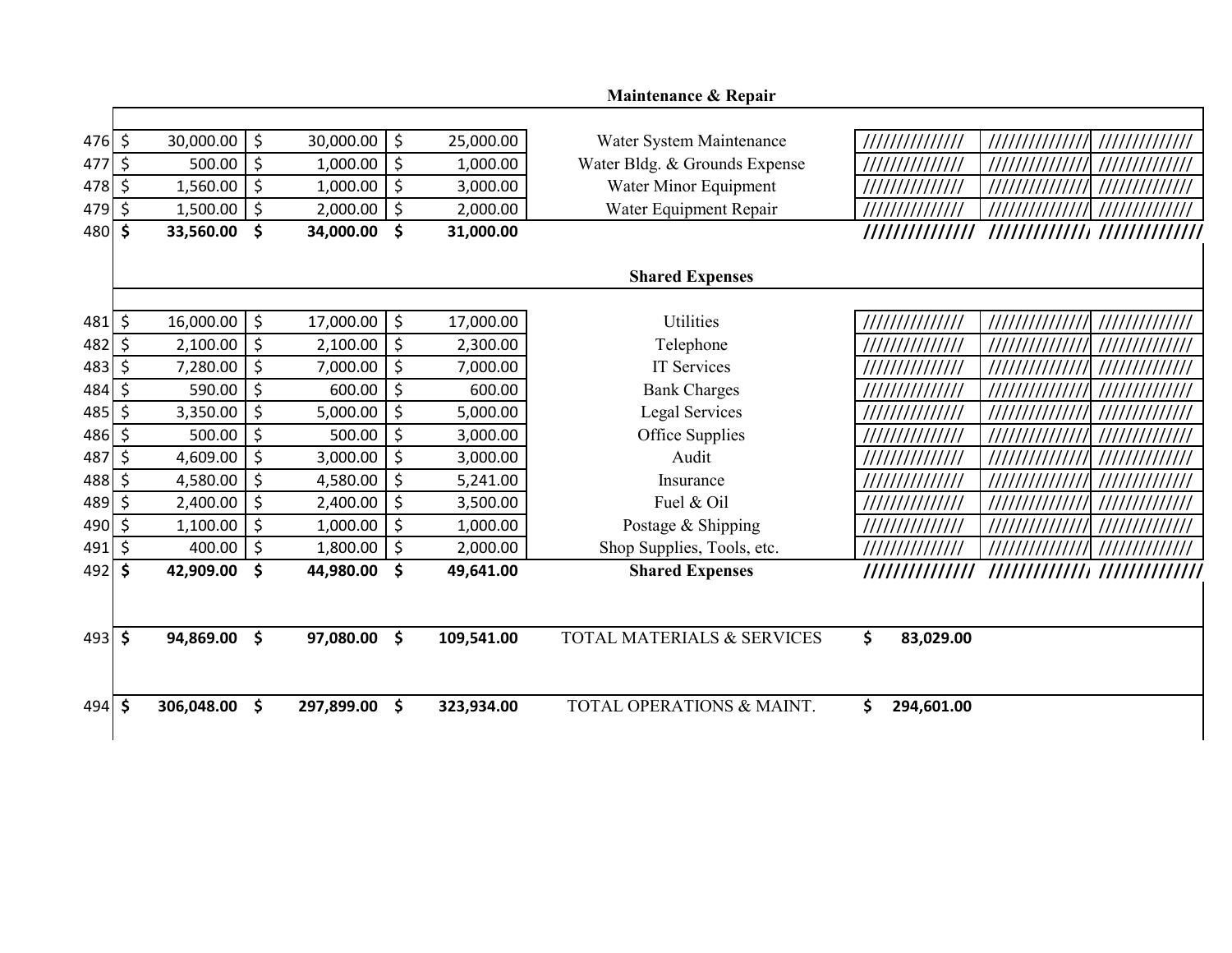**Maintenance & Repair**

| | | | | | | | |
|---|---|---|---|---|---|---|---|
| 476 | $ 30,000.00 | $ 30,000.00 | $ 25,000.00 | Water System Maintenance | ////////////// | ////////////// | ////////////// |
| 477 | $ 500.00 | $ 1,000.00 | $ 1,000.00 | Water Bldg. & Grounds Expense | ////////////// | ////////////// | ////////////// |
| 478 | $ 1,560.00 | $ 1,000.00 | $ 3,000.00 | Water Minor Equipment | ////////////// | ////////////// | ////////////// |
| 479 | $ 1,500.00 | $ 2,000.00 | $ 2,000.00 | Water Equipment Repair | ////////////// | ////////////// | ////////////// |
| 480 | **$ 33,560.00** | **$ 34,000.00** | **$ 31,000.00** | | ////////////// | ////////////// | ////////////// |

**Shared Expenses**

| | | | | | | | |
|---|---|---|---|---|---|---|---|
| 481 | $ 16,000.00 | $ 17,000.00 | $ 17,000.00 | Utilities | ////////////// | ////////////// | ////////////// |
| 482 | $ 2,100.00 | $ 2,100.00 | $ 2,300.00 | Telephone | ////////////// | ////////////// | ////////////// |
| 483 | $ 7,280.00 | $ 7,000.00 | $ 7,000.00 | IT Services | ////////////// | ////////////// | ////////////// |
| 484 | $ 590.00 | $ 600.00 | $ 600.00 | Bank Charges | ////////////// | ////////////// | ////////////// |
| 485 | $ 3,350.00 | $ 5,000.00 | $ 5,000.00 | Legal Services | ////////////// | ////////////// | ////////////// |
| 486 | $ 500.00 | $ 500.00 | $ 3,000.00 | Office Supplies | ////////////// | ////////////// | ////////////// |
| 487 | $ 4,609.00 | $ 3,000.00 | $ 3,000.00 | Audit | ////////////// | ////////////// | ////////////// |
| 488 | $ 4,580.00 | $ 4,580.00 | $ 5,241.00 | Insurance | ////////////// | ////////////// | ////////////// |
| 489 | $ 2,400.00 | $ 2,400.00 | $ 3,500.00 | Fuel & Oil | ////////////// | ////////////// | ////////////// |
| 490 | $ 1,100.00 | $ 1,000.00 | $ 1,000.00 | Postage & Shipping | ////////////// | ////////////// | ////////////// |
| 491 | $ 400.00 | $ 1,800.00 | $ 2,000.00 | Shop Supplies, Tools, etc. | ////////////// | ////////////// | ////////////// |
| 492 | **$ 42,909.00** | **$ 44,980.00** | **$ 49,641.00** | **Shared Expenses** | ////////////// | ////////////// | ////////////// |
| 493 | **$ 94,869.00** | **$ 97,080.00** | **$ 109,541.00** | TOTAL MATERIALS & SERVICES | **$ 83,029.00** | | |
| 494 | **$ 306,048.00** | **$ 297,899.00** | **$ 323,934.00** | TOTAL OPERATIONS & MAINT. | **$ 294,601.00** | | |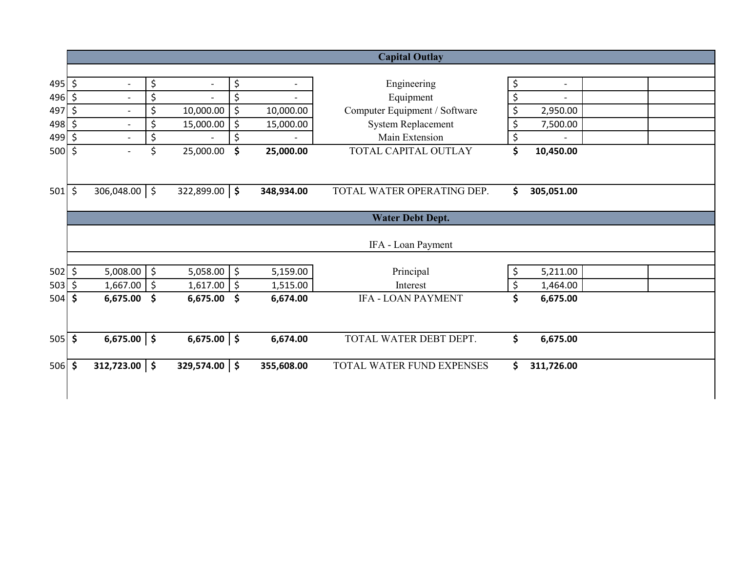| | | | | | | | |
|---|---|---|---|---|---|---|---|
| | | | | **Capital Outlay** | | | |
| 495 | $ - | $ - | $ - | Engineering | $ - | | |
| 496 | $ - | $ - | $ - | Equipment | $ - | | |
| 497 | $ - | $ 10,000.00 | $ 10,000.00 | Computer Equipment / Software | $ 2,950.00 | | |
| 498 | $ - | $ 15,000.00 | $ 15,000.00 | System Replacement | $ 7,500.00 | | |
| 499 | $ - | $ - | $ - | Main Extension | $ - | | |
| 500 | $ - | $ 25,000.00 | **$ 25,000.00** | TOTAL CAPITAL OUTLAY | **$ 10,450.00** | | |
| 501 | $ 306,048.00 | $ 322,899.00 | **$ 348,934.00** | TOTAL WATER OPERATING DEP. | **$ 305,051.00** | | |
| | | | | **Water Debt Dept.** | | | |
| | | | | IFA - Loan Payment | | | |
| 502 | $ 5,008.00 | $ 5,058.00 | $ 5,159.00 | Principal | $ 5,211.00 | | |
| 503 | $ 1,667.00 | $ 1,617.00 | $ 1,515.00 | Interest | $ 1,464.00 | | |
| 504 | **$ 6,675.00** | **$ 6,675.00** | **$ 6,674.00** | IFA - LOAN PAYMENT | **$ 6,675.00** | | |
| 505 | **$ 6,675.00** | **$ 6,675.00** | **$ 6,674.00** | TOTAL WATER DEBT DEPT. | **$ 6,675.00** | | |
| 506 | **$ 312,723.00** | **$ 329,574.00** | **$ 355,608.00** | TOTAL WATER FUND EXPENSES | **$ 311,726.00** | | |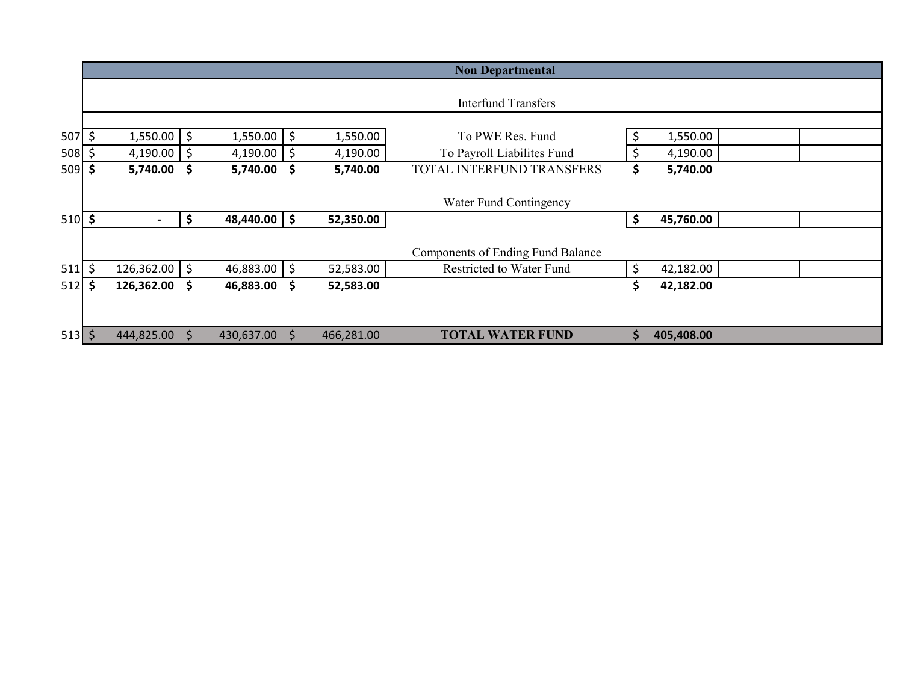| | | | | Non Departmental | | | |
|---|---|---|---|---|---|---|---|
| | | | | Interfund Transfers | | | |
| 507 | $ 1,550.00 | $ 1,550.00 | $ 1,550.00 | To PWE Res. Fund | $ 1,550.00 | | |
| 508 | $ 4,190.00 | $ 4,190.00 | $ 4,190.00 | To Payroll Liabilites Fund | $ 4,190.00 | | |
| 509 | **$ 5,740.00** | **$ 5,740.00** | **$ 5,740.00** | TOTAL INTERFUND TRANSFERS | **$ 5,740.00** | | |
| | | | | Water Fund Contingency | | | |
| 510 | **$ -** | **$ 48,440.00** | **$ 52,350.00** | | **$ 45,760.00** | | |
| | | | | Components of Ending Fund Balance | | | |
| 511 | $ 126,362.00 | $ 46,883.00 | $ 52,583.00 | Restricted to Water Fund | $ 42,182.00 | | |
| 512 | **$ 126,362.00** | **$ 46,883.00** | **$ 52,583.00** | | **$ 42,182.00** | | |
| 513 | $ 444,825.00 | $ 430,637.00 | $ 466,281.00 | **TOTAL WATER FUND** | **$ 405,408.00** | | |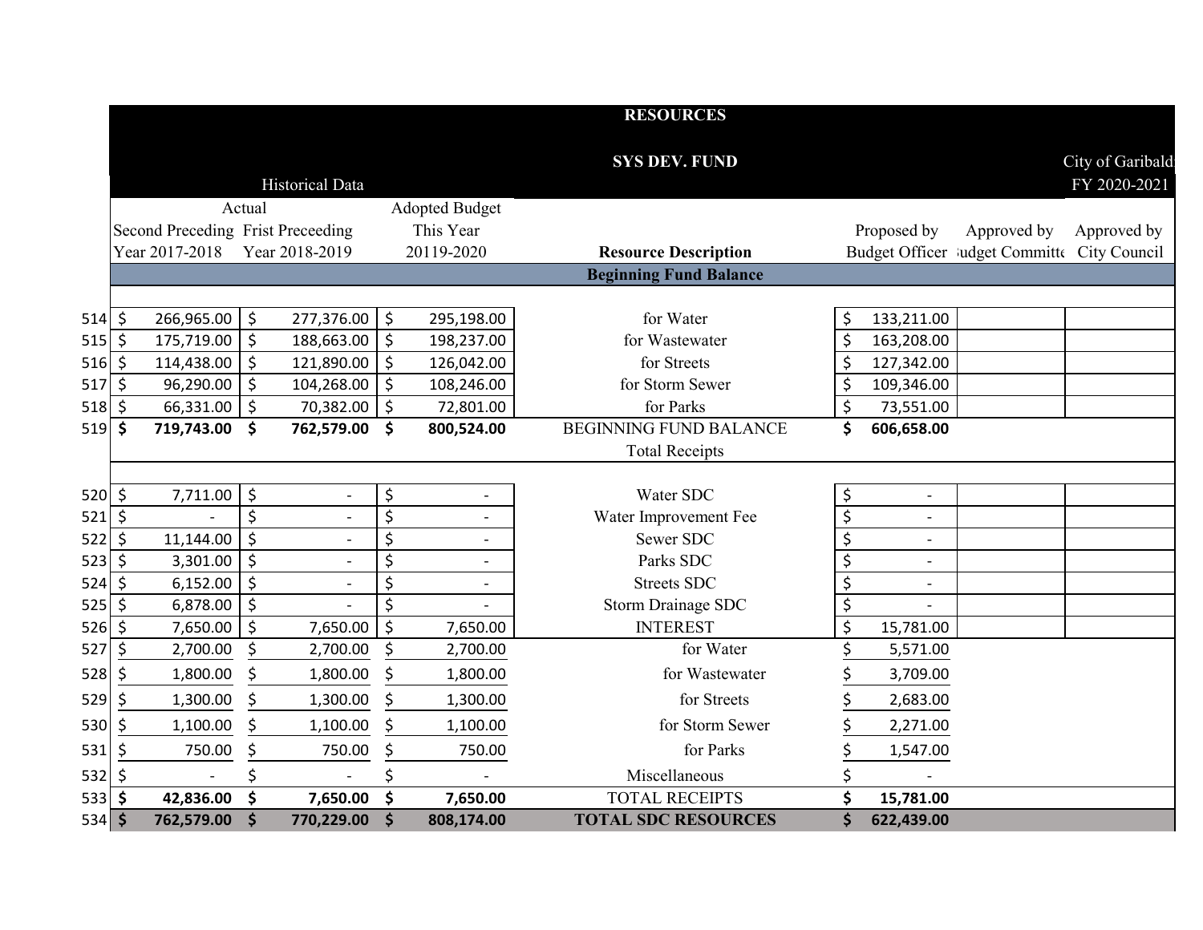| | RESOURCES | | | | | | |
|---|---|---|---|---|---|---|---|
| | SYS DEV. FUND | | | | | | City of Garibaldi |
| | Historical Data | | | | | | FY 2020-2021 |
| | Actual | | Adopted Budget | | | | |
| | Second Preceding Year 2017-2018 | Frist Preceeding Year 2018-2019 | This Year 20119-2020 | Resource Description | Proposed by Budget Officer | Approved by Budget Committee | Approved by City Council |
| | | | | **Beginning Fund Balance** | | | |
| 514 | $ 266,965.00 | $ 277,376.00 | $ 295,198.00 | for Water | $ 133,211.00 | | |
| 515 | $ 175,719.00 | $ 188,663.00 | $ 198,237.00 | for Wastewater | $ 163,208.00 | | |
| 516 | $ 114,438.00 | $ 121,890.00 | $ 126,042.00 | for Streets | $ 127,342.00 | | |
| 517 | $ 96,290.00 | $ 104,268.00 | $ 108,246.00 | for Storm Sewer | $ 109,346.00 | | |
| 518 | $ 66,331.00 | $ 70,382.00 | $ 72,801.00 | for Parks | $ 73,551.00 | | |
| 519 | **$ 719,743.00** | **$ 762,579.00** | **$ 800,524.00** | BEGINNING FUND BALANCE | **$ 606,658.00** | | |
| | | | | Total Receipts | | | |
| 520 | $ 7,711.00 | $ - | $ - | Water SDC | $ - | | |
| 521 | $ - | $ - | $ - | Water Improvement Fee | $ - | | |
| 522 | $ 11,144.00 | $ - | $ - | Sewer SDC | $ - | | |
| 523 | $ 3,301.00 | $ - | $ - | Parks SDC | $ - | | |
| 524 | $ 6,152.00 | $ - | $ - | Streets SDC | $ - | | |
| 525 | $ 6,878.00 | $ - | $ - | Storm Drainage SDC | $ - | | |
| 526 | $ 7,650.00 | $ 7,650.00 | $ 7,650.00 | INTEREST | $ 15,781.00 | | |
| 527 | $ 2,700.00 | $ 2,700.00 | $ 2,700.00 | for Water | $ 5,571.00 | | |
| 528 | $ 1,800.00 | $ 1,800.00 | $ 1,800.00 | for Wastewater | $ 3,709.00 | | |
| 529 | $ 1,300.00 | $ 1,300.00 | $ 1,300.00 | for Streets | $ 2,683.00 | | |
| 530 | $ 1,100.00 | $ 1,100.00 | $ 1,100.00 | for Storm Sewer | $ 2,271.00 | | |
| 531 | $ 750.00 | $ 750.00 | $ 750.00 | for Parks | $ 1,547.00 | | |
| 532 | $ - | $ - | $ - | Miscellaneous | $ - | | |
| 533 | **$ 42,836.00** | **$ 7,650.00** | **$ 7,650.00** | TOTAL RECEIPTS | **$ 15,781.00** | | |
| 534 | **$ 762,579.00** | **$ 770,229.00** | **$ 808,174.00** | **TOTAL SDC RESOURCES** | **$ 622,439.00** | | |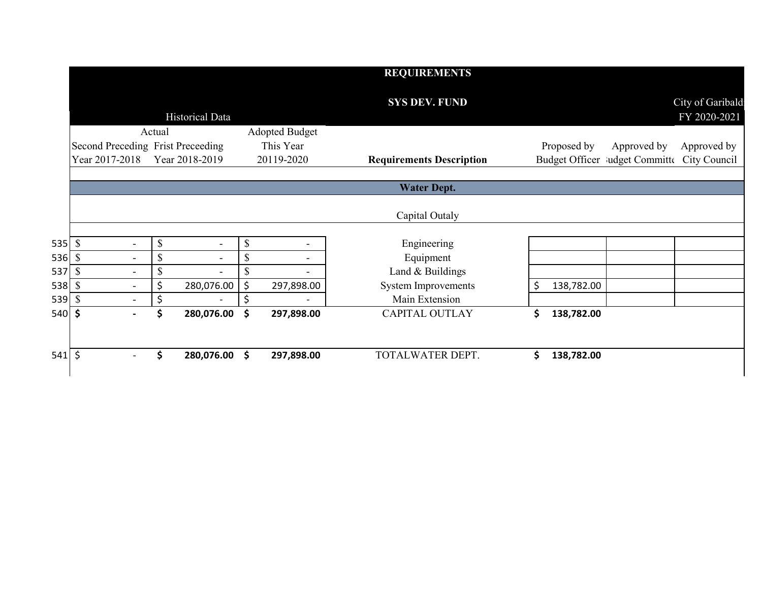| | REQUIREMENTS | | | | | | |
|---|---|---|---|---|---|---|---|
| | SYS DEV. FUND | | | | | | City of Garibaldi |
| | Historical Data | | | | | | FY 2020-2021 |
| | Actual | | Adopted Budget | | | | |
| | Second Preceding Year 2017-2018 | Frist Preceeding Year 2018-2019 | This Year 20119-2020 | **Requirements Description** | Proposed by Budget Officer | Approved by Budget Committee | Approved by City Council |
| | | | | **Water Dept.** | | | |
| | | | | Capital Outaly | | | |
| 535 | $ - | $ - | $ - | Engineering | | | |
| 536 | $ - | $ - | $ - | Equipment | | | |
| 537 | $ - | $ - | $ - | Land & Buildings | | | |
| 538 | $ - | $ 280,076.00 | $ 297,898.00 | System Improvements | $ 138,782.00 | | |
| 539 | $ - | $ - | $ - | Main Extension | | | |
| 540 | **$ -** | **$ 280,076.00** | **$ 297,898.00** | CAPITAL OUTLAY | **$ 138,782.00** | | |
| 541 | $ - | **$ 280,076.00** | **$ 297,898.00** | TOTALWATER DEPT. | **$ 138,782.00** | | |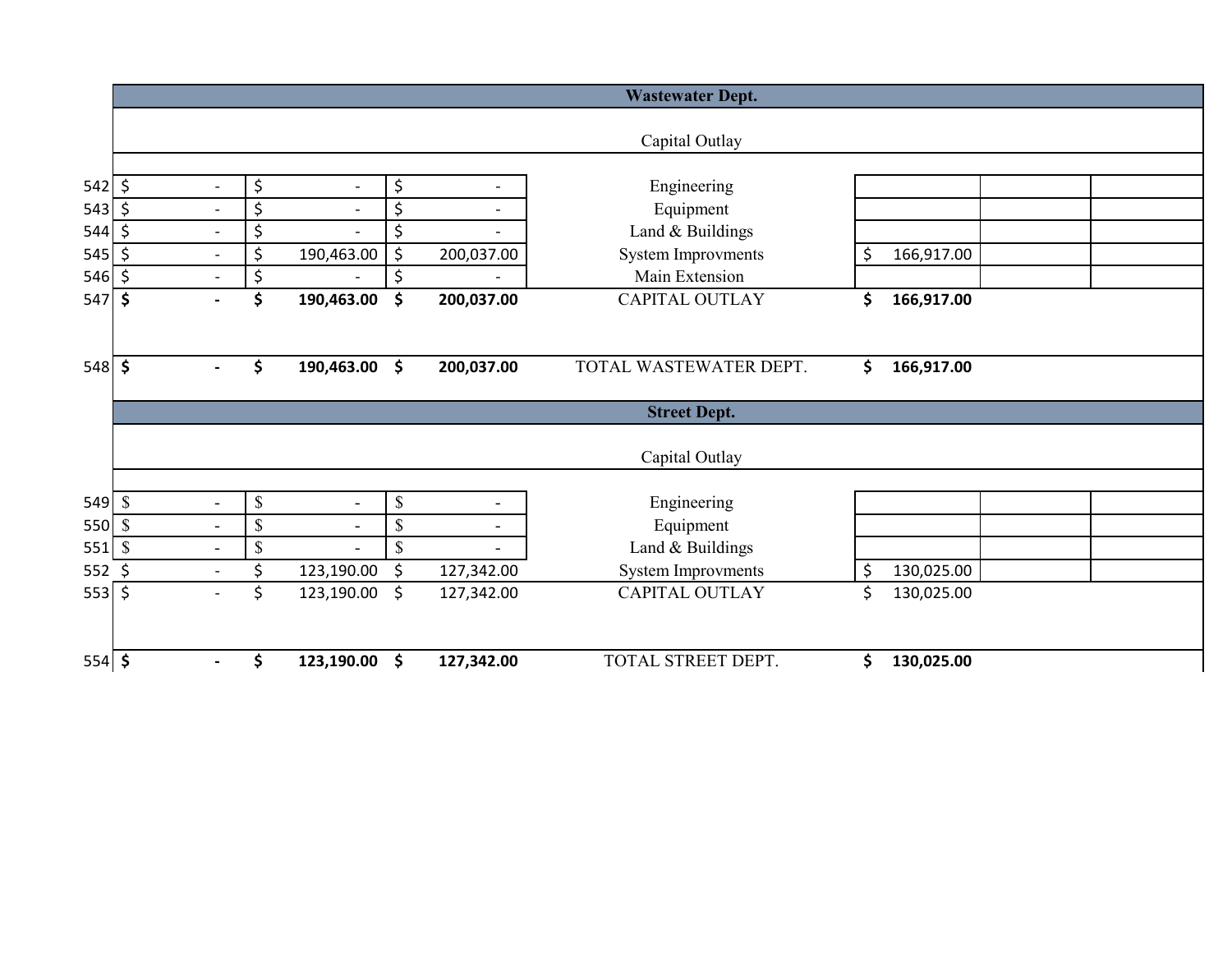## Wastewater Dept.

### Capital Outlay

| Line | | | | Description | | | |
|---|---|---|---|---|---|---|---|
| 542 | $ - | $ - | $ - | Engineering | | | |
| 543 | $ - | $ - | $ - | Equipment | | | |
| 544 | $ - | $ - | $ - | Land & Buildings | | | |
| 545 | $ - | $ 190,463.00 | $ 200,037.00 | System Improvments | $ 166,917.00 | | |
| 546 | $ - | $ - | $ - | Main Extension | | | |
| 547 | **$ -** | **$ 190,463.00** | **$ 200,037.00** | CAPITAL OUTLAY | **$ 166,917.00** | | |
| 548 | **$ -** | **$ 190,463.00** | **$ 200,037.00** | TOTAL WASTEWATER DEPT. | **$ 166,917.00** | | |

## Street Dept.

### Capital Outlay

| Line | | | | Description | | | |
|---|---|---|---|---|---|---|---|
| 549 | $ - | $ - | $ - | Engineering | | | |
| 550 | $ - | $ - | $ - | Equipment | | | |
| 551 | $ - | $ - | $ - | Land & Buildings | | | |
| 552 | $ - | $ 123,190.00 | $ 127,342.00 | System Improvments | $ 130,025.00 | | |
| 553 | $ - | $ 123,190.00 | $ 127,342.00 | CAPITAL OUTLAY | $ 130,025.00 | | |
| 554 | **$ -** | **$ 123,190.00** | **$ 127,342.00** | TOTAL STREET DEPT. | **$ 130,025.00** | | |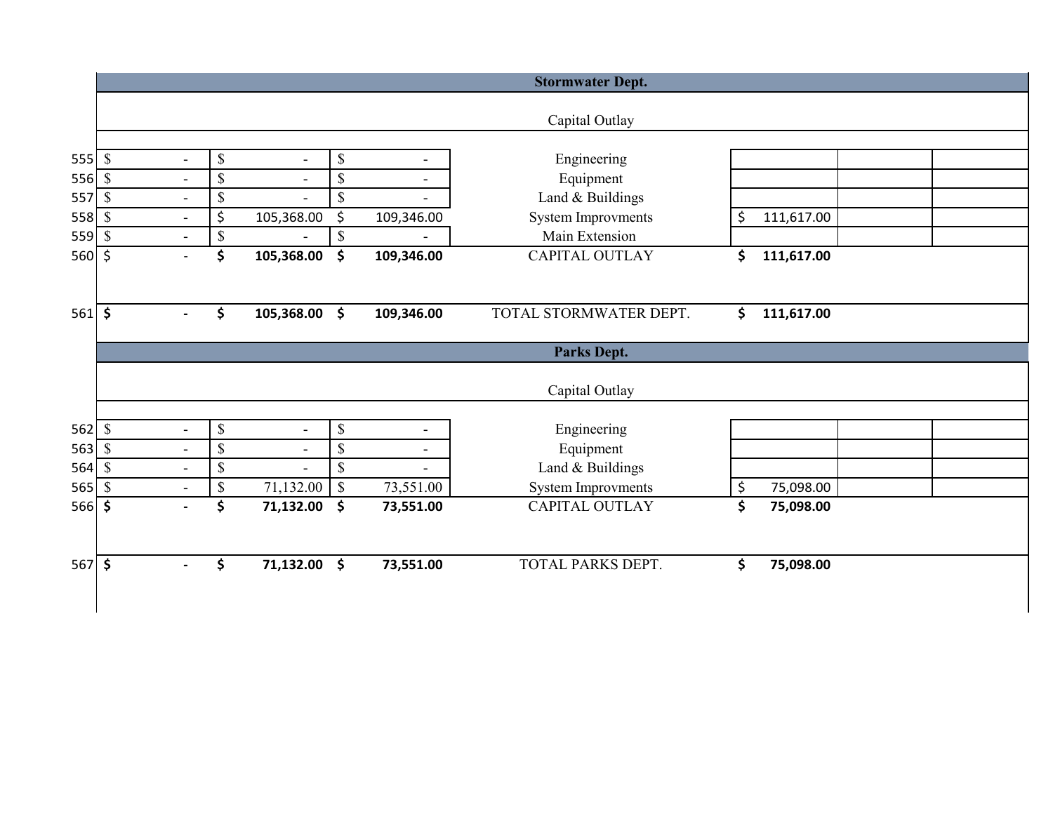| | | | | | | | |
|---|---|---|---|---|---|---|---|
| | | | | **Stormwater Dept.** | | | |
| | | | | Capital Outlay | | | |
| 555 | $ - | $ - | $ - | Engineering | | | |
| 556 | $ - | $ - | $ - | Equipment | | | |
| 557 | $ - | $ - | $ - | Land & Buildings | | | |
| 558 | $ - | $ 105,368.00 | $ 109,346.00 | System Improvments | $ 111,617.00 | | |
| 559 | $ - | $ - | $ - | Main Extension | | | |
| 560 | $ - | **$ 105,368.00** | **$ 109,346.00** | CAPITAL OUTLAY | **$ 111,617.00** | | |
| 561 | **$ -** | **$ 105,368.00** | **$ 109,346.00** | TOTAL STORMWATER DEPT. | **$ 111,617.00** | | |
| | | | | **Parks Dept.** | | | |
| | | | | Capital Outlay | | | |
| 562 | $ - | $ - | $ - | Engineering | | | |
| 563 | $ - | $ - | $ - | Equipment | | | |
| 564 | $ - | $ - | $ - | Land & Buildings | | | |
| 565 | $ - | $ 71,132.00 | $ 73,551.00 | System Improvments | $ 75,098.00 | | |
| 566 | **$ -** | **$ 71,132.00** | **$ 73,551.00** | CAPITAL OUTLAY | **$ 75,098.00** | | |
| 567 | **$ -** | **$ 71,132.00** | **$ 73,551.00** | TOTAL PARKS DEPT. | **$ 75,098.00** | | |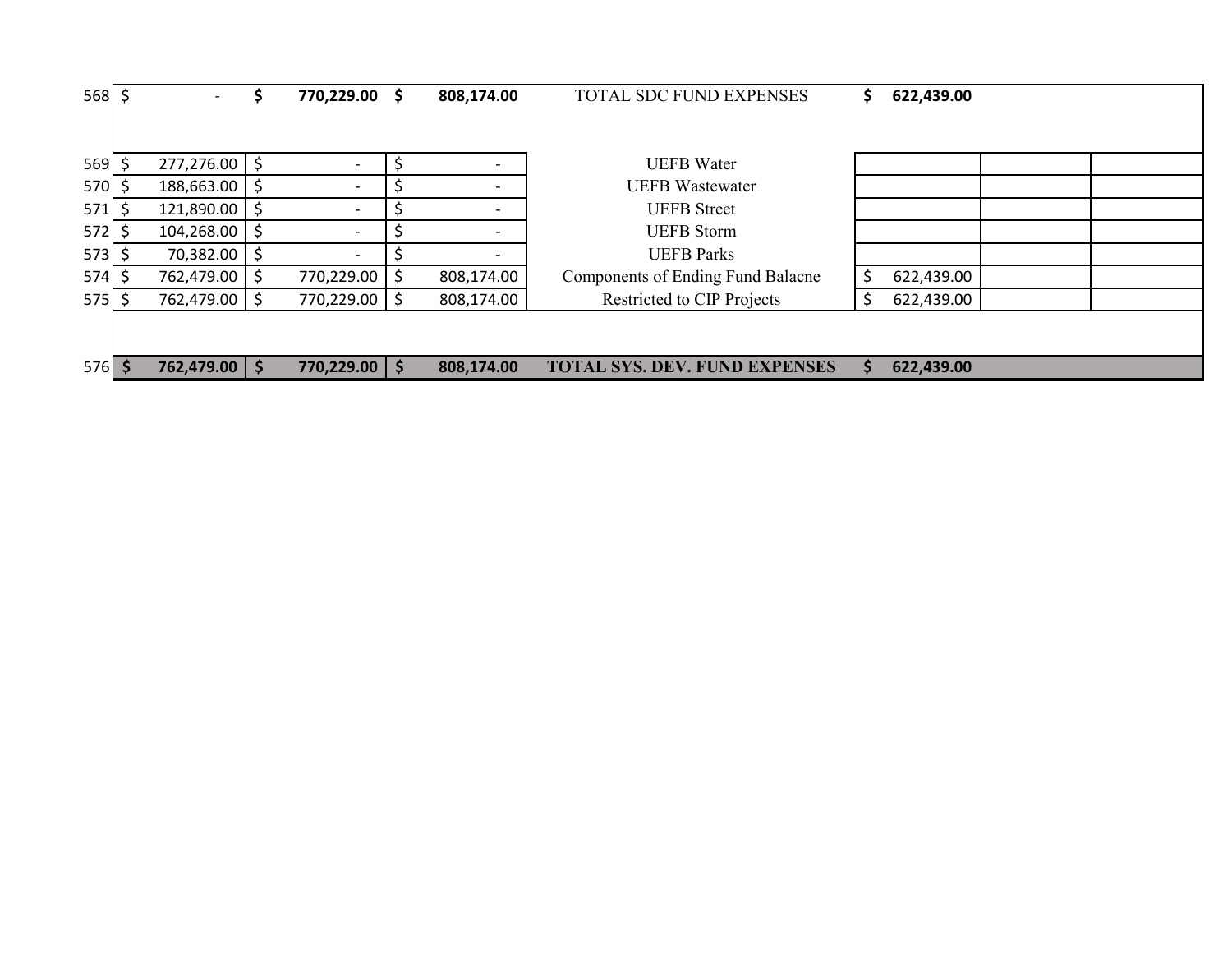| | | | | | | | |
|---|---|---|---|---|---|---|---|
| 568 | $ - | **$ 770,229.00** | **$ 808,174.00** | TOTAL SDC FUND EXPENSES | **$ 622,439.00** | | |
| 569 | $ 277,276.00 | $ - | $ - | UEFB Water | | | |
| 570 | $ 188,663.00 | $ - | $ - | UEFB Wastewater | | | |
| 571 | $ 121,890.00 | $ - | $ - | UEFB Street | | | |
| 572 | $ 104,268.00 | $ - | $ - | UEFB Storm | | | |
| 573 | $ 70,382.00 | $ - | $ - | UEFB Parks | | | |
| 574 | $ 762,479.00 | $ 770,229.00 | $ 808,174.00 | Components of Ending Fund Balacne | $ 622,439.00 | | |
| 575 | $ 762,479.00 | $ 770,229.00 | $ 808,174.00 | Restricted to CIP Projects | $ 622,439.00 | | |
| 576 | **$ 762,479.00** | **$ 770,229.00** | **$ 808,174.00** | **TOTAL SYS. DEV. FUND EXPENSES** | **$ 622,439.00** | | |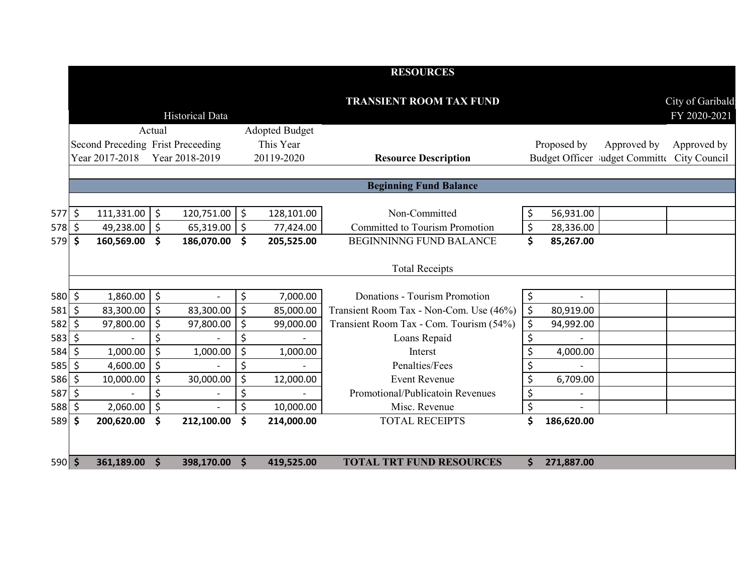## RESOURCES

## TRANSIENT ROOM TAX FUND

City of Garibaldi
FY 2020-2021

| | Historical Data | | | | | | |
|---|---|---|---|---|---|---|---|
| | Actual | | Adopted Budget | | | | |
| | Second Preceding Year 2017-2018 | Frist Preceeding Year 2018-2019 | This Year 20119-2020 | Resource Description | Proposed by Budget Officer | Approved by Budget Committee | Approved by City Council |
| | | | | **Beginning Fund Balance** | | | |
| 577 | $ 111,331.00 | $ 120,751.00 | $ 128,101.00 | Non-Committed | $ 56,931.00 | | |
| 578 | $ 49,238.00 | $ 65,319.00 | $ 77,424.00 | Committed to Tourism Promotion | $ 28,336.00 | | |
| 579 | **$ 160,569.00** | **$ 186,070.00** | **$ 205,525.00** | BEGINNINNG FUND BALANCE | **$ 85,267.00** | | |
| | | | | Total Receipts | | | |
| 580 | $ 1,860.00 | $ - | $ 7,000.00 | Donations - Tourism Promotion | $ - | | |
| 581 | $ 83,300.00 | $ 83,300.00 | $ 85,000.00 | Transient Room Tax - Non-Com. Use (46%) | $ 80,919.00 | | |
| 582 | $ 97,800.00 | $ 97,800.00 | $ 99,000.00 | Transient Room Tax - Com. Tourism (54%) | $ 94,992.00 | | |
| 583 | $ - | $ - | $ - | Loans Repaid | $ - | | |
| 584 | $ 1,000.00 | $ 1,000.00 | $ 1,000.00 | Interst | $ 4,000.00 | | |
| 585 | $ 4,600.00 | $ - | $ - | Penalties/Fees | $ - | | |
| 586 | $ 10,000.00 | $ 30,000.00 | $ 12,000.00 | Event Revenue | $ 6,709.00 | | |
| 587 | $ - | $ - | $ - | Promotional/Publicatoin Revenues | $ - | | |
| 588 | $ 2,060.00 | $ - | $ 10,000.00 | Misc. Revenue | $ - | | |
| 589 | **$ 200,620.00** | **$ 212,100.00** | **$ 214,000.00** | TOTAL RECEIPTS | **$ 186,620.00** | | |
| 590 | **$ 361,189.00** | **$ 398,170.00** | **$ 419,525.00** | **TOTAL TRT FUND RESOURCES** | **$ 271,887.00** | | |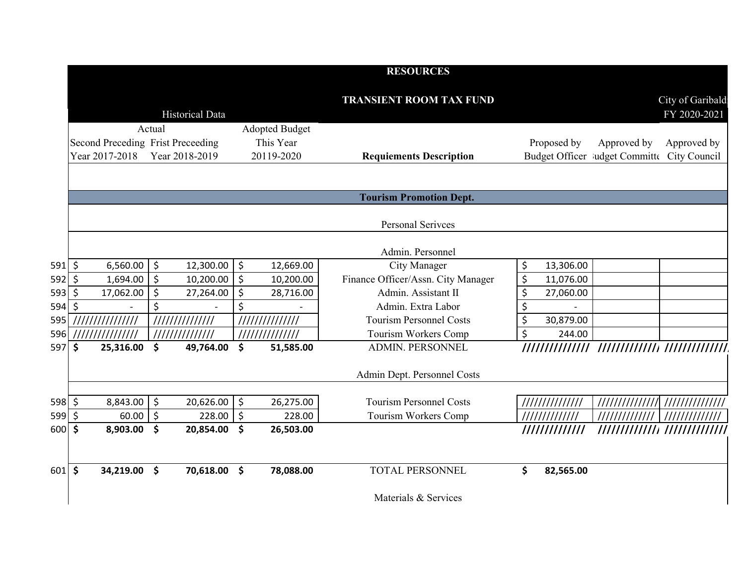| | RESOURCES | | | | | | |
|---|---|---|---|---|---|---|---|
| | | | | TRANSIENT ROOM TAX FUND | | | City of Garibaldi |
| | Historical Data | | | | | | FY 2020-2021 |
| | Actual | | Adopted Budget | | | | |
| | Second Preceding | Frist Preceeding | This Year | | Proposed by | Approved by | Approved by |
| | Year 2017-2018 | Year 2018-2019 | 20119-2020 | **Requiements Description** | Budget Officer | Budget Committe | City Council |
| | | | | **Tourism Promotion Dept.** | | | |
| | | | | Personal Serivces | | | |
| | | | | Admin. Personnel | | | |
| 591 | $ 6,560.00 | $ 12,300.00 | $ 12,669.00 | City Manager | $ 13,306.00 | | |
| 592 | $ 1,694.00 | $ 10,200.00 | $ 10,200.00 | Finance Officer/Assn. City Manager | $ 11,076.00 | | |
| 593 | $ 17,062.00 | $ 27,264.00 | $ 28,716.00 | Admin. Assistant II | $ 27,060.00 | | |
| 594 | $ - | $ - | $ - | Admin. Extra Labor | $ - | | |
| 595 | /////////////// | ////////////// | ////////////// | Tourism Personnel Costs | $ 30,879.00 | | |
| 596 | /////////////// | ////////////// | ////////////// | Tourism Workers Comp | $ 244.00 | | |
| 597 | **$ 25,316.00** | **$ 49,764.00** | **$ 51,585.00** | ADMIN. PERSONNEL | ////////////// | ////////////// | ////////////// |
| | | | | Admin Dept. Personnel Costs | | | |
| 598 | $ 8,843.00 | $ 20,626.00 | $ 26,275.00 | Tourism Personnel Costs | ////////////// | ////////////// | ////////////// |
| 599 | $ 60.00 | $ 228.00 | $ 228.00 | Tourism Workers Comp | ////////////// | ////////////// | ////////////// |
| 600 | **$ 8,903.00** | **$ 20,854.00** | **$ 26,503.00** | | ////////////// | ////////////// | ////////////// |
| 601 | **$ 34,219.00** | **$ 70,618.00** | **$ 78,088.00** | TOTAL PERSONNEL | **$ 82,565.00** | | |
| | | | | Materials & Services | | | |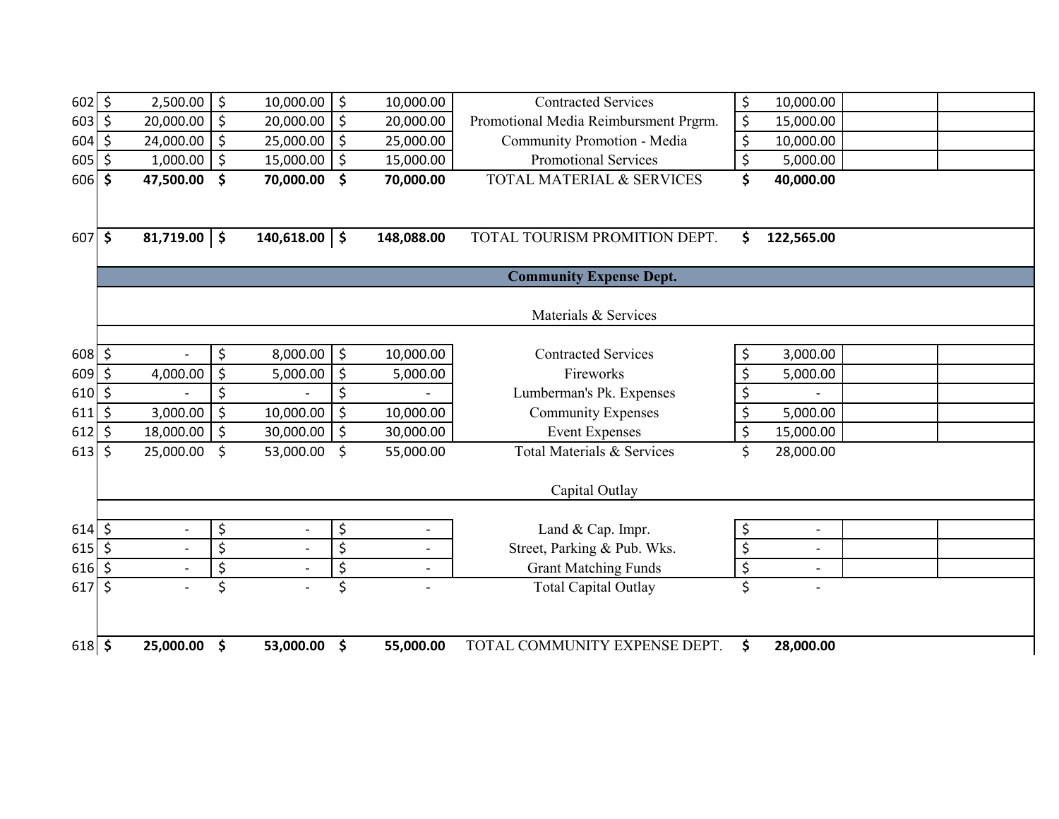| | | | | | | | |
|---|---|---|---|---|---|---|---|
| 602 | $ 2,500.00 | $ 10,000.00 | $ 10,000.00 | Contracted Services | $ 10,000.00 | | |
| 603 | $ 20,000.00 | $ 20,000.00 | $ 20,000.00 | Promotional Media Reimbursment Prgrm. | $ 15,000.00 | | |
| 604 | $ 24,000.00 | $ 25,000.00 | $ 25,000.00 | Community Promotion - Media | $ 10,000.00 | | |
| 605 | $ 1,000.00 | $ 15,000.00 | $ 15,000.00 | Promotional Services | $ 5,000.00 | | |
| 606 | **$ 47,500.00** | **$ 70,000.00** | **$ 70,000.00** | TOTAL MATERIAL & SERVICES | **$ 40,000.00** | | |
| 607 | **$ 81,719.00** | **$ 140,618.00** | **$ 148,088.00** | TOTAL TOURISM PROMITION DEPT. | **$ 122,565.00** | | |
| | | | | **Community Expense Dept.** | | | |
| | | | | Materials & Services | | | |
| 608 | $ - | $ 8,000.00 | $ 10,000.00 | Contracted Services | $ 3,000.00 | | |
| 609 | $ 4,000.00 | $ 5,000.00 | $ 5,000.00 | Fireworks | $ 5,000.00 | | |
| 610 | $ - | $ - | $ - | Lumberman's Pk. Expenses | $ - | | |
| 611 | $ 3,000.00 | $ 10,000.00 | $ 10,000.00 | Community Expenses | $ 5,000.00 | | |
| 612 | $ 18,000.00 | $ 30,000.00 | $ 30,000.00 | Event Expenses | $ 15,000.00 | | |
| 613 | $ 25,000.00 | $ 53,000.00 | $ 55,000.00 | Total Materials & Services | $ 28,000.00 | | |
| | | | | Capital Outlay | | | |
| 614 | $ - | $ - | $ - | Land & Cap. Impr. | $ - | | |
| 615 | $ - | $ - | $ - | Street, Parking & Pub. Wks. | $ - | | |
| 616 | $ - | $ - | $ - | Grant Matching Funds | $ - | | |
| 617 | $ - | $ - | $ - | Total Capital Outlay | $ - | | |
| 618 | **$ 25,000.00** | **$ 53,000.00** | **$ 55,000.00** | TOTAL COMMUNITY EXPENSE DEPT. | **$ 28,000.00** | | |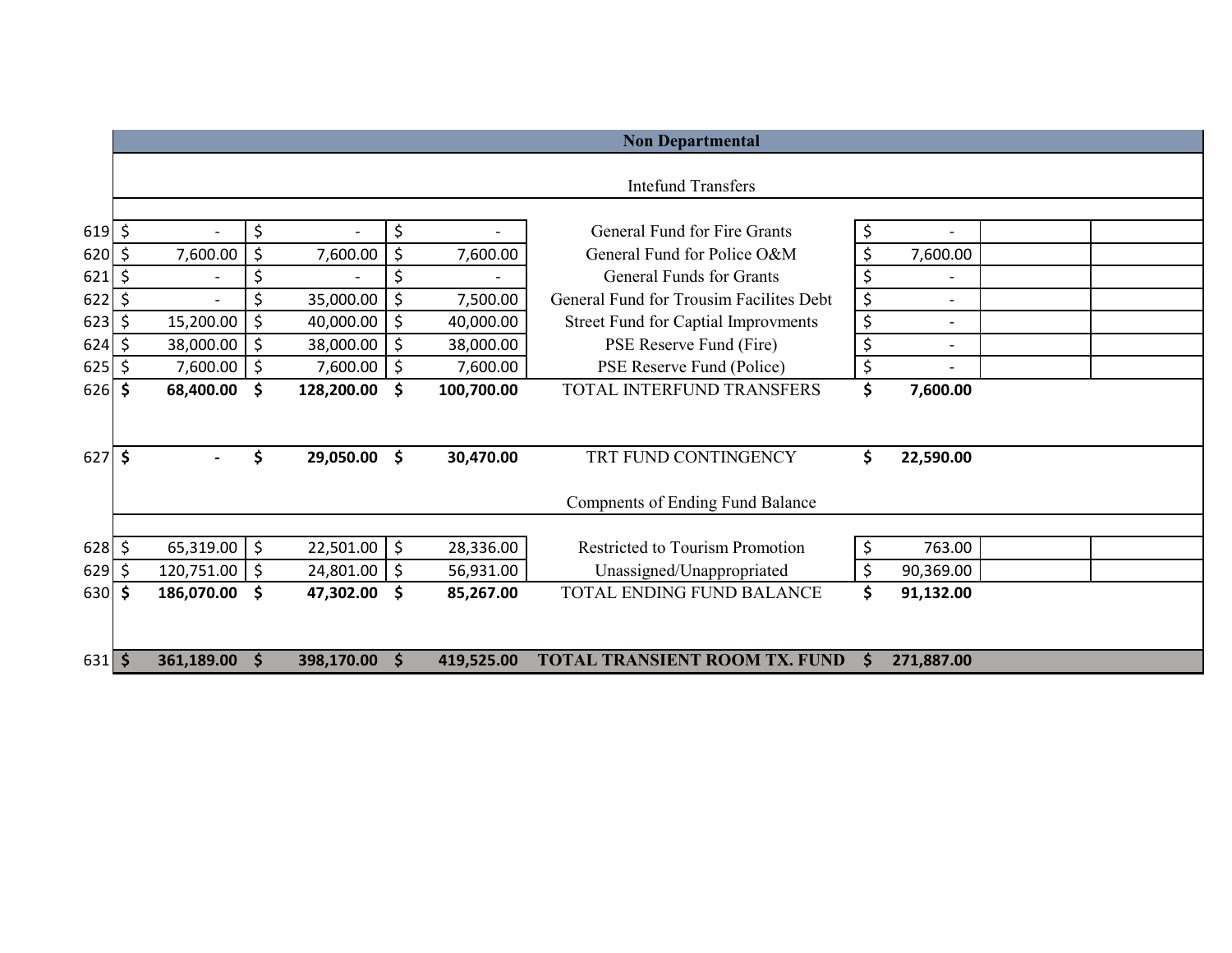| | | | | Non Departmental | | | |
|---|---|---|---|---|---|---|---|
| | | | | Intefund Transfers | | | |
| 619 | $ - | $ - | $ - | General Fund for Fire Grants | $ - | | |
| 620 | $ 7,600.00 | $ 7,600.00 | $ 7,600.00 | General Fund for Police O&M | $ 7,600.00 | | |
| 621 | $ - | $ - | $ - | General Funds for Grants | $ - | | |
| 622 | $ - | $ 35,000.00 | $ 7,500.00 | General Fund for Trousim Facilites Debt | $ - | | |
| 623 | $ 15,200.00 | $ 40,000.00 | $ 40,000.00 | Street Fund for Captial Improvments | $ - | | |
| 624 | $ 38,000.00 | $ 38,000.00 | $ 38,000.00 | PSE Reserve Fund (Fire) | $ - | | |
| 625 | $ 7,600.00 | $ 7,600.00 | $ 7,600.00 | PSE Reserve Fund (Police) | $ - | | |
| 626 | **$ 68,400.00** | **$ 128,200.00** | **$ 100,700.00** | TOTAL INTERFUND TRANSFERS | **$ 7,600.00** | | |
| 627 | **$ -** | **$ 29,050.00** | **$ 30,470.00** | TRT FUND CONTINGENCY | **$ 22,590.00** | | |
| | | | | Compnents of Ending Fund Balance | | | |
| 628 | $ 65,319.00 | $ 22,501.00 | $ 28,336.00 | Restricted to Tourism Promotion | $ 763.00 | | |
| 629 | $ 120,751.00 | $ 24,801.00 | $ 56,931.00 | Unassigned/Unappropriated | $ 90,369.00 | | |
| 630 | **$ 186,070.00** | **$ 47,302.00** | **$ 85,267.00** | TOTAL ENDING FUND BALANCE | **$ 91,132.00** | | |
| 631 | **$ 361,189.00** | **$ 398,170.00** | **$ 419,525.00** | **TOTAL TRANSIENT ROOM TX. FUND** | **$ 271,887.00** | | |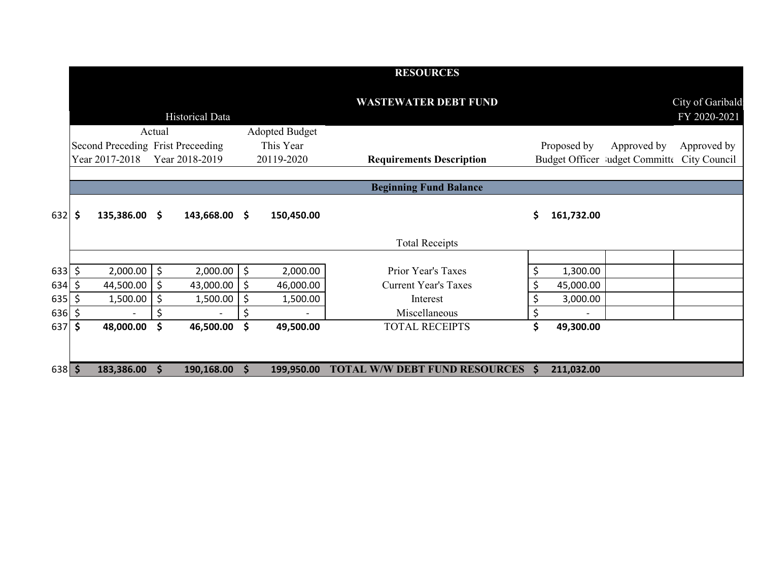| | RESOURCES | | | | | | |
|---|---|---|---|---|---|---|---|
| | | | | WASTEWATER DEBT FUND | | | City of Garibaldi |
| | Historical Data | | | | | | FY 2020-2021 |
| | Actual | | Adopted Budget | | | | |
| | Second Preceding Year 2017-2018 | Frist Preceeding Year 2018-2019 | This Year 20119-2020 | **Requirements Description** | Proposed by Budget Officer | Approved by Budget Committee | Approved by City Council |
| | | | | **Beginning Fund Balance** | | | |
| 632 | **$ 135,386.00** | **$ 143,668.00** | **$ 150,450.00** | | **$ 161,732.00** | | |
| | | | | Total Receipts | | | |
| 633 | $ 2,000.00 | $ 2,000.00 | $ 2,000.00 | Prior Year's Taxes | $ 1,300.00 | | |
| 634 | $ 44,500.00 | $ 43,000.00 | $ 46,000.00 | Current Year's Taxes | $ 45,000.00 | | |
| 635 | $ 1,500.00 | $ 1,500.00 | $ 1,500.00 | Interest | $ 3,000.00 | | |
| 636 | $ - | $ - | $ - | Miscellaneous | $ - | | |
| 637 | **$ 48,000.00** | **$ 46,500.00** | **$ 49,500.00** | TOTAL RECEIPTS | **$ 49,300.00** | | |
| 638 | **$ 183,386.00** | **$ 190,168.00** | **$ 199,950.00** | **TOTAL W/W DEBT FUND RESOURCES** | **$ 211,032.00** | | |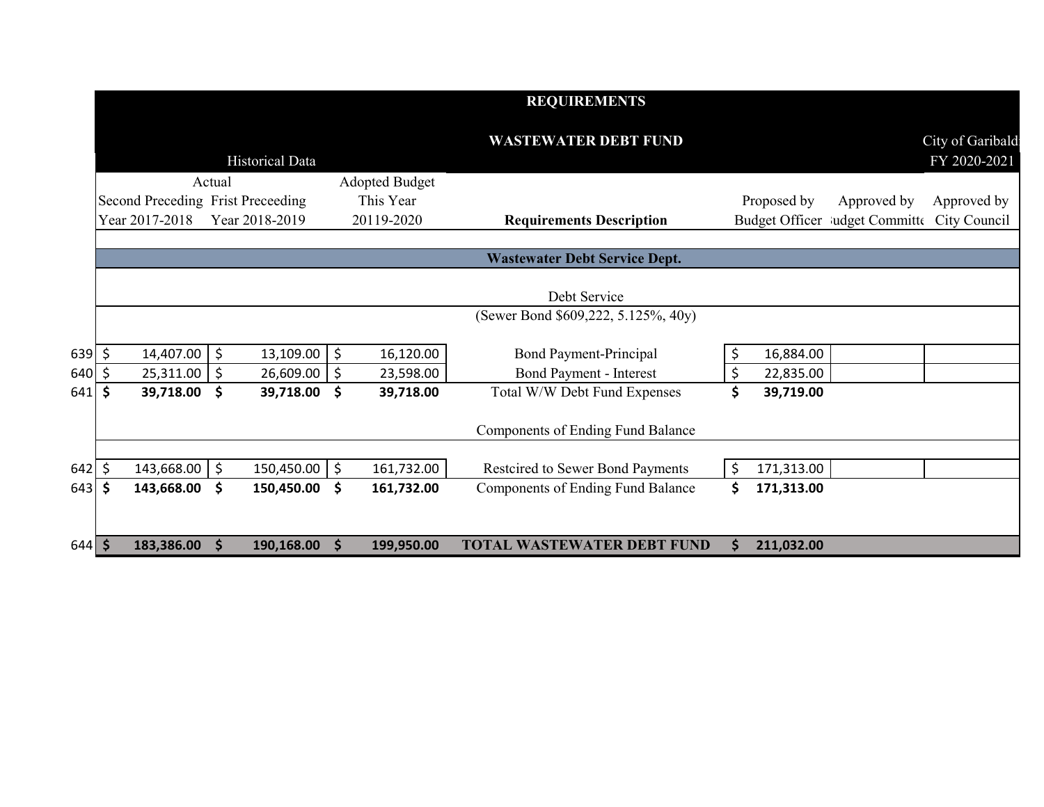# REQUIREMENTS

## WASTEWATER DEBT FUND

City of Garibaldi
FY 2020-2021

| | Historical Data | | | | | | |
|---|---|---|---|---|---|---|---|
| | Actual | | Adopted Budget | | | | |
| | Second Preceding Year 2017-2018 | Frist Preceeding Year 2018-2019 | This Year 20119-2020 | Requirements Description | Proposed by Budget Officer | Approved by Budget Committee | Approved by City Council |
| | | | | **Wastewater Debt Service Dept.** | | | |
| | | | | Debt Service | | | |
| | | | | (Sewer Bond $609,222, 5.125%, 40y) | | | |
| 639 | $ 14,407.00 | $ 13,109.00 | $ 16,120.00 | Bond Payment-Principal | $ 16,884.00 | | |
| 640 | $ 25,311.00 | $ 26,609.00 | $ 23,598.00 | Bond Payment - Interest | $ 22,835.00 | | |
| 641 | **$ 39,718.00** | **$ 39,718.00** | **$ 39,718.00** | Total W/W Debt Fund Expenses | **$ 39,719.00** | | |
| | | | | Components of Ending Fund Balance | | | |
| 642 | $ 143,668.00 | $ 150,450.00 | $ 161,732.00 | Restcired to Sewer Bond Payments | $ 171,313.00 | | |
| 643 | **$ 143,668.00** | **$ 150,450.00** | **$ 161,732.00** | Components of Ending Fund Balance | **$ 171,313.00** | | |
| 644 | **$ 183,386.00** | **$ 190,168.00** | **$ 199,950.00** | **TOTAL WASTEWATER DEBT FUND** | **$ 211,032.00** | | |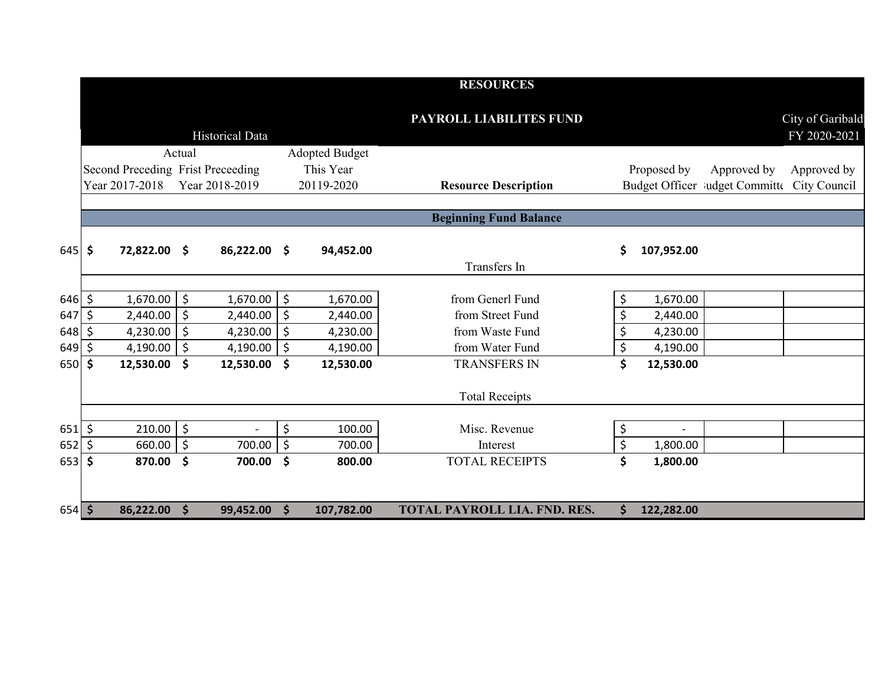# RESOURCES

## PAYROLL LIABILITES FUND

City of Garibaldi
FY 2020-2021

| | Historical Data | | | | | | |
|---|---|---|---|---|---|---|---|
| | Actual | | Adopted Budget | | | | |
| | Second Preceding Year 2017-2018 | Frist Preceeding Year 2018-2019 | This Year 20119-2020 | Resource Description | Proposed by Budget Officer | Approved by Budget Committee | Approved by City Council |
| | | | | **Beginning Fund Balance** | | | |
| 645 | **$ 72,822.00** | **$ 86,222.00** | **$ 94,452.00** | | **$ 107,952.00** | | |
| | | | | Transfers In | | | |
| 646 | $ 1,670.00 | $ 1,670.00 | $ 1,670.00 | from Generl Fund | $ 1,670.00 | | |
| 647 | $ 2,440.00 | $ 2,440.00 | $ 2,440.00 | from Street Fund | $ 2,440.00 | | |
| 648 | $ 4,230.00 | $ 4,230.00 | $ 4,230.00 | from Waste Fund | $ 4,230.00 | | |
| 649 | $ 4,190.00 | $ 4,190.00 | $ 4,190.00 | from Water Fund | $ 4,190.00 | | |
| 650 | **$ 12,530.00** | **$ 12,530.00** | **$ 12,530.00** | TRANSFERS IN | **$ 12,530.00** | | |
| | | | | Total Receipts | | | |
| 651 | $ 210.00 | $ - | $ 100.00 | Misc. Revenue | $ - | | |
| 652 | $ 660.00 | $ 700.00 | $ 700.00 | Interest | $ 1,800.00 | | |
| 653 | **$ 870.00** | **$ 700.00** | **$ 800.00** | TOTAL RECEIPTS | **$ 1,800.00** | | |
| 654 | **$ 86,222.00** | **$ 99,452.00** | **$ 107,782.00** | **TOTAL PAYROLL LIA. FND. RES.** | **$ 122,282.00** | | |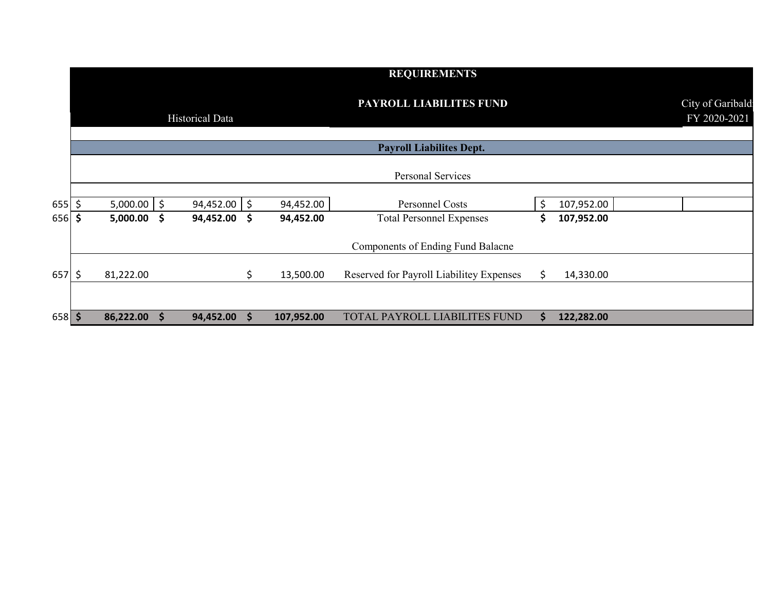# REQUIREMENTS

## PAYROLL LIABILITES FUND

City of Garibaldi
FY 2020-2021

Historical Data

| | | | | | | |
|---|---|---|---|---|---|---|
| | | | | **Payroll Liabilites Dept.** | | |
| | | | | Personal Services | | |
| 655 | $ 5,000.00 | $ 94,452.00 | $ 94,452.00 | Personnel Costs | $ 107,952.00 | |
| 656 | **$ 5,000.00** | **$ 94,452.00** | **$ 94,452.00** | Total Personnel Expenses | **$ 107,952.00** | |
| | | | | Components of Ending Fund Balacne | | |
| 657 | $ 81,222.00 | | $ 13,500.00 | Reserved for Payroll Liabilitey Expenses | $ 14,330.00 | |
| 658 | **$ 86,222.00** | **$ 94,452.00** | **$ 107,952.00** | TOTAL PAYROLL LIABILITES FUND | **$ 122,282.00** | |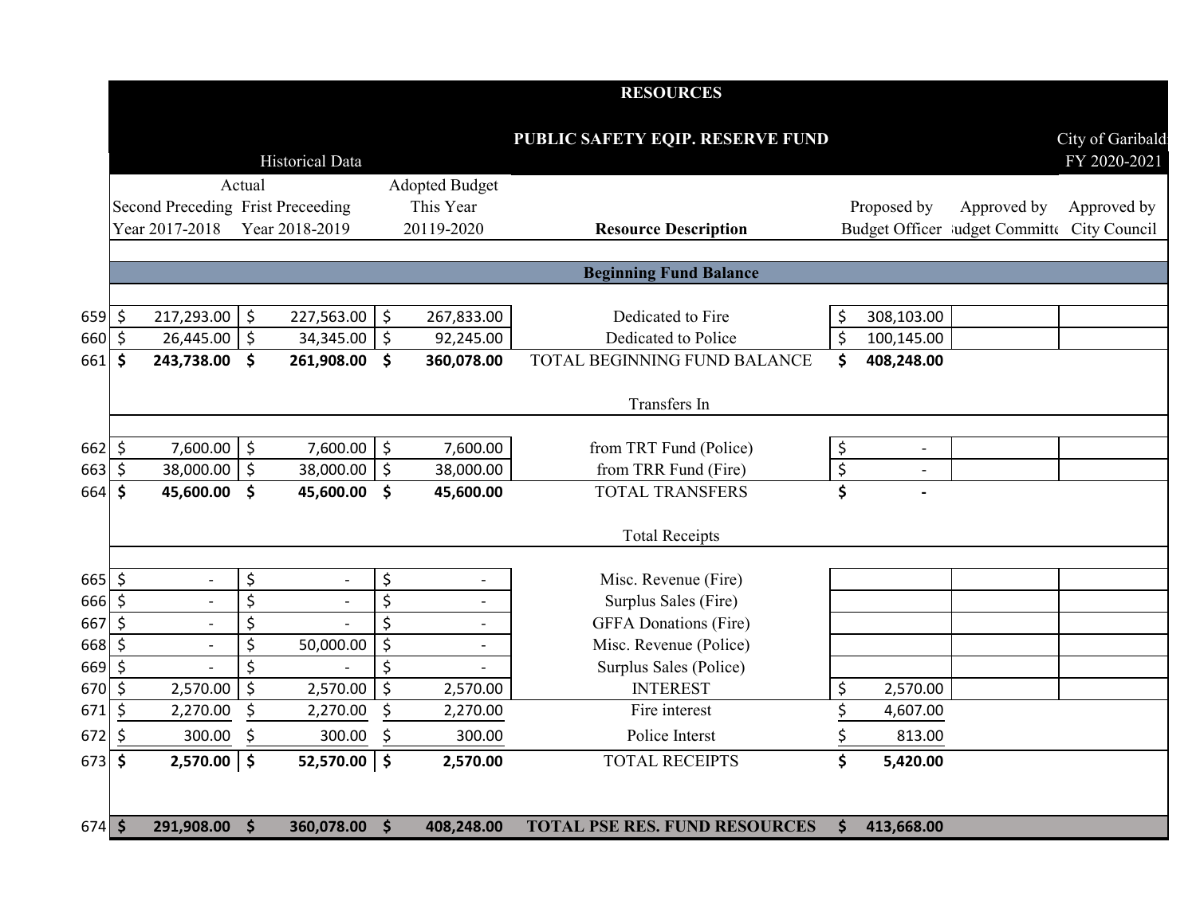# RESOURCES

## PUBLIC SAFETY EQIP. RESERVE FUND

City of Garibaldi
FY 2020-2021

| | Historical Data | | | | | | |
|---|---|---|---|---|---|---|---|
| | Actual | | Adopted Budget | | | | |
| | Second Preceding Year 2017-2018 | Frist Preceeding Year 2018-2019 | This Year 20119-2020 | Resource Description | Proposed by Budget Officer | Approved by Budget Committee | Approved by City Council |
| | | | | **Beginning Fund Balance** | | | |
| 659 | $ 217,293.00 | $ 227,563.00 | $ 267,833.00 | Dedicated to Fire | $ 308,103.00 | | |
| 660 | $ 26,445.00 | $ 34,345.00 | $ 92,245.00 | Dedicated to Police | $ 100,145.00 | | |
| 661 | **$ 243,738.00** | **$ 261,908.00** | **$ 360,078.00** | TOTAL BEGINNING FUND BALANCE | **$ 408,248.00** | | |
| | | | | Transfers In | | | |
| 662 | $ 7,600.00 | $ 7,600.00 | $ 7,600.00 | from TRT Fund (Police) | $ - | | |
| 663 | $ 38,000.00 | $ 38,000.00 | $ 38,000.00 | from TRR Fund (Fire) | $ - | | |
| 664 | **$ 45,600.00** | **$ 45,600.00** | **$ 45,600.00** | TOTAL TRANSFERS | **$ -** | | |
| | | | | Total Receipts | | | |
| 665 | $ - | $ - | $ - | Misc. Revenue (Fire) | | | |
| 666 | $ - | $ - | $ - | Surplus Sales (Fire) | | | |
| 667 | $ - | $ - | $ - | GFFA Donations (Fire) | | | |
| 668 | $ - | $ 50,000.00 | $ - | Misc. Revenue (Police) | | | |
| 669 | $ - | $ - | $ - | Surplus Sales (Police) | | | |
| 670 | $ 2,570.00 | $ 2,570.00 | $ 2,570.00 | INTEREST | $ 2,570.00 | | |
| 671 | $ 2,270.00 | $ 2,270.00 | $ 2,270.00 | Fire interest | $ 4,607.00 | | |
| 672 | $ 300.00 | $ 300.00 | $ 300.00 | Police Interst | $ 813.00 | | |
| 673 | **$ 2,570.00** | **$ 52,570.00** | **$ 2,570.00** | TOTAL RECEIPTS | **$ 5,420.00** | | |
| 674 | **$ 291,908.00** | **$ 360,078.00** | **$ 408,248.00** | **TOTAL PSE RES. FUND RESOURCES** | **$ 413,668.00** | | |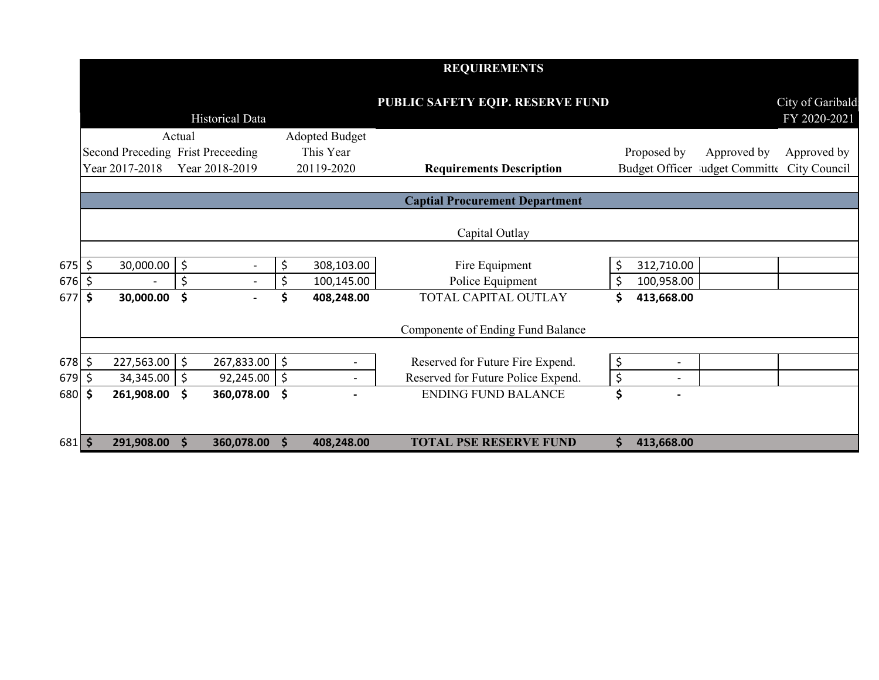# REQUIREMENTS

## PUBLIC SAFETY EQIP. RESERVE FUND

City of Garibaldi
FY 2020-2021

| | Historical Data | | | | | | |
|---|---|---|---|---|---|---|---|
| | Actual | | Adopted Budget | | | | |
| | Second Preceding Year 2017-2018 | Frist Preceeding Year 2018-2019 | This Year 20119-2020 | **Requirements Description** | Proposed by Budget Officer | Approved by Budget Committee | Approved by City Council |
| | | | | **Captial Procurement Department** | | | |
| | | | | Capital Outlay | | | |
| 675 | $ 30,000.00 | $ - | $ 308,103.00 | Fire Equipment | $ 312,710.00 | | |
| 676 | $ - | $ - | $ 100,145.00 | Police Equipment | $ 100,958.00 | | |
| 677 | **$ 30,000.00** | **$ -** | **$ 408,248.00** | TOTAL CAPITAL OUTLAY | **$ 413,668.00** | | |
| | | | | Componente of Ending Fund Balance | | | |
| 678 | $ 227,563.00 | $ 267,833.00 | $ - | Reserved for Future Fire Expend. | $ - | | |
| 679 | $ 34,345.00 | $ 92,245.00 | $ - | Reserved for Future Police Expend. | $ - | | |
| 680 | **$ 261,908.00** | **$ 360,078.00** | **$ -** | ENDING FUND BALANCE | **$ -** | | |
| 681 | **$ 291,908.00** | **$ 360,078.00** | **$ 408,248.00** | **TOTAL PSE RESERVE FUND** | **$ 413,668.00** | | |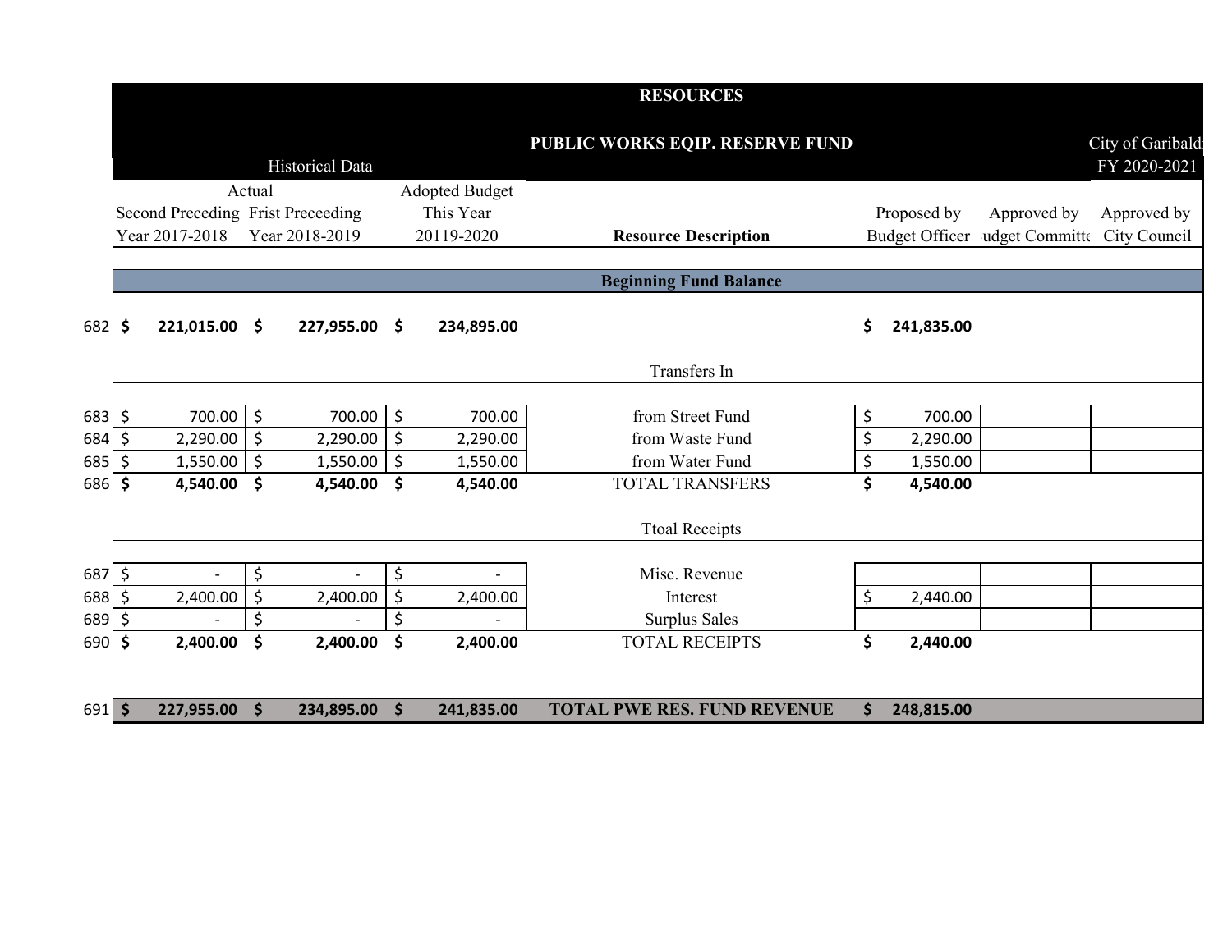# RESOURCES

## PUBLIC WORKS EQIP. RESERVE FUND

City of Garibaldi
FY 2020-2021

| | Historical Data | | | | | | |
|---|---|---|---|---|---|---|---|
| | Actual | | Adopted Budget | | | | |
| | Second Preceding Year 2017-2018 | Frist Preceeding Year 2018-2019 | This Year 20119-2020 | Resource Description | Proposed by Budget Officer | Approved by Budget Committee | Approved by City Council |
| | | | | **Beginning Fund Balance** | | | |
| 682 | **$ 221,015.00** | **$ 227,955.00** | **$ 234,895.00** | | **$ 241,835.00** | | |
| | | | | Transfers In | | | |
| 683 | $ 700.00 | $ 700.00 | $ 700.00 | from Street Fund | $ 700.00 | | |
| 684 | $ 2,290.00 | $ 2,290.00 | $ 2,290.00 | from Waste Fund | $ 2,290.00 | | |
| 685 | $ 1,550.00 | $ 1,550.00 | $ 1,550.00 | from Water Fund | $ 1,550.00 | | |
| 686 | **$ 4,540.00** | **$ 4,540.00** | **$ 4,540.00** | TOTAL TRANSFERS | **$ 4,540.00** | | |
| | | | | Ttoal Receipts | | | |
| 687 | $ - | $ - | $ - | Misc. Revenue | | | |
| 688 | $ 2,400.00 | $ 2,400.00 | $ 2,400.00 | Interest | $ 2,440.00 | | |
| 689 | $ - | $ - | $ - | Surplus Sales | | | |
| 690 | **$ 2,400.00** | **$ 2,400.00** | **$ 2,400.00** | TOTAL RECEIPTS | **$ 2,440.00** | | |
| 691 | **$ 227,955.00** | **$ 234,895.00** | **$ 241,835.00** | **TOTAL PWE RES. FUND REVENUE** | **$ 248,815.00** | | |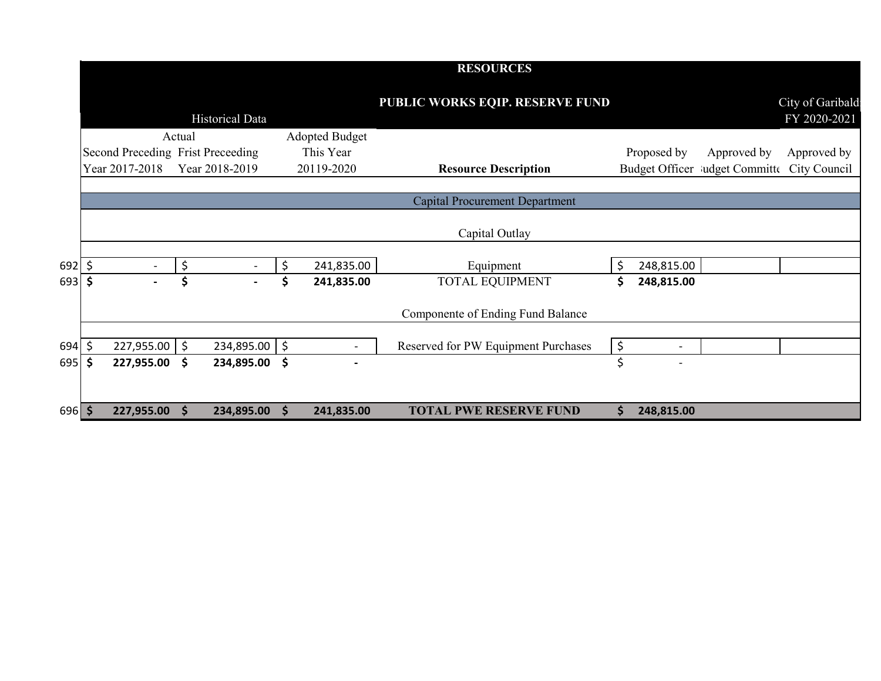# RESOURCES

## PUBLIC WORKS EQIP. RESERVE FUND

City of Garibaldi
FY 2020-2021

| | Historical Data | | | | | | |
|---|---|---|---|---|---|---|---|
| | Actual | | Adopted Budget | | | | |
| | Second Preceding Year 2017-2018 | Frist Preceeding Year 2018-2019 | This Year 20119-2020 | Resource Description | Proposed by Budget Officer | Approved by Budget Committee | Approved by City Council |
| | | | | Capital Procurement Department | | | |
| | | | | Capital Outlay | | | |
| 692 | $ - | $ - | $ 241,835.00 | Equipment | $ 248,815.00 | | |
| 693 | **$ -** | **$ -** | **$ 241,835.00** | TOTAL EQUIPMENT | **$ 248,815.00** | | |
| | | | | Componente of Ending Fund Balance | | | |
| 694 | $ 227,955.00 | $ 234,895.00 | $ - | Reserved for PW Equipment Purchases | $ - | | |
| 695 | **$ 227,955.00** | **$ 234,895.00** | **$ -** | | $ - | | |
| 696 | **$ 227,955.00** | **$ 234,895.00** | **$ 241,835.00** | **TOTAL PWE RESERVE FUND** | **$ 248,815.00** | | |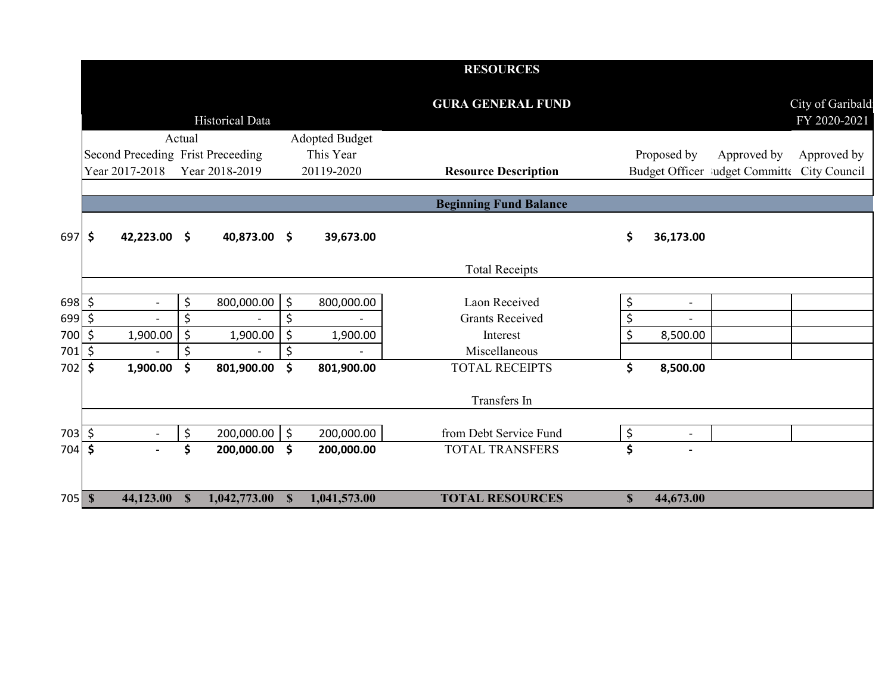# RESOURCES

## GURA GENERAL FUND

City of Garibaldi
FY 2020-2021

| | Historical Data | | | | | | |
|---|---|---|---|---|---|---|---|
| | Actual | | Adopted Budget | | | | |
| | Second Preceding Year 2017-2018 | Frist Preceeding Year 2018-2019 | This Year 20119-2020 | **Resource Description** | Proposed by Budget Officer | Approved by Budget Committee | Approved by City Council |
| | | | | **Beginning Fund Balance** | | | |
| 697 | **$ 42,223.00** | **$ 40,873.00** | **$ 39,673.00** | | **$ 36,173.00** | | |
| | | | | Total Receipts | | | |
| 698 | $ - | $ 800,000.00 | $ 800,000.00 | Laon Received | $ - | | |
| 699 | $ - | $ - | $ - | Grants Received | $ - | | |
| 700 | $ 1,900.00 | $ 1,900.00 | $ 1,900.00 | Interest | $ 8,500.00 | | |
| 701 | $ - | $ - | $ - | Miscellaneous | | | |
| 702 | **$ 1,900.00** | **$ 801,900.00** | **$ 801,900.00** | TOTAL RECEIPTS | **$ 8,500.00** | | |
| | | | | Transfers In | | | |
| 703 | $ - | $ 200,000.00 | $ 200,000.00 | from Debt Service Fund | $ - | | |
| 704 | **$ -** | **$ 200,000.00** | **$ 200,000.00** | TOTAL TRANSFERS | **$ -** | | |
| 705 | **$ 44,123.00** | **$ 1,042,773.00** | **$ 1,041,573.00** | **TOTAL RESOURCES** | **$ 44,673.00** | | |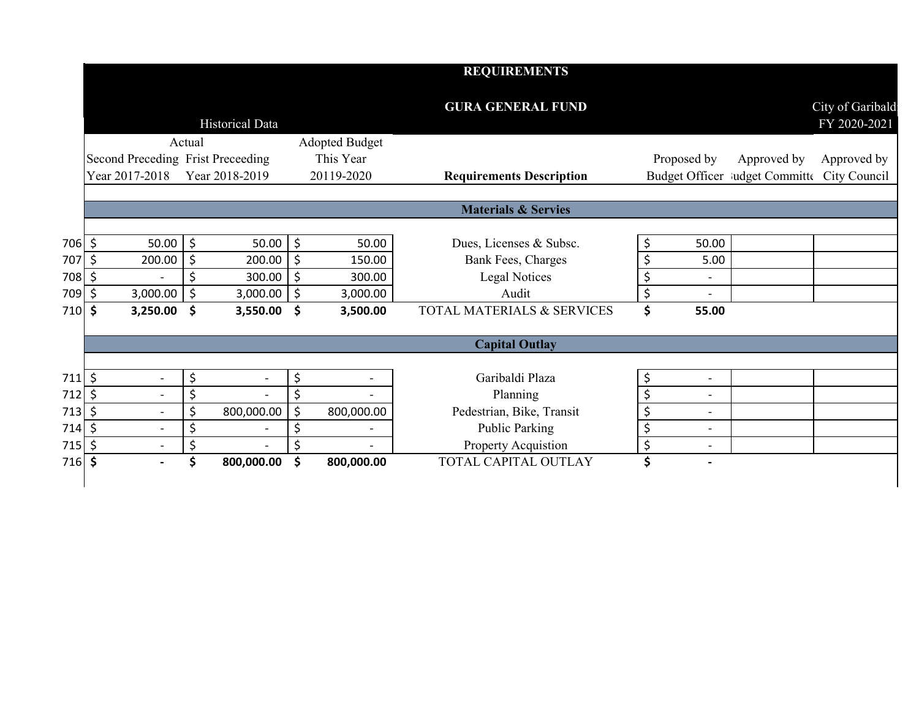## REQUIREMENTS

## GURA GENERAL FUND

City of Garibaldi
FY 2020-2021

| | Historical Data | | | | | | |
|---|---|---|---|---|---|---|---|
| | Actual | | Adopted Budget | | | | |
| | Second Preceding Year 2017-2018 | Frist Preceeding Year 2018-2019 | This Year 20119-2020 | **Requirements Description** | Proposed by Budget Officer | Approved by Budget Committe | Approved by City Council |
| | | | | **Materials & Servies** | | | |
| 706 | $ 50.00 | $ 50.00 | $ 50.00 | Dues, Licenses & Subsc. | $ 50.00 | | |
| 707 | $ 200.00 | $ 200.00 | $ 150.00 | Bank Fees, Charges | $ 5.00 | | |
| 708 | $ - | $ 300.00 | $ 300.00 | Legal Notices | $ - | | |
| 709 | $ 3,000.00 | $ 3,000.00 | $ 3,000.00 | Audit | $ - | | |
| 710 | **$ 3,250.00** | **$ 3,550.00** | **$ 3,500.00** | TOTAL MATERIALS & SERVICES | **$ 55.00** | | |
| | | | | **Capital Outlay** | | | |
| 711 | $ - | $ - | $ - | Garibaldi Plaza | $ - | | |
| 712 | $ - | $ - | $ - | Planning | $ - | | |
| 713 | $ - | $ 800,000.00 | $ 800,000.00 | Pedestrian, Bike, Transit | $ - | | |
| 714 | $ - | $ - | $ - | Public Parking | $ - | | |
| 715 | $ - | $ - | $ - | Property Acquistion | $ - | | |
| 716 | **$ -** | **$ 800,000.00** | **$ 800,000.00** | TOTAL CAPITAL OUTLAY | **$ -** | | |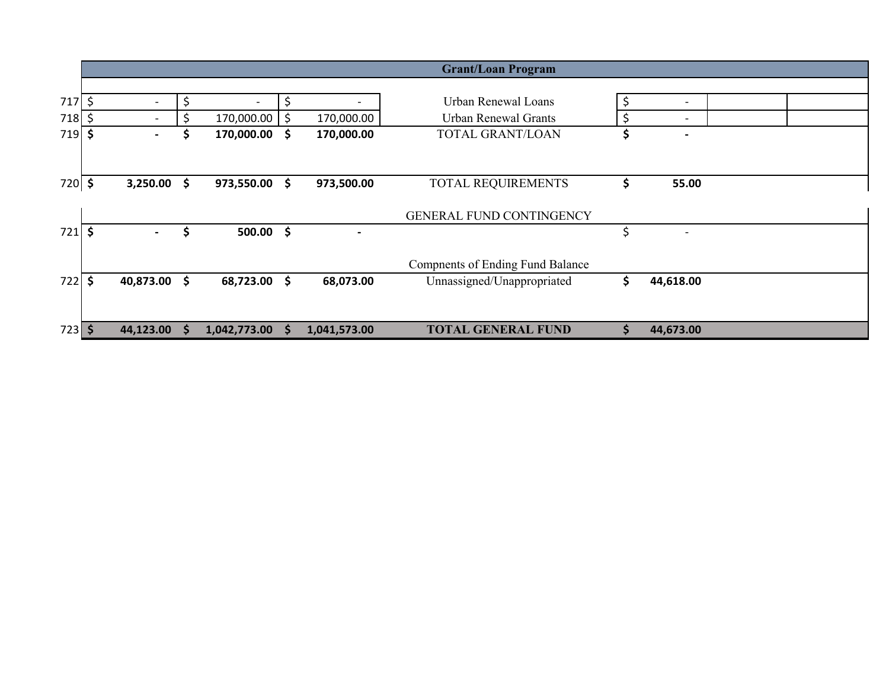| | | | | Grant/Loan Program | | | |
|---|---|---|---|---|---|---|---|
| 717 | $ - | $ - | $ - | Urban Renewal Loans | $ - | | |
| 718 | $ - | $ 170,000.00 | $ 170,000.00 | Urban Renewal Grants | $ - | | |
| 719 | **$ -** | **$ 170,000.00** | **$ 170,000.00** | TOTAL GRANT/LOAN | **$ -** | | |
| 720 | **$ 3,250.00** | **$ 973,550.00** | **$ 973,500.00** | TOTAL REQUIREMENTS | **$ 55.00** | | |
| | | | | GENERAL FUND CONTINGENCY | | | |
| 721 | **$ -** | **$ 500.00** | **$ -** | | $ - | | |
| | | | | Compnents of Ending Fund Balance | | | |
| 722 | **$ 40,873.00** | **$ 68,723.00** | **$ 68,073.00** | Unnassigned/Unappropriated | **$ 44,618.00** | | |
| 723 | **$ 44,123.00** | **$ 1,042,773.00** | **$ 1,041,573.00** | **TOTAL GENERAL FUND** | **$ 44,673.00** | | |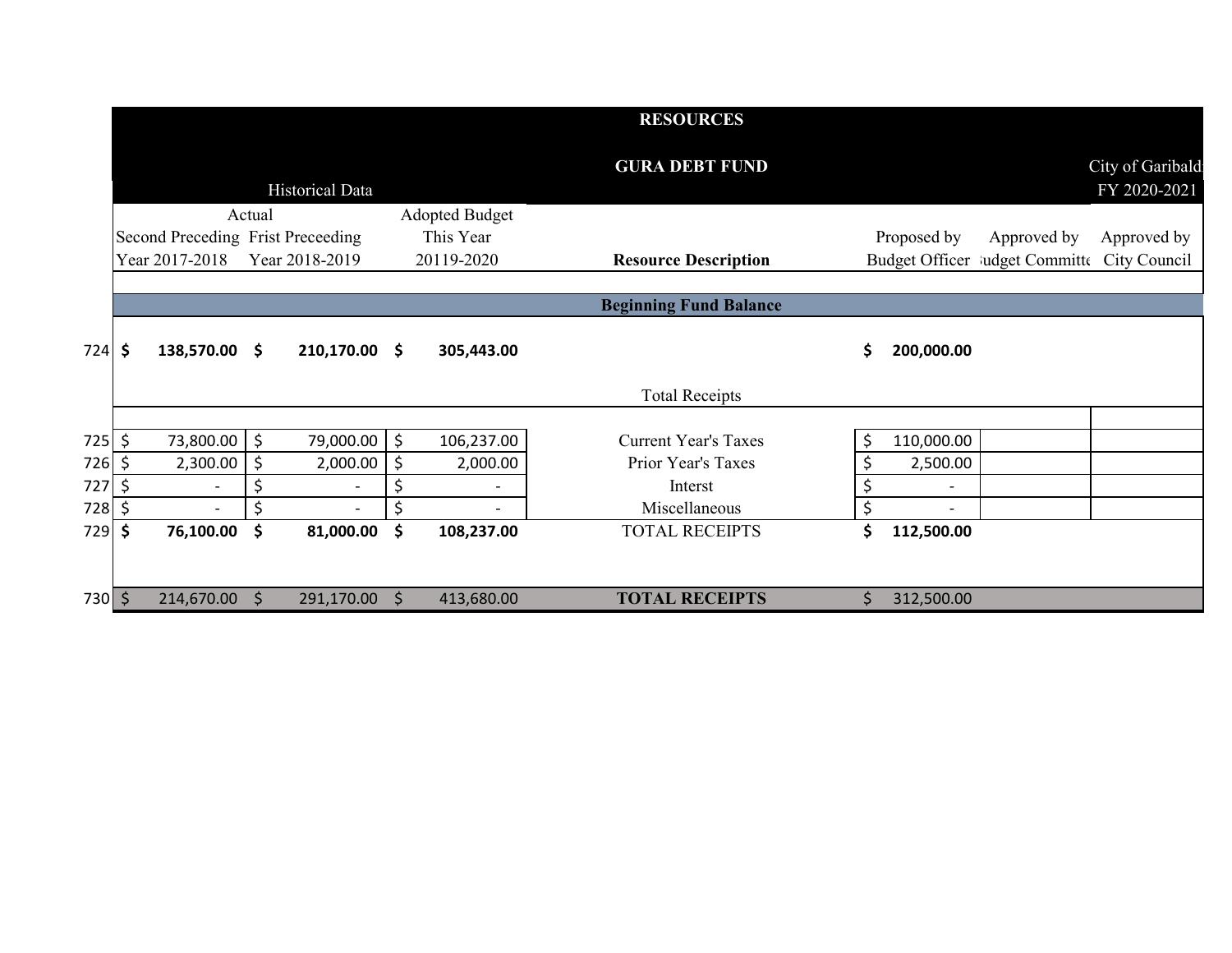# RESOURCES

## GURA DEBT FUND

City of Garibaldi
FY 2020-2021

| | Historical Data | | | | | | |
|---|---|---|---|---|---|---|---|
| | Actual | | Adopted Budget | | | | |
| | Second Preceding Year 2017-2018 | Frist Preceeding Year 2018-2019 | This Year 20119-2020 | Resource Description | Proposed by Budget Officer | Approved by Budget Committee | Approved by City Council |
| | | | | **Beginning Fund Balance** | | | |
| 724 | **$ 138,570.00** | **$ 210,170.00** | **$ 305,443.00** | | **$ 200,000.00** | | |
| | | | | Total Receipts | | | |
| 725 | $ 73,800.00 | $ 79,000.00 | $ 106,237.00 | Current Year's Taxes | $ 110,000.00 | | |
| 726 | $ 2,300.00 | $ 2,000.00 | $ 2,000.00 | Prior Year's Taxes | $ 2,500.00 | | |
| 727 | $ - | $ - | $ - | Interst | $ - | | |
| 728 | $ - | $ - | $ - | Miscellaneous | $ - | | |
| 729 | **$ 76,100.00** | **$ 81,000.00** | **$ 108,237.00** | TOTAL RECEIPTS | **$ 112,500.00** | | |
| 730 | $ 214,670.00 | $ 291,170.00 | $ 413,680.00 | **TOTAL RECEIPTS** | $ 312,500.00 | | |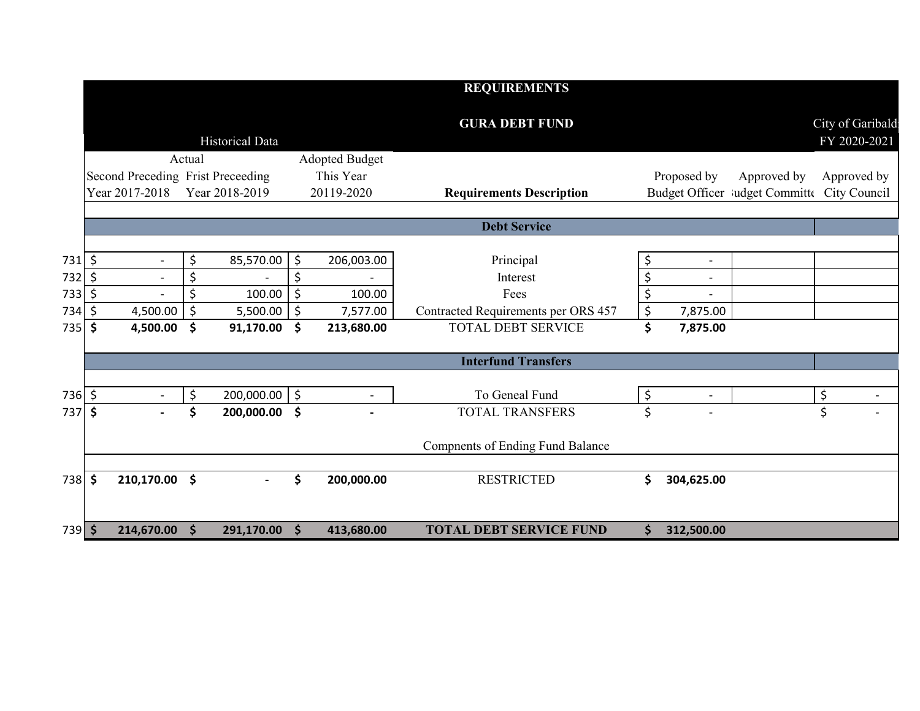# REQUIREMENTS

## GURA DEBT FUND

City of Garibaldi
FY 2020-2021

| | Historical Data Actual Second Preceding Year 2017-2018 | Frist Preceeding Year 2018-2019 | Adopted Budget This Year 20119-2020 | Requirements Description | Proposed by Budget Officer | Approved by Budget Committee | Approved by City Council |
|---|---|---|---|---|---|---|---|
| | | | | **Debt Service** | | | |
| 731 | $ - | $ 85,570.00 | $ 206,003.00 | Principal | $ - | | |
| 732 | $ - | $ - | $ - | Interest | $ - | | |
| 733 | $ - | $ 100.00 | $ 100.00 | Fees | $ - | | |
| 734 | $ 4,500.00 | $ 5,500.00 | $ 7,577.00 | Contracted Requirements per ORS 457 | $ 7,875.00 | | |
| 735 | **$ 4,500.00** | **$ 91,170.00** | **$ 213,680.00** | TOTAL DEBT SERVICE | **$ 7,875.00** | | |
| | | | | **Interfund Transfers** | | | |
| 736 | $ - | $ 200,000.00 | $ - | To Geneal Fund | $ - | | $ - |
| 737 | **$ -** | **$ 200,000.00** | **$ -** | TOTAL TRANSFERS | $ - | | $ - |
| | | | | Compnents of Ending Fund Balance | | | |
| 738 | **$ 210,170.00** | **$ -** | **$ 200,000.00** | RESTRICTED | **$ 304,625.00** | | |
| 739 | **$ 214,670.00** | **$ 291,170.00** | **$ 413,680.00** | **TOTAL DEBT SERVICE FUND** | **$ 312,500.00** | | |